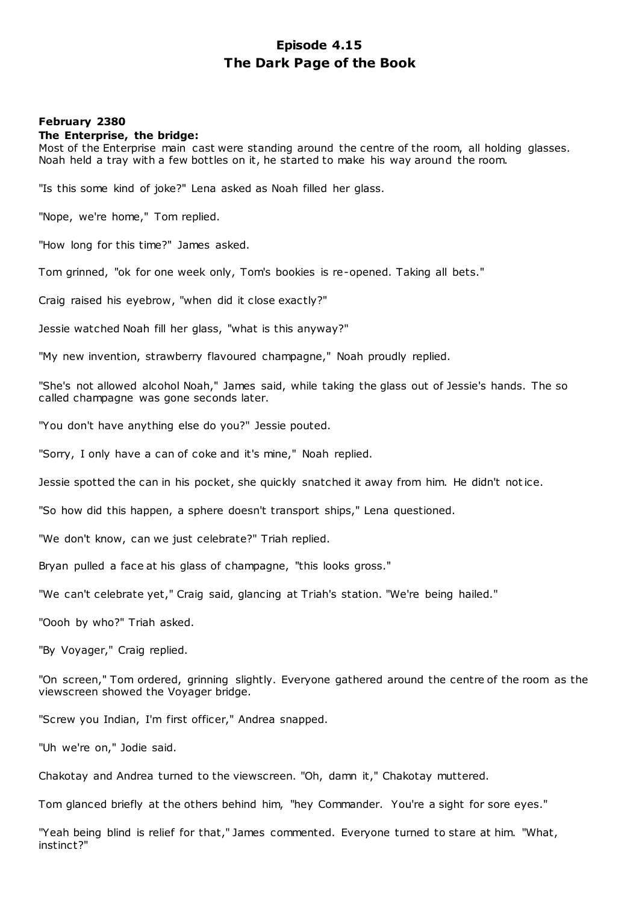# Episode 4.15
# The Dark Page of the Book

**February 2380**
**The Enterprise, the bridge:**
Most of the Enterprise main cast were standing around the centre of the room, all holding glasses. Noah held a tray with a few bottles on it, he started to make his way around the room.

"Is this some kind of joke?" Lena asked as Noah filled her glass.

"Nope, we're home," Tom replied.

"How long for this time?" James asked.

Tom grinned, "ok for one week only, Tom's bookies is re-opened. Taking all bets."

Craig raised his eyebrow, "when did it close exactly?"

Jessie watched Noah fill her glass, "what is this anyway?"

"My new invention, strawberry flavoured champagne," Noah proudly replied.

"She's not allowed alcohol Noah," James said, while taking the glass out of Jessie's hands. The so called champagne was gone seconds later.

"You don't have anything else do you?" Jessie pouted.

"Sorry, I only have a can of coke and it's mine," Noah replied.

Jessie spotted the can in his pocket, she quickly snatched it away from him. He didn't notice.

"So how did this happen, a sphere doesn't transport ships," Lena questioned.

"We don't know, can we just celebrate?" Triah replied.

Bryan pulled a face at his glass of champagne, "this looks gross."

"We can't celebrate yet," Craig said, glancing at Triah's station. "We're being hailed."

"Oooh by who?" Triah asked.

"By Voyager," Craig replied.

"On screen," Tom ordered, grinning slightly. Everyone gathered around the centre of the room as the viewscreen showed the Voyager bridge.

"Screw you Indian, I'm first officer," Andrea snapped.

"Uh we're on," Jodie said.

Chakotay and Andrea turned to the viewscreen. "Oh, damn it," Chakotay muttered.

Tom glanced briefly at the others behind him, "hey Commander. You're a sight for sore eyes."

"Yeah being blind is relief for that," James commented. Everyone turned to stare at him. "What, instinct?"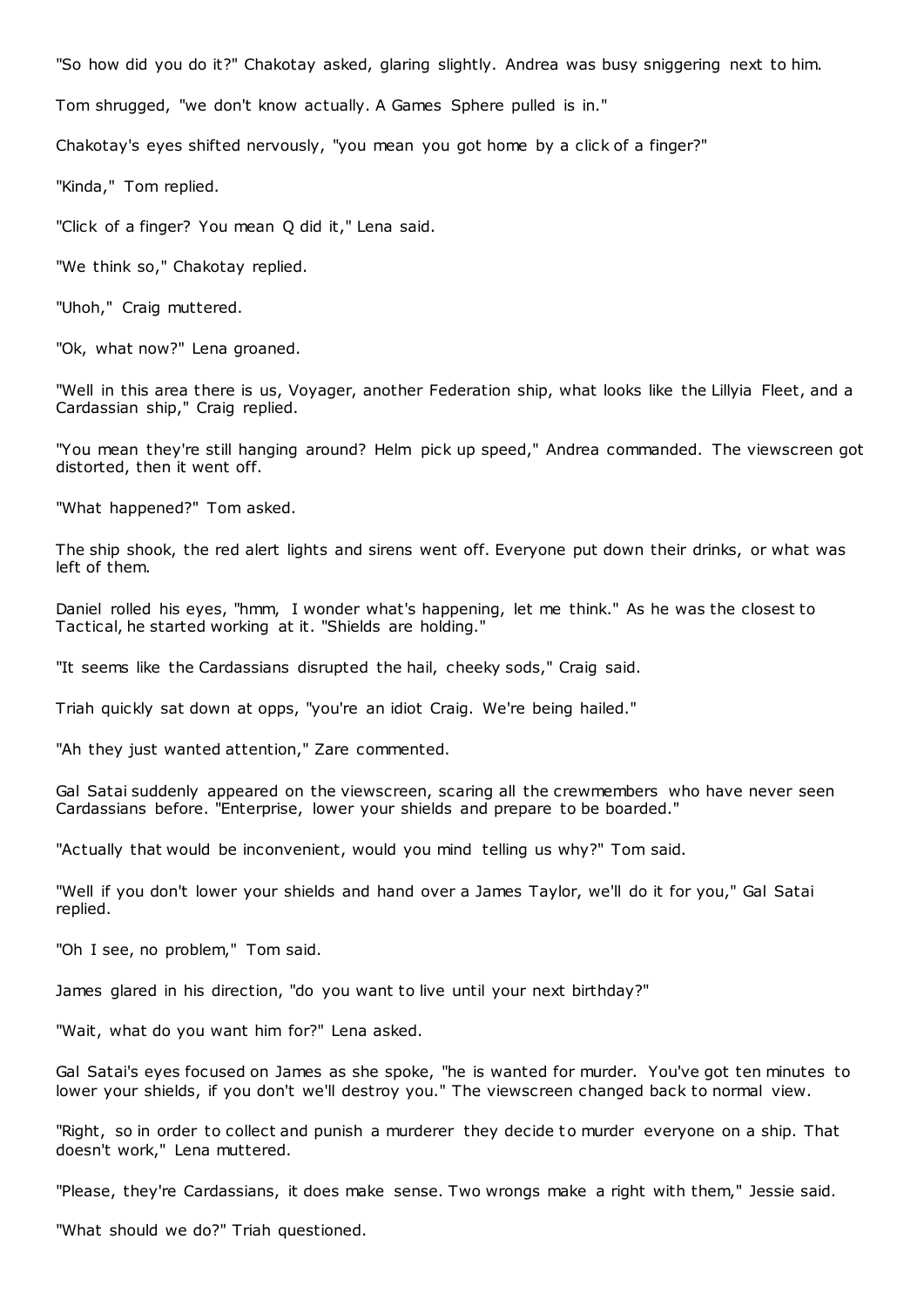"So how did you do it?" Chakotay asked, glaring slightly. Andrea was busy sniggering next to him.

Tom shrugged, "we don't know actually. A Games Sphere pulled is in."

Chakotay's eyes shifted nervously, "you mean you got home by a click of a finger?"

"Kinda," Tom replied.

"Click of a finger? You mean Q did it," Lena said.

"We think so," Chakotay replied.

"Uhoh," Craig muttered.

"Ok, what now?" Lena groaned.

"Well in this area there is us, Voyager, another Federation ship, what looks like the Lillyia Fleet, and a Cardassian ship," Craig replied.

"You mean they're still hanging around? Helm pick up speed," Andrea commanded. The viewscreen got distorted, then it went off.

"What happened?" Tom asked.

The ship shook, the red alert lights and sirens went off. Everyone put down their drinks, or what was left of them.

Daniel rolled his eyes, "hmm, I wonder what's happening, let me think." As he was the closest to Tactical, he started working at it. "Shields are holding."

"It seems like the Cardassians disrupted the hail, cheeky sods," Craig said.

Triah quickly sat down at opps, "you're an idiot Craig. We're being hailed."

"Ah they just wanted attention," Zare commented.

Gal Satai suddenly appeared on the viewscreen, scaring all the crewmembers who have never seen Cardassians before. "Enterprise, lower your shields and prepare to be boarded."

"Actually that would be inconvenient, would you mind telling us why?" Tom said.

"Well if you don't lower your shields and hand over a James Taylor, we'll do it for you," Gal Satai replied.

"Oh I see, no problem," Tom said.

James glared in his direction, "do you want to live until your next birthday?"

"Wait, what do you want him for?" Lena asked.

Gal Satai's eyes focused on James as she spoke, "he is wanted for murder. You've got ten minutes to lower your shields, if you don't we'll destroy you." The viewscreen changed back to normal view.

"Right, so in order to collect and punish a murderer they decide to murder everyone on a ship. That doesn't work," Lena muttered.

"Please, they're Cardassians, it does make sense. Two wrongs make a right with them," Jessie said.

"What should we do?" Triah questioned.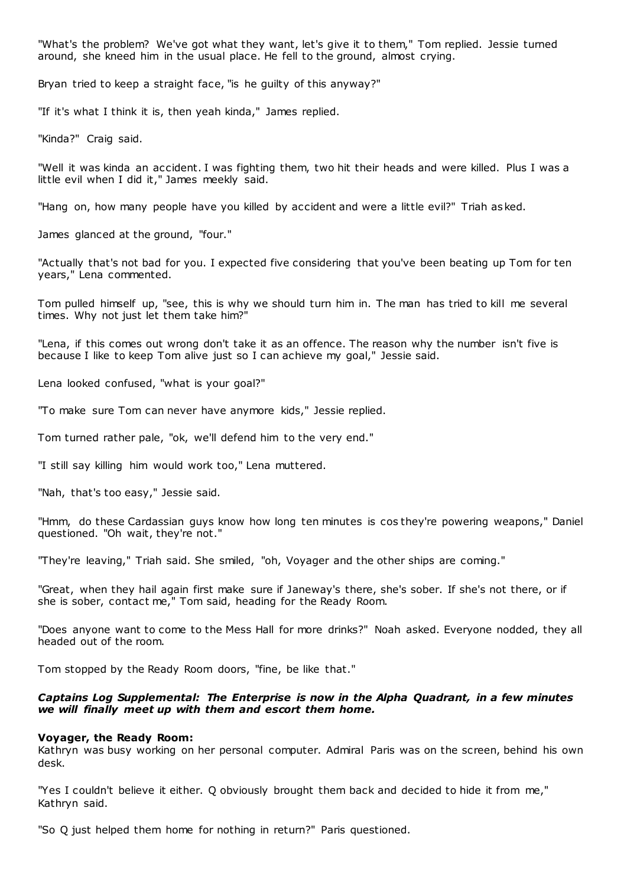"What's the problem? We've got what they want, let's give it to them," Tom replied. Jessie turned around, she kneed him in the usual place. He fell to the ground, almost crying.

Bryan tried to keep a straight face, "is he guilty of this anyway?"

"If it's what I think it is, then yeah kinda," James replied.

"Kinda?" Craig said.

"Well it was kinda an accident. I was fighting them, two hit their heads and were killed. Plus I was a little evil when I did it," James meekly said.

"Hang on, how many people have you killed by accident and were a little evil?" Triah asked.

James glanced at the ground, "four."

"Actually that's not bad for you. I expected five considering that you've been beating up Tom for ten years," Lena commented.

Tom pulled himself up, "see, this is why we should turn him in. The man has tried to kill me several times. Why not just let them take him?"

"Lena, if this comes out wrong don't take it as an offence. The reason why the number isn't five is because I like to keep Tom alive just so I can achieve my goal," Jessie said.

Lena looked confused, "what is your goal?"

"To make sure Tom can never have anymore kids," Jessie replied.

Tom turned rather pale, "ok, we'll defend him to the very end."

"I still say killing him would work too," Lena muttered.

"Nah, that's too easy," Jessie said.

"Hmm, do these Cardassian guys know how long ten minutes is cos they're powering weapons," Daniel questioned. "Oh wait, they're not."

"They're leaving," Triah said. She smiled, "oh, Voyager and the other ships are coming."

"Great, when they hail again first make sure if Janeway's there, she's sober. If she's not there, or if she is sober, contact me," Tom said, heading for the Ready Room.

"Does anyone want to come to the Mess Hall for more drinks?" Noah asked. Everyone nodded, they all headed out of the room.

Tom stopped by the Ready Room doors, "fine, be like that."

***Captains Log Supplemental: The Enterprise is now in the Alpha Quadrant, in a few minutes we will finally meet up with them and escort them home.***

**Voyager, the Ready Room:**
Kathryn was busy working on her personal computer. Admiral Paris was on the screen, behind his own desk.

"Yes I couldn't believe it either. Q obviously brought them back and decided to hide it from me," Kathryn said.

"So Q just helped them home for nothing in return?" Paris questioned.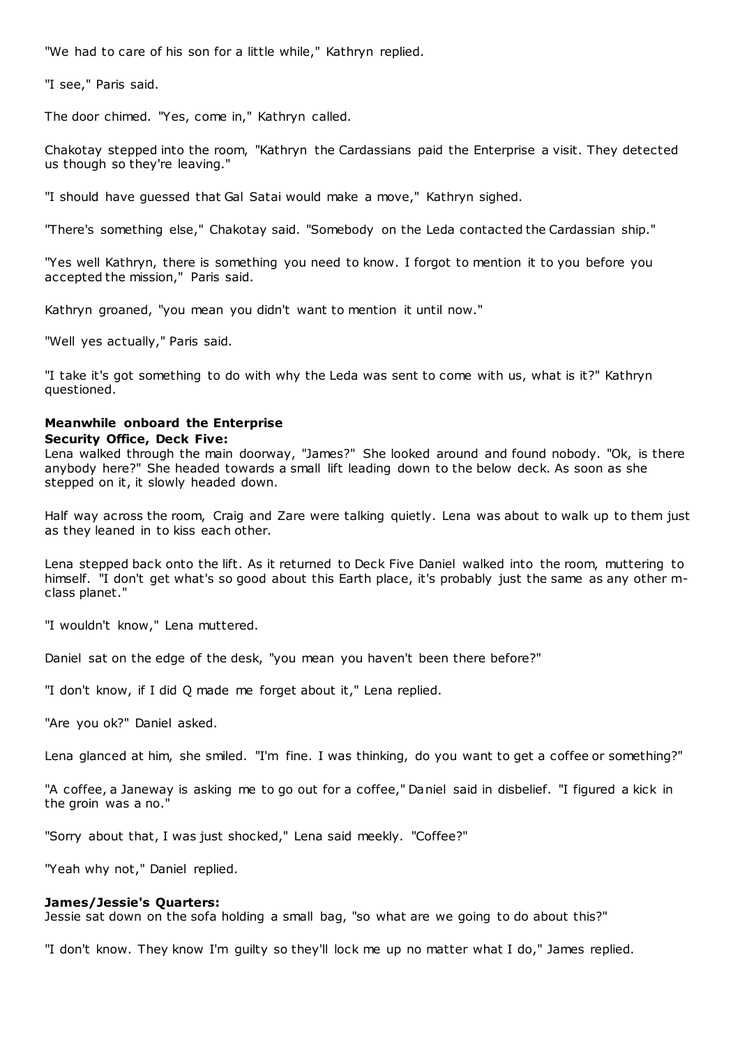"We had to care of his son for a little while," Kathryn replied.

"I see," Paris said.

The door chimed. "Yes, come in," Kathryn called.

Chakotay stepped into the room, "Kathryn the Cardassians paid the Enterprise a visit. They detected us though so they're leaving."

"I should have guessed that Gal Satai would make a move," Kathryn sighed.

"There's something else," Chakotay said. "Somebody on the Leda contacted the Cardassian ship."

"Yes well Kathryn, there is something you need to know. I forgot to mention it to you before you accepted the mission," Paris said.

Kathryn groaned, "you mean you didn't want to mention it until now."

"Well yes actually," Paris said.

"I take it's got something to do with why the Leda was sent to come with us, what is it?" Kathryn questioned.

**Meanwhile onboard the Enterprise**
**Security Office, Deck Five:**
Lena walked through the main doorway, "James?" She looked around and found nobody. "Ok, is there anybody here?" She headed towards a small lift leading down to the below deck. As soon as she stepped on it, it slowly headed down.

Half way across the room, Craig and Zare were talking quietly. Lena was about to walk up to them just as they leaned in to kiss each other.

Lena stepped back onto the lift. As it returned to Deck Five Daniel walked into the room, muttering to himself. "I don't get what's so good about this Earth place, it's probably just the same as any other m-class planet."

"I wouldn't know," Lena muttered.

Daniel sat on the edge of the desk, "you mean you haven't been there before?"

"I don't know, if I did Q made me forget about it," Lena replied.

"Are you ok?" Daniel asked.

Lena glanced at him, she smiled. "I'm fine. I was thinking, do you want to get a coffee or something?"

"A coffee, a Janeway is asking me to go out for a coffee," Daniel said in disbelief. "I figured a kick in the groin was a no."

"Sorry about that, I was just shocked," Lena said meekly. "Coffee?"

"Yeah why not," Daniel replied.

**James/Jessie's Quarters:**
Jessie sat down on the sofa holding a small bag, "so what are we going to do about this?"

"I don't know. They know I'm guilty so they'll lock me up no matter what I do," James replied.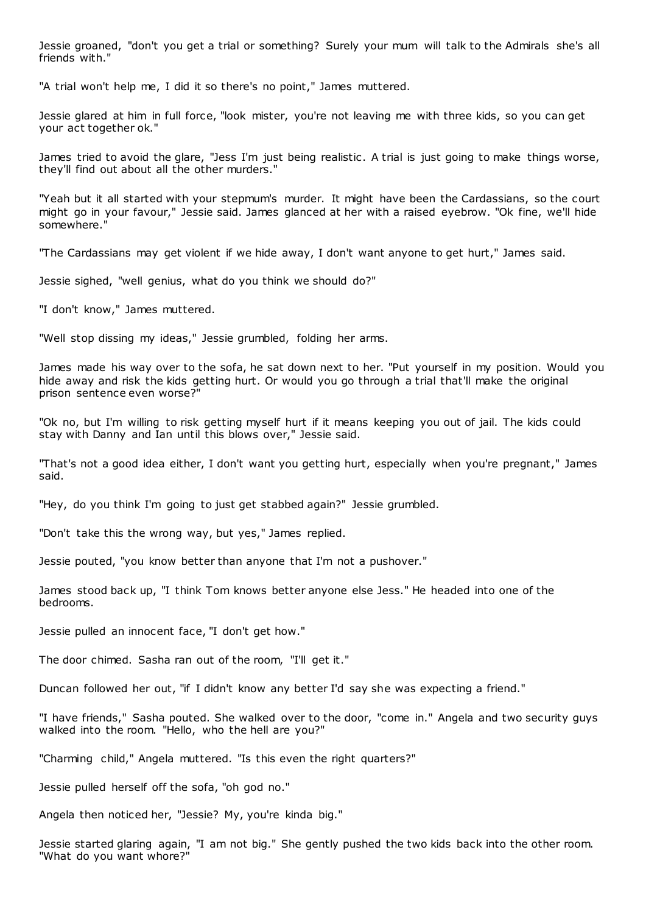Jessie groaned, "don't you get a trial or something? Surely your mum will talk to the Admirals she's all friends with."

"A trial won't help me, I did it so there's no point," James muttered.

Jessie glared at him in full force, "look mister, you're not leaving me with three kids, so you can get your act together ok."

James tried to avoid the glare, "Jess I'm just being realistic. A trial is just going to make things worse, they'll find out about all the other murders."

"Yeah but it all started with your stepmum's murder. It might have been the Cardassians, so the court might go in your favour," Jessie said. James glanced at her with a raised eyebrow. "Ok fine, we'll hide somewhere."

"The Cardassians may get violent if we hide away, I don't want anyone to get hurt," James said.

Jessie sighed, "well genius, what do you think we should do?"

"I don't know," James muttered.

"Well stop dissing my ideas," Jessie grumbled, folding her arms.

James made his way over to the sofa, he sat down next to her. "Put yourself in my position. Would you hide away and risk the kids getting hurt. Or would you go through a trial that'll make the original prison sentence even worse?"

"Ok no, but I'm willing to risk getting myself hurt if it means keeping you out of jail. The kids could stay with Danny and Ian until this blows over," Jessie said.

"That's not a good idea either, I don't want you getting hurt, especially when you're pregnant," James said.

"Hey, do you think I'm going to just get stabbed again?" Jessie grumbled.

"Don't take this the wrong way, but yes," James replied.

Jessie pouted, "you know better than anyone that I'm not a pushover."

James stood back up, "I think Tom knows better anyone else Jess." He headed into one of the bedrooms.

Jessie pulled an innocent face, "I don't get how."

The door chimed. Sasha ran out of the room, "I'll get it."

Duncan followed her out, "if I didn't know any better I'd say she was expecting a friend."

"I have friends," Sasha pouted. She walked over to the door, "come in." Angela and two security guys walked into the room. "Hello, who the hell are you?"

"Charming child," Angela muttered. "Is this even the right quarters?"

Jessie pulled herself off the sofa, "oh god no."

Angela then noticed her, "Jessie? My, you're kinda big."

Jessie started glaring again, "I am not big." She gently pushed the two kids back into the other room. "What do you want whore?"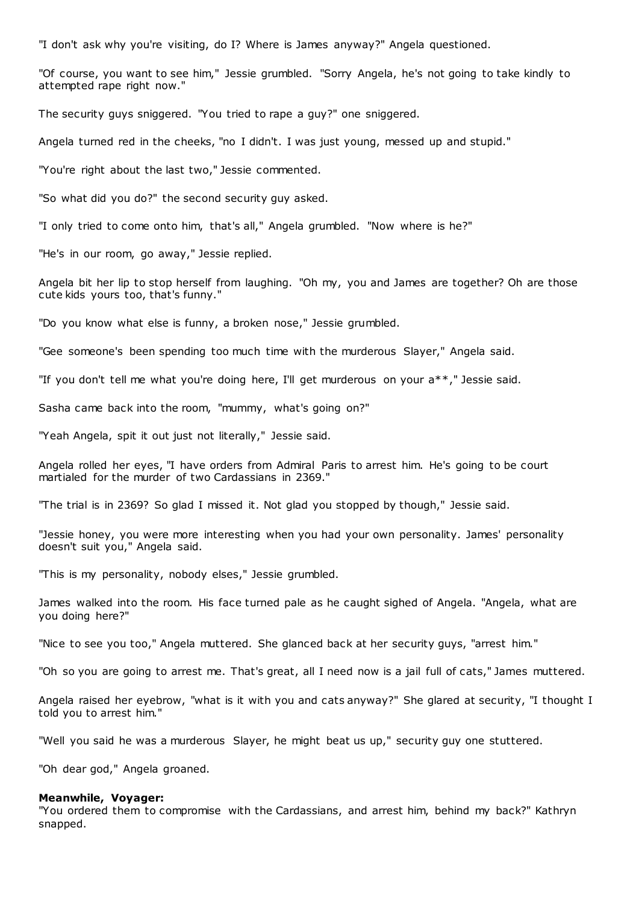"I don't ask why you're visiting, do I? Where is James anyway?" Angela questioned.

"Of course, you want to see him," Jessie grumbled. "Sorry Angela, he's not going to take kindly to attempted rape right now."

The security guys sniggered. "You tried to rape a guy?" one sniggered.

Angela turned red in the cheeks, "no I didn't. I was just young, messed up and stupid."

"You're right about the last two," Jessie commented.

"So what did you do?" the second security guy asked.

"I only tried to come onto him, that's all," Angela grumbled. "Now where is he?"

"He's in our room, go away," Jessie replied.

Angela bit her lip to stop herself from laughing. "Oh my, you and James are together? Oh are those cute kids yours too, that's funny."

"Do you know what else is funny, a broken nose," Jessie grumbled.

"Gee someone's been spending too much time with the murderous Slayer," Angela said.

"If you don't tell me what you're doing here, I'll get murderous on your a**," Jessie said.

Sasha came back into the room, "mummy, what's going on?"

"Yeah Angela, spit it out just not literally," Jessie said.

Angela rolled her eyes, "I have orders from Admiral Paris to arrest him. He's going to be court martialed for the murder of two Cardassians in 2369."

"The trial is in 2369? So glad I missed it. Not glad you stopped by though," Jessie said.

"Jessie honey, you were more interesting when you had your own personality. James' personality doesn't suit you," Angela said.

"This is my personality, nobody elses," Jessie grumbled.

James walked into the room. His face turned pale as he caught sighed of Angela. "Angela, what are you doing here?"

"Nice to see you too," Angela muttered. She glanced back at her security guys, "arrest him."

"Oh so you are going to arrest me. That's great, all I need now is a jail full of cats," James muttered.

Angela raised her eyebrow, "what is it with you and cats anyway?" She glared at security, "I thought I told you to arrest him."

"Well you said he was a murderous Slayer, he might beat us up," security guy one stuttered.

"Oh dear god," Angela groaned.

**Meanwhile, Voyager:**

"You ordered them to compromise with the Cardassians, and arrest him, behind my back?" Kathryn snapped.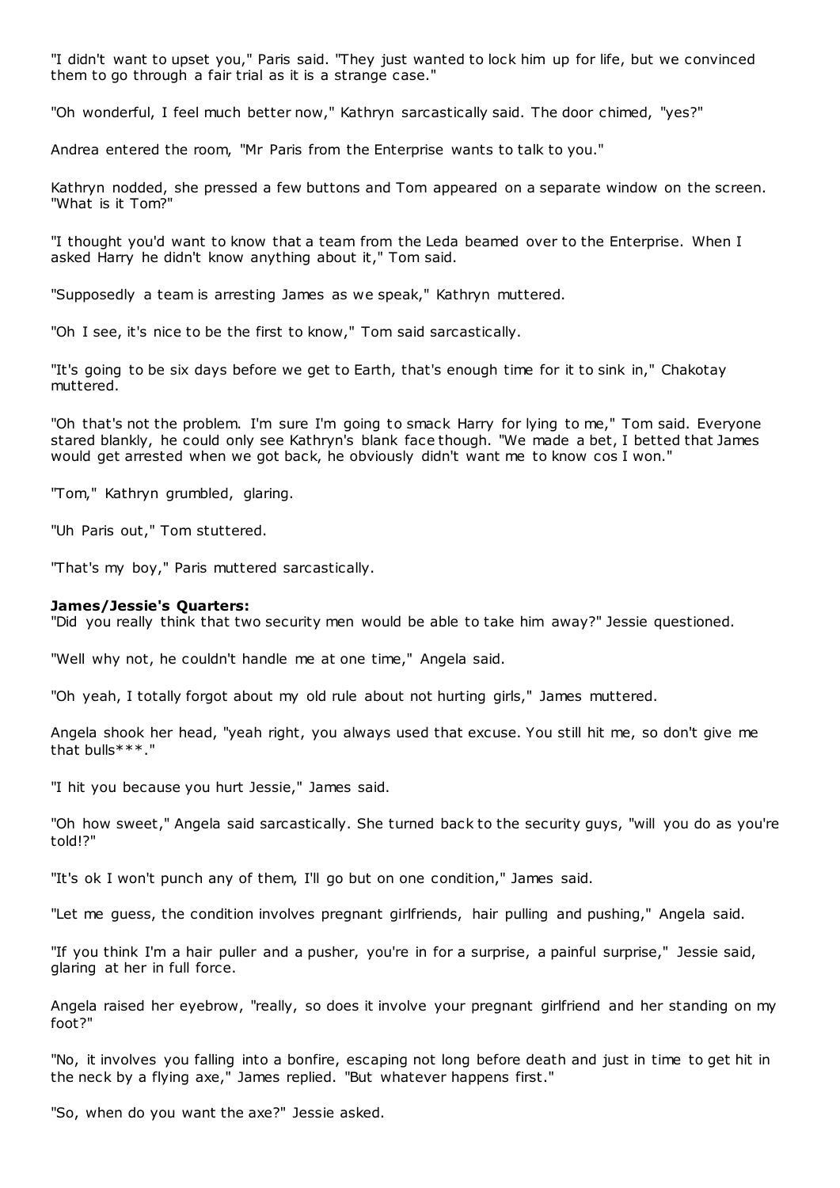"I didn't want to upset you," Paris said. "They just wanted to lock him up for life, but we convinced them to go through a fair trial as it is a strange case."

"Oh wonderful, I feel much better now," Kathryn sarcastically said. The door chimed, "yes?"

Andrea entered the room, "Mr Paris from the Enterprise wants to talk to you."

Kathryn nodded, she pressed a few buttons and Tom appeared on a separate window on the screen. "What is it Tom?"

"I thought you'd want to know that a team from the Leda beamed over to the Enterprise. When I asked Harry he didn't know anything about it," Tom said.

"Supposedly a team is arresting James as we speak," Kathryn muttered.

"Oh I see, it's nice to be the first to know," Tom said sarcastically.

"It's going to be six days before we get to Earth, that's enough time for it to sink in," Chakotay muttered.

"Oh that's not the problem. I'm sure I'm going to smack Harry for lying to me," Tom said. Everyone stared blankly, he could only see Kathryn's blank face though. "We made a bet, I betted that James would get arrested when we got back, he obviously didn't want me to know cos I won."

"Tom," Kathryn grumbled, glaring.

"Uh Paris out," Tom stuttered.

"That's my boy," Paris muttered sarcastically.

**James/Jessie's Quarters:**

"Did you really think that two security men would be able to take him away?" Jessie questioned.

"Well why not, he couldn't handle me at one time," Angela said.

"Oh yeah, I totally forgot about my old rule about not hurting girls," James muttered.

Angela shook her head, "yeah right, you always used that excuse. You still hit me, so don't give me that bulls***."

"I hit you because you hurt Jessie," James said.

"Oh how sweet," Angela said sarcastically. She turned back to the security guys, "will you do as you're told!?"

"It's ok I won't punch any of them, I'll go but on one condition," James said.

"Let me guess, the condition involves pregnant girlfriends, hair pulling and pushing," Angela said.

"If you think I'm a hair puller and a pusher, you're in for a surprise, a painful surprise," Jessie said, glaring at her in full force.

Angela raised her eyebrow, "really, so does it involve your pregnant girlfriend and her standing on my foot?"

"No, it involves you falling into a bonfire, escaping not long before death and just in time to get hit in the neck by a flying axe," James replied. "But whatever happens first."

"So, when do you want the axe?" Jessie asked.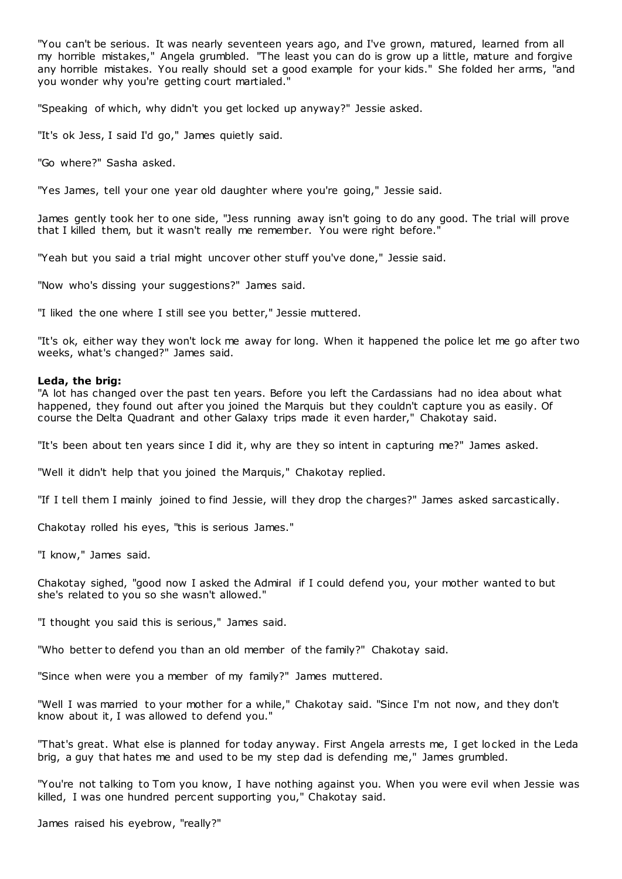"You can't be serious. It was nearly seventeen years ago, and I've grown, matured, learned from all my horrible mistakes," Angela grumbled. "The least you can do is grow up a little, mature and forgive any horrible mistakes. You really should set a good example for your kids." She folded her arms, "and you wonder why you're getting court martialed."

"Speaking of which, why didn't you get locked up anyway?" Jessie asked.

"It's ok Jess, I said I'd go," James quietly said.

"Go where?" Sasha asked.

"Yes James, tell your one year old daughter where you're going," Jessie said.

James gently took her to one side, "Jess running away isn't going to do any good. The trial will prove that I killed them, but it wasn't really me remember. You were right before."

"Yeah but you said a trial might uncover other stuff you've done," Jessie said.

"Now who's dissing your suggestions?" James said.

"I liked the one where I still see you better," Jessie muttered.

"It's ok, either way they won't lock me away for long. When it happened the police let me go after two weeks, what's changed?" James said.

**Leda, the brig:**

"A lot has changed over the past ten years. Before you left the Cardassians had no idea about what happened, they found out after you joined the Marquis but they couldn't capture you as easily. Of course the Delta Quadrant and other Galaxy trips made it even harder," Chakotay said.

"It's been about ten years since I did it, why are they so intent in capturing me?" James asked.

"Well it didn't help that you joined the Marquis," Chakotay replied.

"If I tell them I mainly joined to find Jessie, will they drop the charges?" James asked sarcastically.

Chakotay rolled his eyes, "this is serious James."

"I know," James said.

Chakotay sighed, "good now I asked the Admiral if I could defend you, your mother wanted to but she's related to you so she wasn't allowed."

"I thought you said this is serious," James said.

"Who better to defend you than an old member of the family?" Chakotay said.

"Since when were you a member of my family?" James muttered.

"Well I was married to your mother for a while," Chakotay said. "Since I'm not now, and they don't know about it, I was allowed to defend you."

"That's great. What else is planned for today anyway. First Angela arrests me, I get locked in the Leda brig, a guy that hates me and used to be my step dad is defending me," James grumbled.

"You're not talking to Tom you know, I have nothing against you. When you were evil when Jessie was killed, I was one hundred percent supporting you," Chakotay said.

James raised his eyebrow, "really?"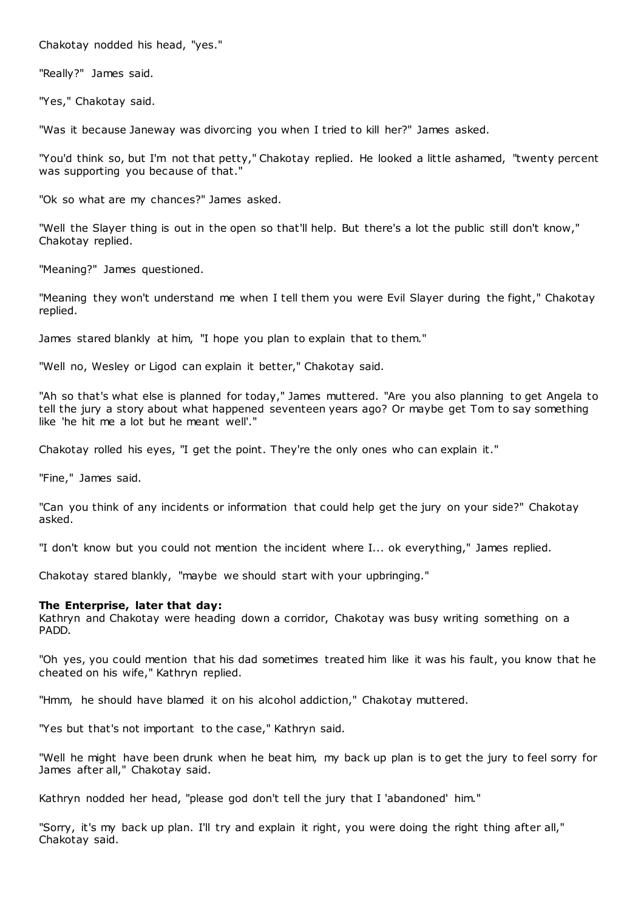Chakotay nodded his head, "yes."

"Really?" James said.

"Yes," Chakotay said.

"Was it because Janeway was divorcing you when I tried to kill her?" James asked.

"You'd think so, but I'm not that petty," Chakotay replied. He looked a little ashamed, "twenty percent was supporting you because of that."

"Ok so what are my chances?" James asked.

"Well the Slayer thing is out in the open so that'll help. But there's a lot the public still don't know," Chakotay replied.

"Meaning?" James questioned.

"Meaning they won't understand me when I tell them you were Evil Slayer during the fight," Chakotay replied.

James stared blankly at him, "I hope you plan to explain that to them."

"Well no, Wesley or Ligod can explain it better," Chakotay said.

"Ah so that's what else is planned for today," James muttered. "Are you also planning to get Angela to tell the jury a story about what happened seventeen years ago? Or maybe get Tom to say something like 'he hit me a lot but he meant well'."

Chakotay rolled his eyes, "I get the point. They're the only ones who can explain it."

"Fine," James said.

"Can you think of any incidents or information that could help get the jury on your side?" Chakotay asked.

"I don't know but you could not mention the incident where I... ok everything," James replied.

Chakotay stared blankly, "maybe we should start with your upbringing."

**The Enterprise, later that day:**
Kathryn and Chakotay were heading down a corridor, Chakotay was busy writing something on a PADD.

"Oh yes, you could mention that his dad sometimes treated him like it was his fault, you know that he cheated on his wife," Kathryn replied.

"Hmm, he should have blamed it on his alcohol addiction," Chakotay muttered.

"Yes but that's not important to the case," Kathryn said.

"Well he might have been drunk when he beat him, my back up plan is to get the jury to feel sorry for James after all," Chakotay said.

Kathryn nodded her head, "please god don't tell the jury that I 'abandoned' him."

"Sorry, it's my back up plan. I'll try and explain it right, you were doing the right thing after all," Chakotay said.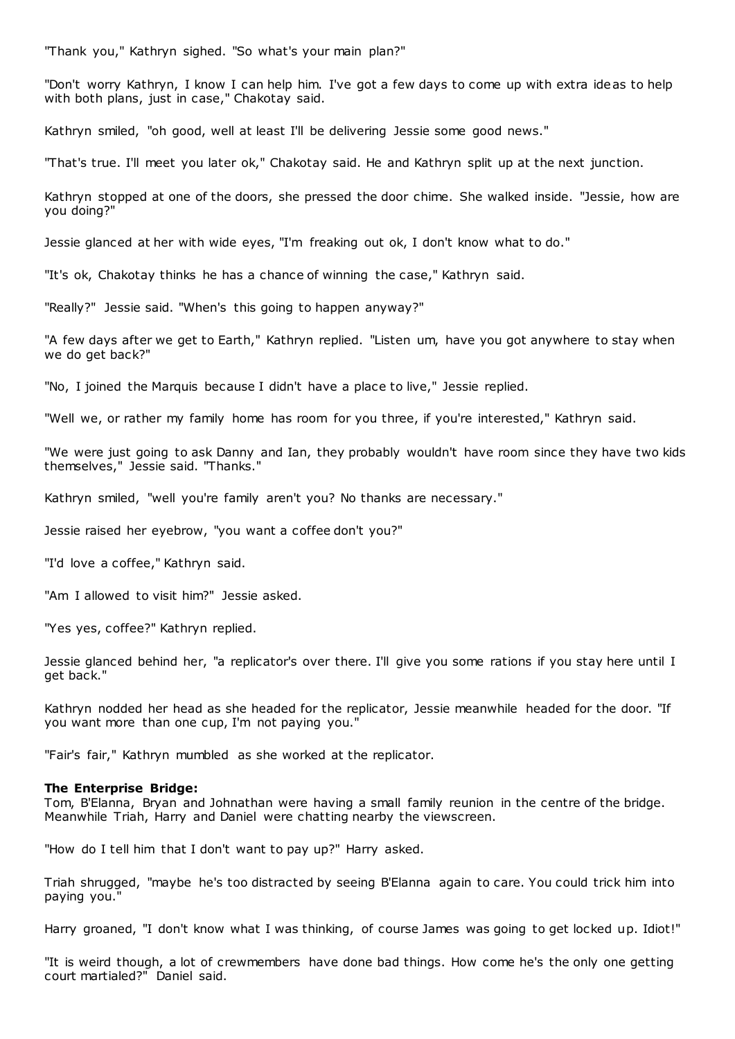"Thank you," Kathryn sighed. "So what's your main plan?"

"Don't worry Kathryn, I know I can help him. I've got a few days to come up with extra ideas to help with both plans, just in case," Chakotay said.

Kathryn smiled, "oh good, well at least I'll be delivering Jessie some good news."

"That's true. I'll meet you later ok," Chakotay said. He and Kathryn split up at the next junction.

Kathryn stopped at one of the doors, she pressed the door chime. She walked inside. "Jessie, how are you doing?"

Jessie glanced at her with wide eyes, "I'm freaking out ok, I don't know what to do."

"It's ok, Chakotay thinks he has a chance of winning the case," Kathryn said.

"Really?" Jessie said. "When's this going to happen anyway?"

"A few days after we get to Earth," Kathryn replied. "Listen um, have you got anywhere to stay when we do get back?"

"No, I joined the Marquis because I didn't have a place to live," Jessie replied.

"Well we, or rather my family home has room for you three, if you're interested," Kathryn said.

"We were just going to ask Danny and Ian, they probably wouldn't have room since they have two kids themselves," Jessie said. "Thanks."

Kathryn smiled, "well you're family aren't you? No thanks are necessary."

Jessie raised her eyebrow, "you want a coffee don't you?"

"I'd love a coffee," Kathryn said.

"Am I allowed to visit him?" Jessie asked.

"Yes yes, coffee?" Kathryn replied.

Jessie glanced behind her, "a replicator's over there. I'll give you some rations if you stay here until I get back."

Kathryn nodded her head as she headed for the replicator, Jessie meanwhile headed for the door. "If you want more than one cup, I'm not paying you."

"Fair's fair," Kathryn mumbled as she worked at the replicator.

**The Enterprise Bridge:**
Tom, B'Elanna, Bryan and Johnathan were having a small family reunion in the centre of the bridge. Meanwhile Triah, Harry and Daniel were chatting nearby the viewscreen.

"How do I tell him that I don't want to pay up?" Harry asked.

Triah shrugged, "maybe he's too distracted by seeing B'Elanna again to care. You could trick him into paying you."

Harry groaned, "I don't know what I was thinking, of course James was going to get locked up. Idiot!"

"It is weird though, a lot of crewmembers have done bad things. How come he's the only one getting court martialed?" Daniel said.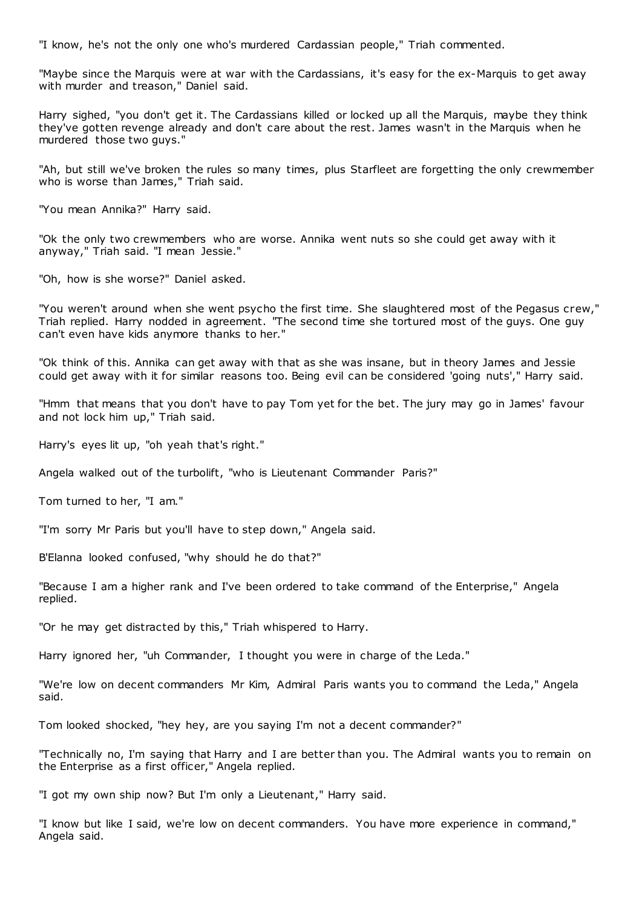"I know, he's not the only one who's murdered Cardassian people," Triah commented.

"Maybe since the Marquis were at war with the Cardassians, it's easy for the ex-Marquis to get away with murder and treason," Daniel said.

Harry sighed, "you don't get it. The Cardassians killed or locked up all the Marquis, maybe they think they've gotten revenge already and don't care about the rest. James wasn't in the Marquis when he murdered those two guys."

"Ah, but still we've broken the rules so many times, plus Starfleet are forgetting the only crewmember who is worse than James," Triah said.

"You mean Annika?" Harry said.

"Ok the only two crewmembers who are worse. Annika went nuts so she could get away with it anyway," Triah said. "I mean Jessie."

"Oh, how is she worse?" Daniel asked.

"You weren't around when she went psycho the first time. She slaughtered most of the Pegasus crew," Triah replied. Harry nodded in agreement. "The second time she tortured most of the guys. One guy can't even have kids anymore thanks to her."

"Ok think of this. Annika can get away with that as she was insane, but in theory James and Jessie could get away with it for similar reasons too. Being evil can be considered 'going nuts'," Harry said.

"Hmm that means that you don't have to pay Tom yet for the bet. The jury may go in James' favour and not lock him up," Triah said.

Harry's eyes lit up, "oh yeah that's right."

Angela walked out of the turbolift, "who is Lieutenant Commander Paris?"

Tom turned to her, "I am."

"I'm sorry Mr Paris but you'll have to step down," Angela said.

B'Elanna looked confused, "why should he do that?"

"Because I am a higher rank and I've been ordered to take command of the Enterprise," Angela replied.

"Or he may get distracted by this," Triah whispered to Harry.

Harry ignored her, "uh Commander, I thought you were in charge of the Leda."

"We're low on decent commanders Mr Kim, Admiral Paris wants you to command the Leda," Angela said.

Tom looked shocked, "hey hey, are you saying I'm not a decent commander?"

"Technically no, I'm saying that Harry and I are better than you. The Admiral wants you to remain on the Enterprise as a first officer," Angela replied.

"I got my own ship now? But I'm only a Lieutenant," Harry said.

"I know but like I said, we're low on decent commanders. You have more experience in command," Angela said.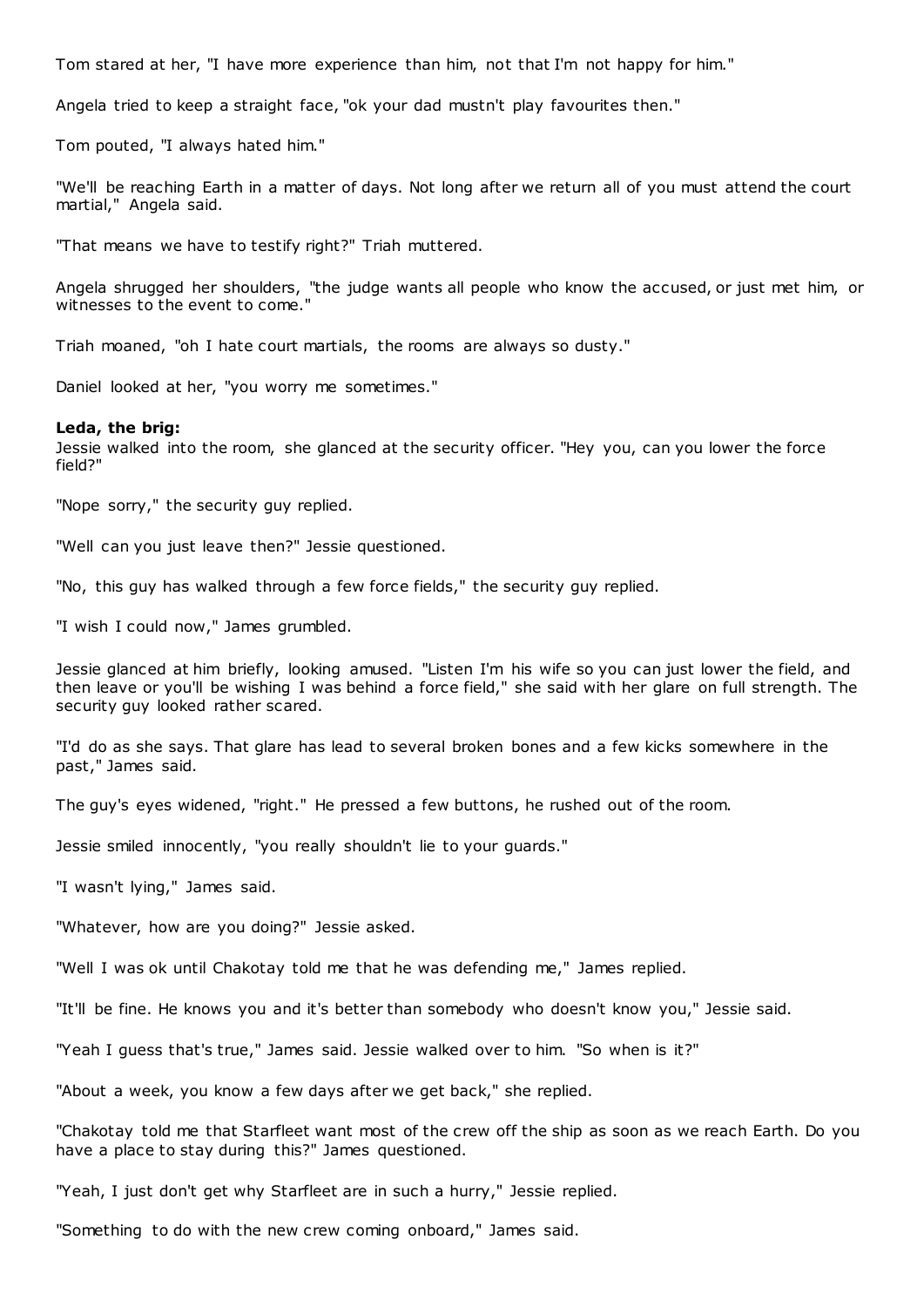Tom stared at her, "I have more experience than him, not that I'm not happy for him."

Angela tried to keep a straight face, "ok your dad mustn't play favourites then."

Tom pouted, "I always hated him."

"We'll be reaching Earth in a matter of days. Not long after we return all of you must attend the court martial," Angela said.

"That means we have to testify right?" Triah muttered.

Angela shrugged her shoulders, "the judge wants all people who know the accused, or just met him, or witnesses to the event to come."

Triah moaned, "oh I hate court martials, the rooms are always so dusty."

Daniel looked at her, "you worry me sometimes."

**Leda, the brig:**
Jessie walked into the room, she glanced at the security officer. "Hey you, can you lower the force field?"

"Nope sorry," the security guy replied.

"Well can you just leave then?" Jessie questioned.

"No, this guy has walked through a few force fields," the security guy replied.

"I wish I could now," James grumbled.

Jessie glanced at him briefly, looking amused. "Listen I'm his wife so you can just lower the field, and then leave or you'll be wishing I was behind a force field," she said with her glare on full strength. The security guy looked rather scared.

"I'd do as she says. That glare has lead to several broken bones and a few kicks somewhere in the past," James said.

The guy's eyes widened, "right." He pressed a few buttons, he rushed out of the room.

Jessie smiled innocently, "you really shouldn't lie to your guards."

"I wasn't lying," James said.

"Whatever, how are you doing?" Jessie asked.

"Well I was ok until Chakotay told me that he was defending me," James replied.

"It'll be fine. He knows you and it's better than somebody who doesn't know you," Jessie said.

"Yeah I guess that's true," James said. Jessie walked over to him. "So when is it?"

"About a week, you know a few days after we get back," she replied.

"Chakotay told me that Starfleet want most of the crew off the ship as soon as we reach Earth. Do you have a place to stay during this?" James questioned.

"Yeah, I just don't get why Starfleet are in such a hurry," Jessie replied.

"Something to do with the new crew coming onboard," James said.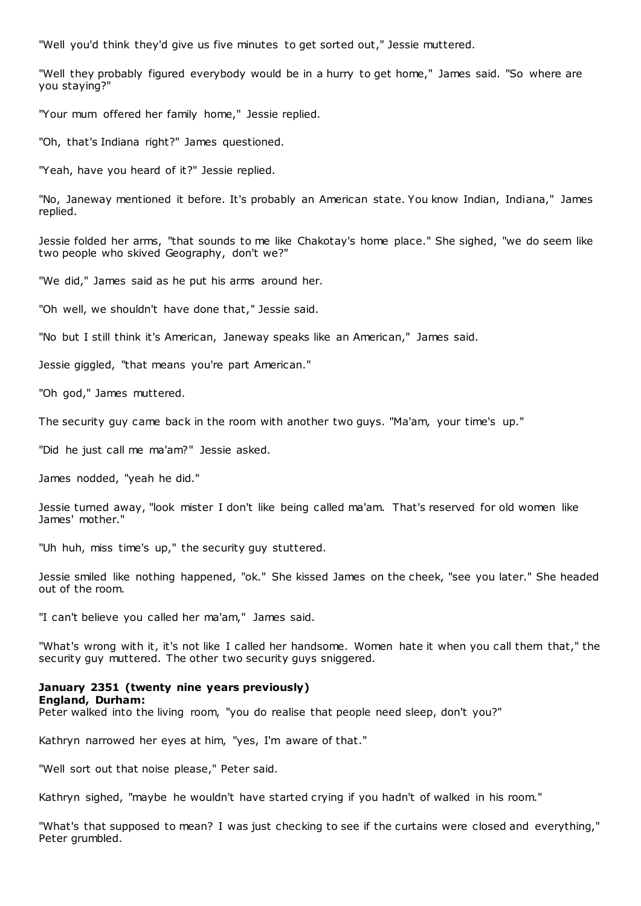"Well you'd think they'd give us five minutes to get sorted out," Jessie muttered.

"Well they probably figured everybody would be in a hurry to get home," James said. "So where are you staying?"

"Your mum offered her family home," Jessie replied.

"Oh, that's Indiana right?" James questioned.

"Yeah, have you heard of it?" Jessie replied.

"No, Janeway mentioned it before. It's probably an American state. You know Indian, Indiana," James replied.

Jessie folded her arms, "that sounds to me like Chakotay's home place." She sighed, "we do seem like two people who skived Geography, don't we?"

"We did," James said as he put his arms around her.

"Oh well, we shouldn't have done that," Jessie said.

"No but I still think it's American, Janeway speaks like an American," James said.

Jessie giggled, "that means you're part American."

"Oh god," James muttered.

The security guy came back in the room with another two guys. "Ma'am, your time's up."

"Did he just call me ma'am?" Jessie asked.

James nodded, "yeah he did."

Jessie turned away, "look mister I don't like being called ma'am. That's reserved for old women like James' mother."

"Uh huh, miss time's up," the security guy stuttered.

Jessie smiled like nothing happened, "ok." She kissed James on the cheek, "see you later." She headed out of the room.

"I can't believe you called her ma'am," James said.

"What's wrong with it, it's not like I called her handsome. Women hate it when you call them that," the security guy muttered. The other two security guys sniggered.

**January 2351 (twenty nine years previously)**
**England, Durham:**
Peter walked into the living room, "you do realise that people need sleep, don't you?"

Kathryn narrowed her eyes at him, "yes, I'm aware of that."

"Well sort out that noise please," Peter said.

Kathryn sighed, "maybe he wouldn't have started crying if you hadn't of walked in his room."

"What's that supposed to mean? I was just checking to see if the curtains were closed and everything," Peter grumbled.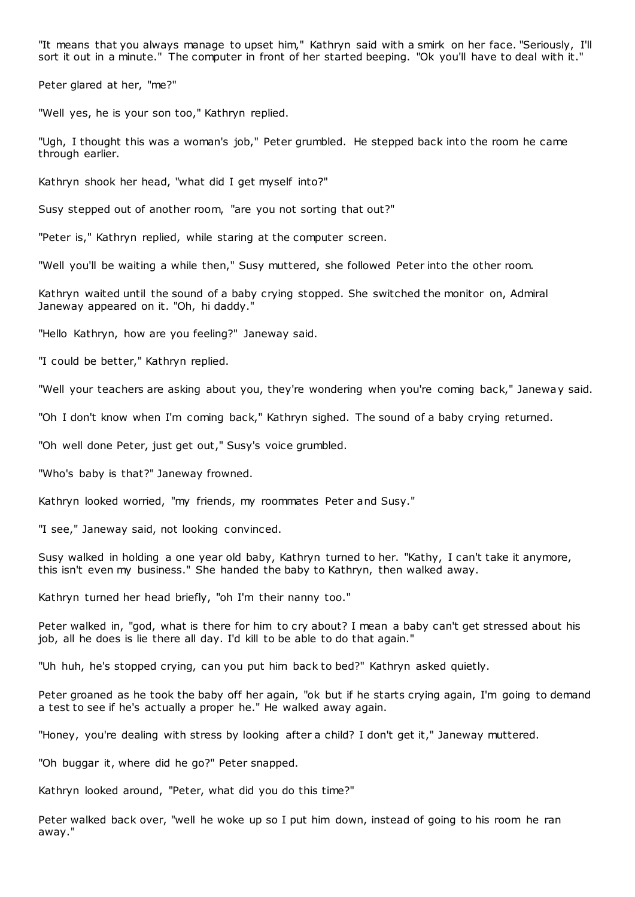"It means that you always manage to upset him," Kathryn said with a smirk on her face. "Seriously, I'll sort it out in a minute." The computer in front of her started beeping. "Ok you'll have to deal with it."

Peter glared at her, "me?"

"Well yes, he is your son too," Kathryn replied.

"Ugh, I thought this was a woman's job," Peter grumbled. He stepped back into the room he came through earlier.

Kathryn shook her head, "what did I get myself into?"

Susy stepped out of another room, "are you not sorting that out?"

"Peter is," Kathryn replied, while staring at the computer screen.

"Well you'll be waiting a while then," Susy muttered, she followed Peter into the other room.

Kathryn waited until the sound of a baby crying stopped. She switched the monitor on, Admiral Janeway appeared on it. "Oh, hi daddy."

"Hello Kathryn, how are you feeling?" Janeway said.

"I could be better," Kathryn replied.

"Well your teachers are asking about you, they're wondering when you're coming back," Janeway said.

"Oh I don't know when I'm coming back," Kathryn sighed. The sound of a baby crying returned.

"Oh well done Peter, just get out," Susy's voice grumbled.

"Who's baby is that?" Janeway frowned.

Kathryn looked worried, "my friends, my roommates Peter and Susy."

"I see," Janeway said, not looking convinced.

Susy walked in holding a one year old baby, Kathryn turned to her. "Kathy, I can't take it anymore, this isn't even my business." She handed the baby to Kathryn, then walked away.

Kathryn turned her head briefly, "oh I'm their nanny too."

Peter walked in, "god, what is there for him to cry about? I mean a baby can't get stressed about his job, all he does is lie there all day. I'd kill to be able to do that again."

"Uh huh, he's stopped crying, can you put him back to bed?" Kathryn asked quietly.

Peter groaned as he took the baby off her again, "ok but if he starts crying again, I'm going to demand a test to see if he's actually a proper he." He walked away again.

"Honey, you're dealing with stress by looking after a child? I don't get it," Janeway muttered.

"Oh buggar it, where did he go?" Peter snapped.

Kathryn looked around, "Peter, what did you do this time?"

Peter walked back over, "well he woke up so I put him down, instead of going to his room he ran away."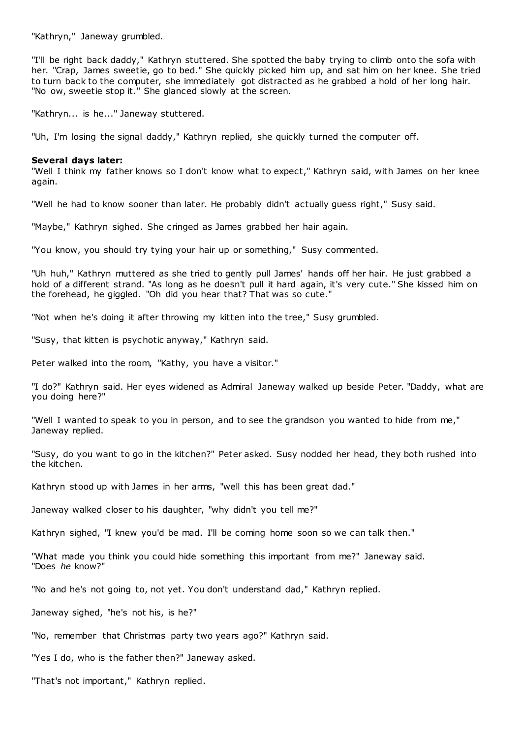"Kathryn," Janeway grumbled.

"I'll be right back daddy," Kathryn stuttered. She spotted the baby trying to climb onto the sofa with her. "Crap, James sweetie, go to bed." She quickly picked him up, and sat him on her knee. She tried to turn back to the computer, she immediately got distracted as he grabbed a hold of her long hair. "No ow, sweetie stop it." She glanced slowly at the screen.

"Kathryn... is he..." Janeway stuttered.

"Uh, I'm losing the signal daddy," Kathryn replied, she quickly turned the computer off.

**Several days later:**

"Well I think my father knows so I don't know what to expect," Kathryn said, with James on her knee again.

"Well he had to know sooner than later. He probably didn't actually guess right," Susy said.

"Maybe," Kathryn sighed. She cringed as James grabbed her hair again.

"You know, you should try tying your hair up or something," Susy commented.

"Uh huh," Kathryn muttered as she tried to gently pull James' hands off her hair. He just grabbed a hold of a different strand. "As long as he doesn't pull it hard again, it's very cute." She kissed him on the forehead, he giggled. "Oh did you hear that? That was so cute."

"Not when he's doing it after throwing my kitten into the tree," Susy grumbled.

"Susy, that kitten is psychotic anyway," Kathryn said.

Peter walked into the room, "Kathy, you have a visitor."

"I do?" Kathryn said. Her eyes widened as Admiral Janeway walked up beside Peter. "Daddy, what are you doing here?"

"Well I wanted to speak to you in person, and to see the grandson you wanted to hide from me," Janeway replied.

"Susy, do you want to go in the kitchen?" Peter asked. Susy nodded her head, they both rushed into the kitchen.

Kathryn stood up with James in her arms, "well this has been great dad."

Janeway walked closer to his daughter, "why didn't you tell me?"

Kathryn sighed, "I knew you'd be mad. I'll be coming home soon so we can talk then."

"What made you think you could hide something this important from me?" Janeway said. "Does *he* know?"

"No and he's not going to, not yet. You don't understand dad," Kathryn replied.

Janeway sighed, "he's not his, is he?"

"No, remember that Christmas party two years ago?" Kathryn said.

"Yes I do, who is the father then?" Janeway asked.

"That's not important," Kathryn replied.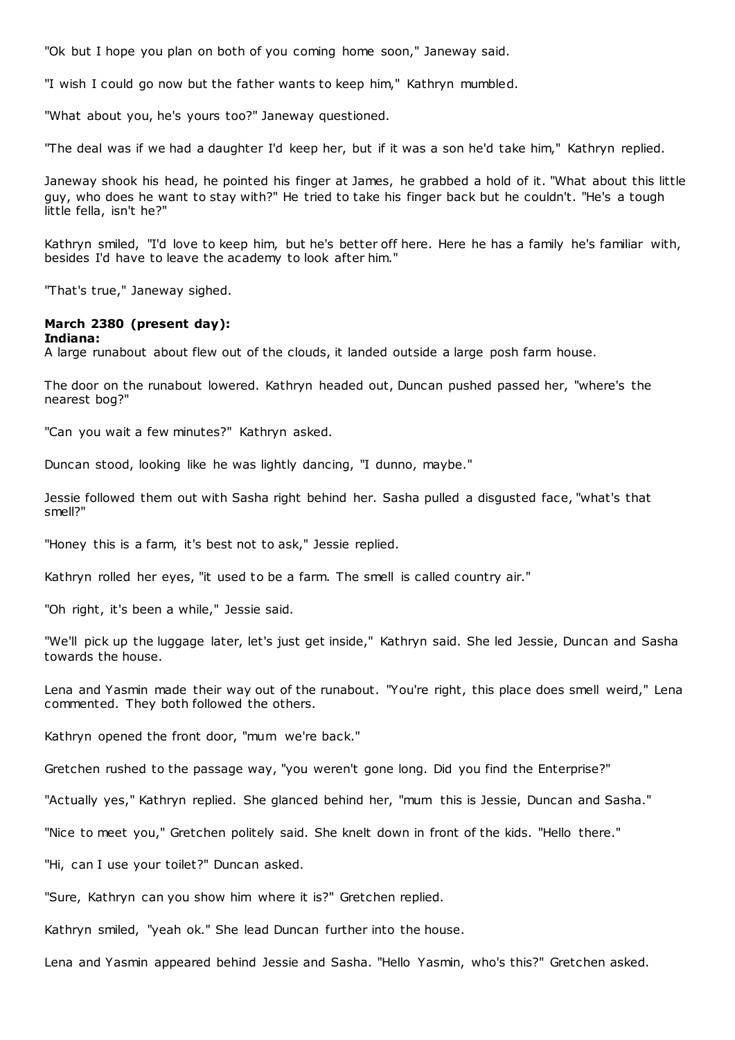"Ok but I hope you plan on both of you coming home soon," Janeway said.

"I wish I could go now but the father wants to keep him," Kathryn mumbled.

"What about you, he's yours too?" Janeway questioned.

"The deal was if we had a daughter I'd keep her, but if it was a son he'd take him," Kathryn replied.

Janeway shook his head, he pointed his finger at James, he grabbed a hold of it. "What about this little guy, who does he want to stay with?" He tried to take his finger back but he couldn't. "He's a tough little fella, isn't he?"

Kathryn smiled, "I'd love to keep him, but he's better off here. Here he has a family he's familiar with, besides I'd have to leave the academy to look after him."

"That's true," Janeway sighed.

**March 2380 (present day):**
**Indiana:**
A large runabout about flew out of the clouds, it landed outside a large posh farm house.

The door on the runabout lowered. Kathryn headed out, Duncan pushed passed her, "where's the nearest bog?"

"Can you wait a few minutes?" Kathryn asked.

Duncan stood, looking like he was lightly dancing, "I dunno, maybe."

Jessie followed them out with Sasha right behind her. Sasha pulled a disgusted face, "what's that smell?"

"Honey this is a farm, it's best not to ask," Jessie replied.

Kathryn rolled her eyes, "it used to be a farm. The smell is called country air."

"Oh right, it's been a while," Jessie said.

"We'll pick up the luggage later, let's just get inside," Kathryn said. She led Jessie, Duncan and Sasha towards the house.

Lena and Yasmin made their way out of the runabout. "You're right, this place does smell weird," Lena commented. They both followed the others.

Kathryn opened the front door, "mum we're back."

Gretchen rushed to the passage way, "you weren't gone long. Did you find the Enterprise?"

"Actually yes," Kathryn replied. She glanced behind her, "mum this is Jessie, Duncan and Sasha."

"Nice to meet you," Gretchen politely said. She knelt down in front of the kids. "Hello there."

"Hi, can I use your toilet?" Duncan asked.

"Sure, Kathryn can you show him where it is?" Gretchen replied.

Kathryn smiled, "yeah ok." She lead Duncan further into the house.

Lena and Yasmin appeared behind Jessie and Sasha. "Hello Yasmin, who's this?" Gretchen asked.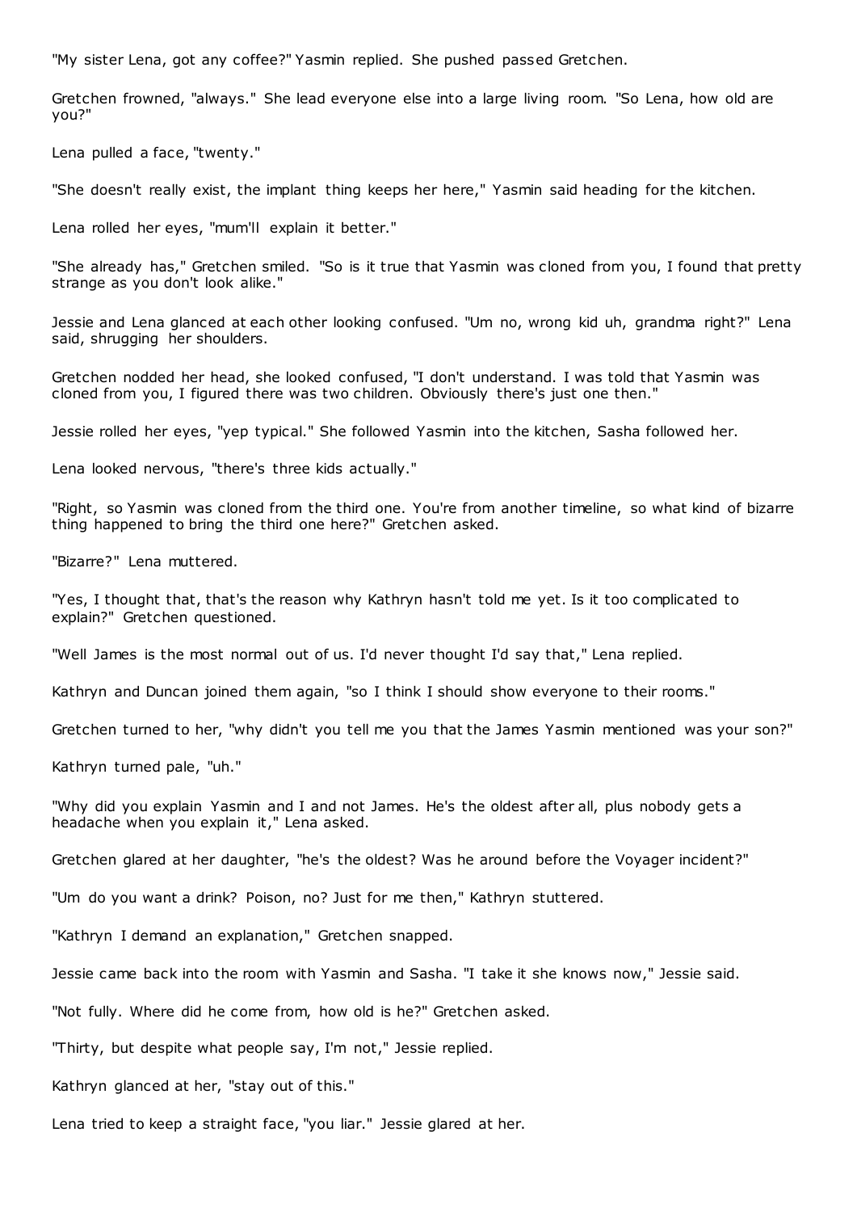"My sister Lena, got any coffee?" Yasmin replied. She pushed passed Gretchen.

Gretchen frowned, "always." She lead everyone else into a large living room. "So Lena, how old are you?"

Lena pulled a face, "twenty."

"She doesn't really exist, the implant thing keeps her here," Yasmin said heading for the kitchen.

Lena rolled her eyes, "mum'll explain it better."

"She already has," Gretchen smiled. "So is it true that Yasmin was cloned from you, I found that pretty strange as you don't look alike."

Jessie and Lena glanced at each other looking confused. "Um no, wrong kid uh, grandma right?" Lena said, shrugging her shoulders.

Gretchen nodded her head, she looked confused, "I don't understand. I was told that Yasmin was cloned from you, I figured there was two children. Obviously there's just one then."

Jessie rolled her eyes, "yep typical." She followed Yasmin into the kitchen, Sasha followed her.

Lena looked nervous, "there's three kids actually."

"Right, so Yasmin was cloned from the third one. You're from another timeline, so what kind of bizarre thing happened to bring the third one here?" Gretchen asked.

"Bizarre?" Lena muttered.

"Yes, I thought that, that's the reason why Kathryn hasn't told me yet. Is it too complicated to explain?" Gretchen questioned.

"Well James is the most normal out of us. I'd never thought I'd say that," Lena replied.

Kathryn and Duncan joined them again, "so I think I should show everyone to their rooms."

Gretchen turned to her, "why didn't you tell me you that the James Yasmin mentioned was your son?"

Kathryn turned pale, "uh."

"Why did you explain Yasmin and I and not James. He's the oldest after all, plus nobody gets a headache when you explain it," Lena asked.

Gretchen glared at her daughter, "he's the oldest? Was he around before the Voyager incident?"

"Um do you want a drink? Poison, no? Just for me then," Kathryn stuttered.

"Kathryn I demand an explanation," Gretchen snapped.

Jessie came back into the room with Yasmin and Sasha. "I take it she knows now," Jessie said.

"Not fully. Where did he come from, how old is he?" Gretchen asked.

"Thirty, but despite what people say, I'm not," Jessie replied.

Kathryn glanced at her, "stay out of this."

Lena tried to keep a straight face, "you liar." Jessie glared at her.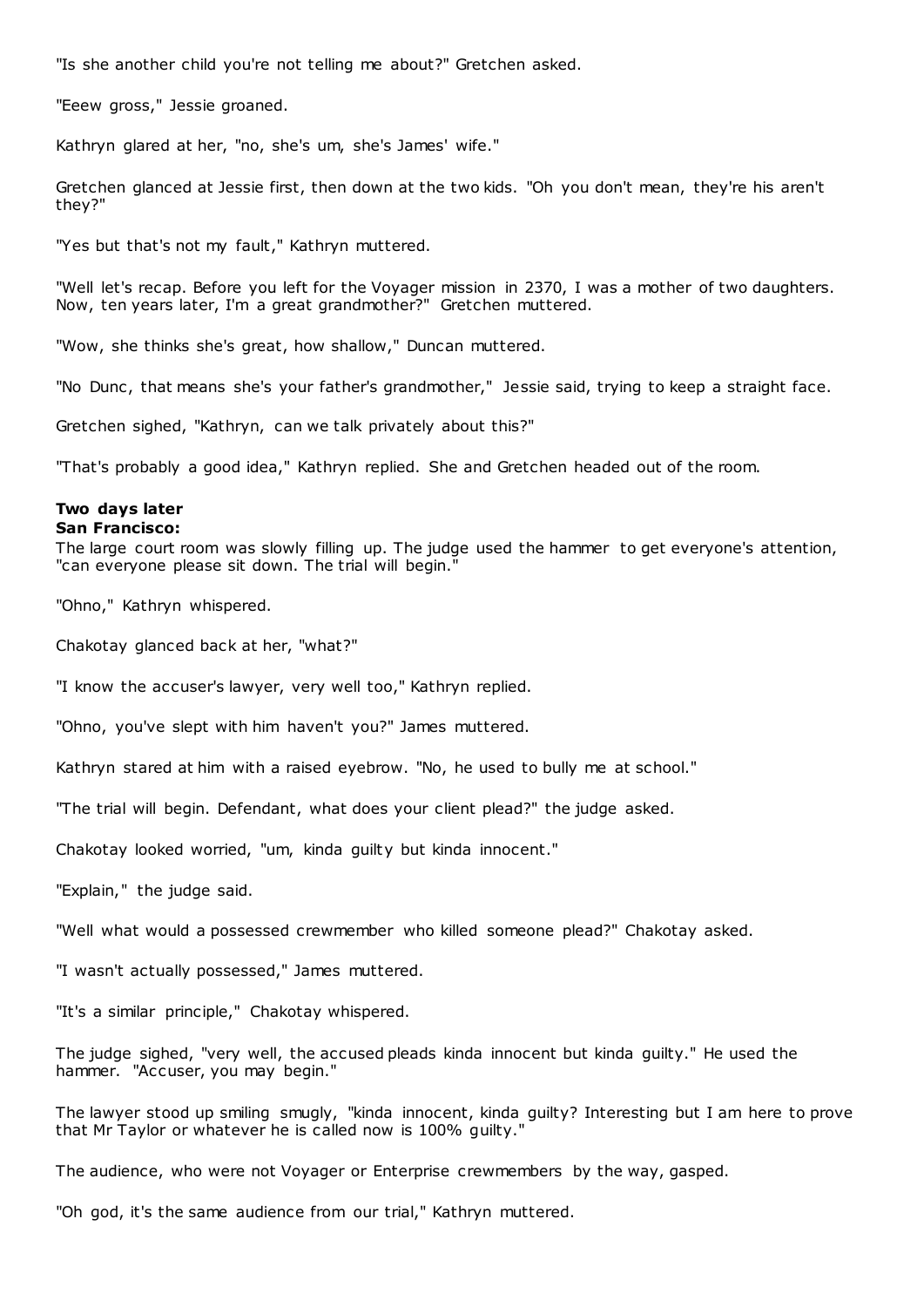"Is she another child you're not telling me about?" Gretchen asked.

"Eeew gross," Jessie groaned.

Kathryn glared at her, "no, she's um, she's James' wife."

Gretchen glanced at Jessie first, then down at the two kids. "Oh you don't mean, they're his aren't they?"

"Yes but that's not my fault," Kathryn muttered.

"Well let's recap. Before you left for the Voyager mission in 2370, I was a mother of two daughters. Now, ten years later, I'm a great grandmother?" Gretchen muttered.

"Wow, she thinks she's great, how shallow," Duncan muttered.

"No Dunc, that means she's your father's grandmother," Jessie said, trying to keep a straight face.

Gretchen sighed, "Kathryn, can we talk privately about this?"

"That's probably a good idea," Kathryn replied. She and Gretchen headed out of the room.

**Two days later**
**San Francisco:**
The large court room was slowly filling up. The judge used the hammer to get everyone's attention, "can everyone please sit down. The trial will begin."

"Ohno," Kathryn whispered.

Chakotay glanced back at her, "what?"

"I know the accuser's lawyer, very well too," Kathryn replied.

"Ohno, you've slept with him haven't you?" James muttered.

Kathryn stared at him with a raised eyebrow. "No, he used to bully me at school."

"The trial will begin. Defendant, what does your client plead?" the judge asked.

Chakotay looked worried, "um, kinda guilty but kinda innocent."

"Explain," the judge said.

"Well what would a possessed crewmember who killed someone plead?" Chakotay asked.

"I wasn't actually possessed," James muttered.

"It's a similar principle," Chakotay whispered.

The judge sighed, "very well, the accused pleads kinda innocent but kinda guilty." He used the hammer. "Accuser, you may begin."

The lawyer stood up smiling smugly, "kinda innocent, kinda guilty? Interesting but I am here to prove that Mr Taylor or whatever he is called now is 100% guilty."

The audience, who were not Voyager or Enterprise crewmembers by the way, gasped.

"Oh god, it's the same audience from our trial," Kathryn muttered.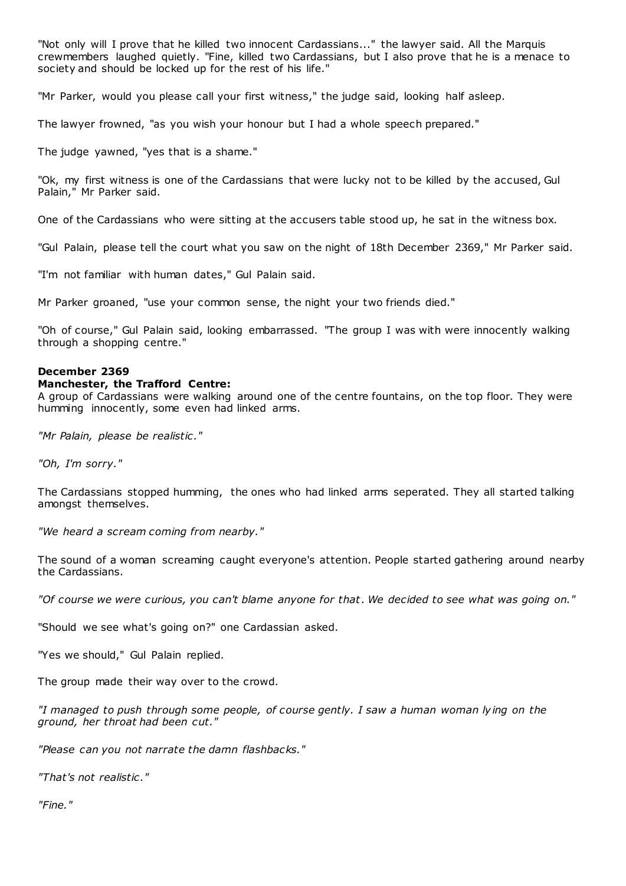"Not only will I prove that he killed two innocent Cardassians..." the lawyer said. All the Marquis crewmembers laughed quietly. "Fine, killed two Cardassians, but I also prove that he is a menace to society and should be locked up for the rest of his life."

"Mr Parker, would you please call your first witness," the judge said, looking half asleep.

The lawyer frowned, "as you wish your honour but I had a whole speech prepared."

The judge yawned, "yes that is a shame."

"Ok, my first witness is one of the Cardassians that were lucky not to be killed by the accused, Gul Palain," Mr Parker said.

One of the Cardassians who were sitting at the accusers table stood up, he sat in the witness box.

"Gul Palain, please tell the court what you saw on the night of 18th December 2369," Mr Parker said.

"I'm not familiar with human dates," Gul Palain said.

Mr Parker groaned, "use your common sense, the night your two friends died."

"Oh of course," Gul Palain said, looking embarrassed. "The group I was with were innocently walking through a shopping centre."

**December 2369**
**Manchester, the Trafford Centre:**
A group of Cardassians were walking around one of the centre fountains, on the top floor. They were humming innocently, some even had linked arms.

*"Mr Palain, please be realistic."*

*"Oh, I'm sorry."*

The Cardassians stopped humming, the ones who had linked arms seperated. They all started talking amongst themselves.

*"We heard a scream coming from nearby."*

The sound of a woman screaming caught everyone's attention. People started gathering around nearby the Cardassians.

*"Of course we were curious, you can't blame anyone for that. We decided to see what was going on."*

"Should we see what's going on?" one Cardassian asked.

"Yes we should," Gul Palain replied.

The group made their way over to the crowd.

*"I managed to push through some people, of course gently. I saw a human woman lying on the ground, her throat had been cut."*

*"Please can you not narrate the damn flashbacks."*

*"That's not realistic."*

*"Fine."*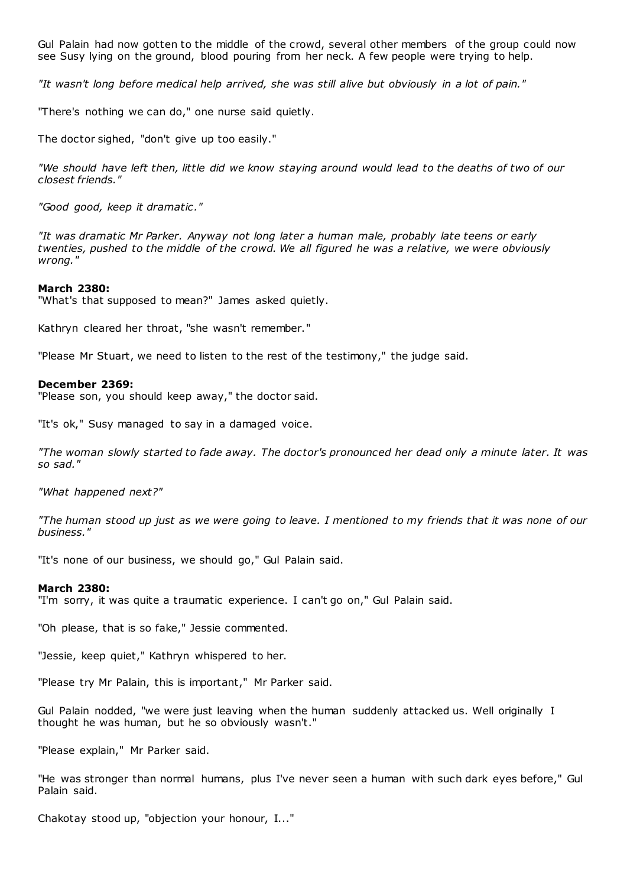Gul Palain had now gotten to the middle of the crowd, several other members of the group could now see Susy lying on the ground, blood pouring from her neck. A few people were trying to help.

*"It wasn't long before medical help arrived, she was still alive but obviously in a lot of pain."*

"There's nothing we can do," one nurse said quietly.

The doctor sighed, "don't give up too easily."

*"We should have left then, little did we know staying around would lead to the deaths of two of our closest friends."*

*"Good good, keep it dramatic."*

*"It was dramatic Mr Parker. Anyway not long later a human male, probably late teens or early twenties, pushed to the middle of the crowd. We all figured he was a relative, we were obviously wrong."*

**March 2380:**
"What's that supposed to mean?" James asked quietly.

Kathryn cleared her throat, "she wasn't remember."

"Please Mr Stuart, we need to listen to the rest of the testimony," the judge said.

**December 2369:**
"Please son, you should keep away," the doctor said.

"It's ok," Susy managed to say in a damaged voice.

*"The woman slowly started to fade away. The doctor's pronounced her dead only a minute later. It was so sad."*

*"What happened next?"*

*"The human stood up just as we were going to leave. I mentioned to my friends that it was none of our business."*

"It's none of our business, we should go," Gul Palain said.

**March 2380:**
"I'm sorry, it was quite a traumatic experience. I can't go on," Gul Palain said.

"Oh please, that is so fake," Jessie commented.

"Jessie, keep quiet," Kathryn whispered to her.

"Please try Mr Palain, this is important," Mr Parker said.

Gul Palain nodded, "we were just leaving when the human suddenly attacked us. Well originally I thought he was human, but he so obviously wasn't."

"Please explain," Mr Parker said.

"He was stronger than normal humans, plus I've never seen a human with such dark eyes before," Gul Palain said.

Chakotay stood up, "objection your honour, I..."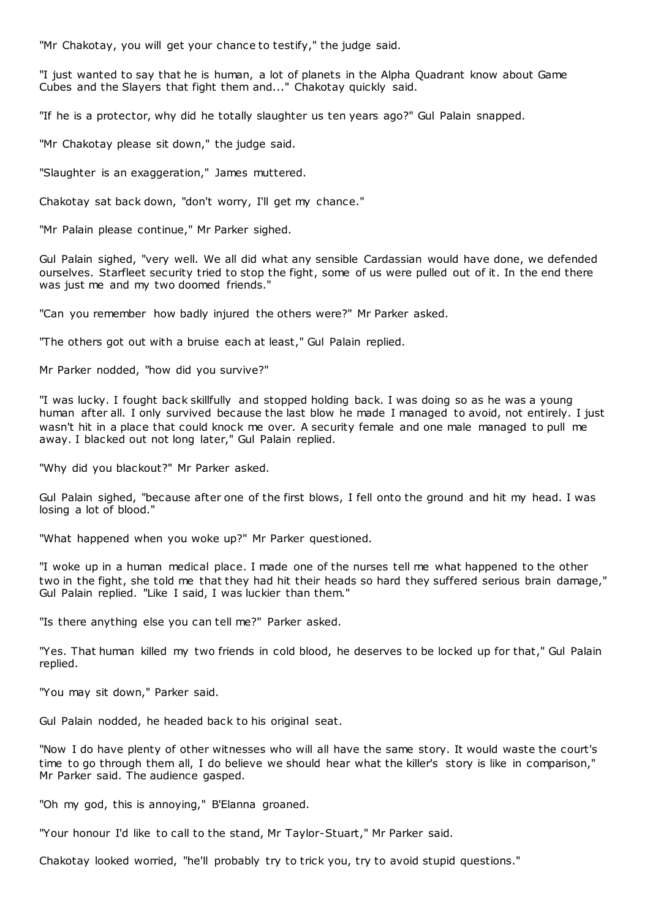"Mr Chakotay, you will get your chance to testify," the judge said.

"I just wanted to say that he is human, a lot of planets in the Alpha Quadrant know about Game Cubes and the Slayers that fight them and..." Chakotay quickly said.

"If he is a protector, why did he totally slaughter us ten years ago?" Gul Palain snapped.

"Mr Chakotay please sit down," the judge said.

"Slaughter is an exaggeration," James muttered.

Chakotay sat back down, "don't worry, I'll get my chance."

"Mr Palain please continue," Mr Parker sighed.

Gul Palain sighed, "very well. We all did what any sensible Cardassian would have done, we defended ourselves. Starfleet security tried to stop the fight, some of us were pulled out of it. In the end there was just me and my two doomed friends."

"Can you remember how badly injured the others were?" Mr Parker asked.

"The others got out with a bruise each at least," Gul Palain replied.

Mr Parker nodded, "how did you survive?"

"I was lucky. I fought back skillfully and stopped holding back. I was doing so as he was a young human after all. I only survived because the last blow he made I managed to avoid, not entirely. I just wasn't hit in a place that could knock me over. A security female and one male managed to pull me away. I blacked out not long later," Gul Palain replied.

"Why did you blackout?" Mr Parker asked.

Gul Palain sighed, "because after one of the first blows, I fell onto the ground and hit my head. I was losing a lot of blood."

"What happened when you woke up?" Mr Parker questioned.

"I woke up in a human medical place. I made one of the nurses tell me what happened to the other two in the fight, she told me that they had hit their heads so hard they suffered serious brain damage," Gul Palain replied. "Like I said, I was luckier than them."

"Is there anything else you can tell me?" Parker asked.

"Yes. That human killed my two friends in cold blood, he deserves to be locked up for that," Gul Palain replied.

"You may sit down," Parker said.

Gul Palain nodded, he headed back to his original seat.

"Now I do have plenty of other witnesses who will all have the same story. It would waste the court's time to go through them all, I do believe we should hear what the killer's story is like in comparison," Mr Parker said. The audience gasped.

"Oh my god, this is annoying," B'Elanna groaned.

"Your honour I'd like to call to the stand, Mr Taylor-Stuart," Mr Parker said.

Chakotay looked worried, "he'll probably try to trick you, try to avoid stupid questions."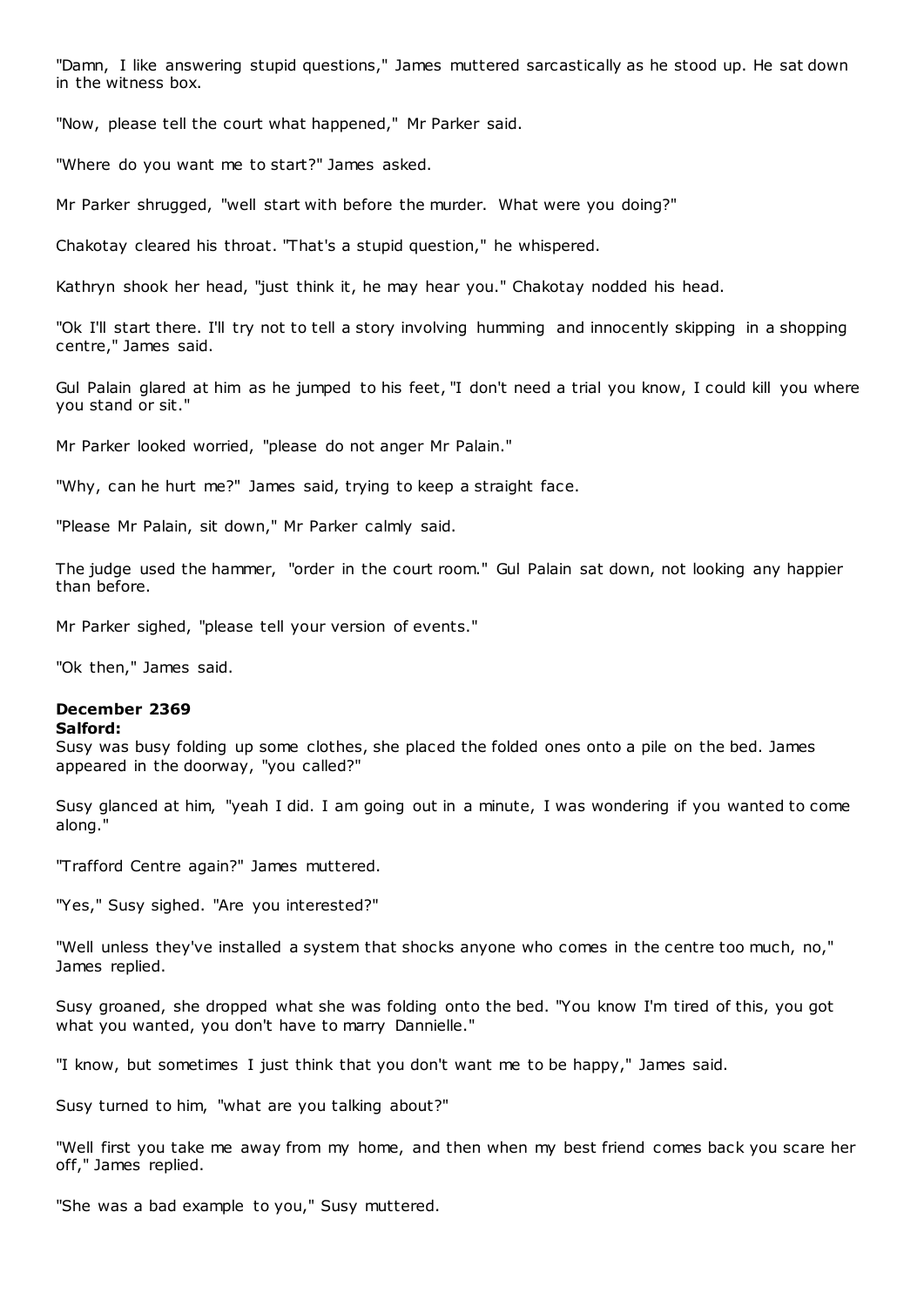"Damn, I like answering stupid questions," James muttered sarcastically as he stood up. He sat down in the witness box.

"Now, please tell the court what happened," Mr Parker said.

"Where do you want me to start?" James asked.

Mr Parker shrugged, "well start with before the murder. What were you doing?"

Chakotay cleared his throat. "That's a stupid question," he whispered.

Kathryn shook her head, "just think it, he may hear you." Chakotay nodded his head.

"Ok I'll start there. I'll try not to tell a story involving humming and innocently skipping in a shopping centre," James said.

Gul Palain glared at him as he jumped to his feet, "I don't need a trial you know, I could kill you where you stand or sit."

Mr Parker looked worried, "please do not anger Mr Palain."

"Why, can he hurt me?" James said, trying to keep a straight face.

"Please Mr Palain, sit down," Mr Parker calmly said.

The judge used the hammer, "order in the court room." Gul Palain sat down, not looking any happier than before.

Mr Parker sighed, "please tell your version of events."

"Ok then," James said.

**December 2369**

**Salford:**

Susy was busy folding up some clothes, she placed the folded ones onto a pile on the bed. James appeared in the doorway, "you called?"

Susy glanced at him, "yeah I did. I am going out in a minute, I was wondering if you wanted to come along."

"Trafford Centre again?" James muttered.

"Yes," Susy sighed. "Are you interested?"

"Well unless they've installed a system that shocks anyone who comes in the centre too much, no," James replied.

Susy groaned, she dropped what she was folding onto the bed. "You know I'm tired of this, you got what you wanted, you don't have to marry Dannielle."

"I know, but sometimes I just think that you don't want me to be happy," James said.

Susy turned to him, "what are you talking about?"

"Well first you take me away from my home, and then when my best friend comes back you scare her off," James replied.

"She was a bad example to you," Susy muttered.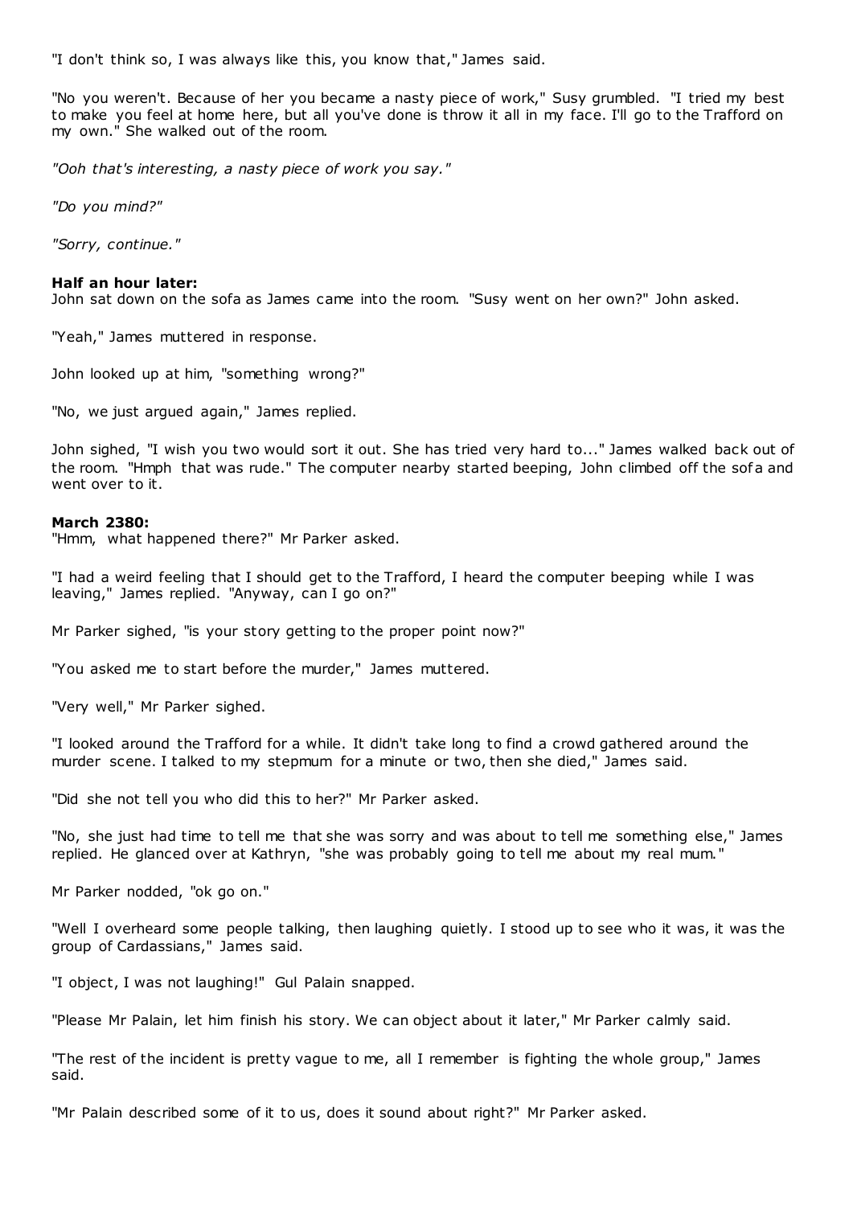"I don't think so, I was always like this, you know that," James said.

"No you weren't. Because of her you became a nasty piece of work," Susy grumbled. "I tried my best to make you feel at home here, but all you've done is throw it all in my face. I'll go to the Trafford on my own." She walked out of the room.

*"Ooh that's interesting, a nasty piece of work you say."*

*"Do you mind?"*

*"Sorry, continue."*

**Half an hour later:**
John sat down on the sofa as James came into the room. "Susy went on her own?" John asked.

"Yeah," James muttered in response.

John looked up at him, "something wrong?"

"No, we just argued again," James replied.

John sighed, "I wish you two would sort it out. She has tried very hard to..." James walked back out of the room. "Hmph that was rude." The computer nearby started beeping, John climbed off the sofa and went over to it.

**March 2380:**
"Hmm, what happened there?" Mr Parker asked.

"I had a weird feeling that I should get to the Trafford, I heard the computer beeping while I was leaving," James replied. "Anyway, can I go on?"

Mr Parker sighed, "is your story getting to the proper point now?"

"You asked me to start before the murder," James muttered.

"Very well," Mr Parker sighed.

"I looked around the Trafford for a while. It didn't take long to find a crowd gathered around the murder scene. I talked to my stepmum for a minute or two, then she died," James said.

"Did she not tell you who did this to her?" Mr Parker asked.

"No, she just had time to tell me that she was sorry and was about to tell me something else," James replied. He glanced over at Kathryn, "she was probably going to tell me about my real mum."

Mr Parker nodded, "ok go on."

"Well I overheard some people talking, then laughing quietly. I stood up to see who it was, it was the group of Cardassians," James said.

"I object, I was not laughing!" Gul Palain snapped.

"Please Mr Palain, let him finish his story. We can object about it later," Mr Parker calmly said.

"The rest of the incident is pretty vague to me, all I remember is fighting the whole group," James said.

"Mr Palain described some of it to us, does it sound about right?" Mr Parker asked.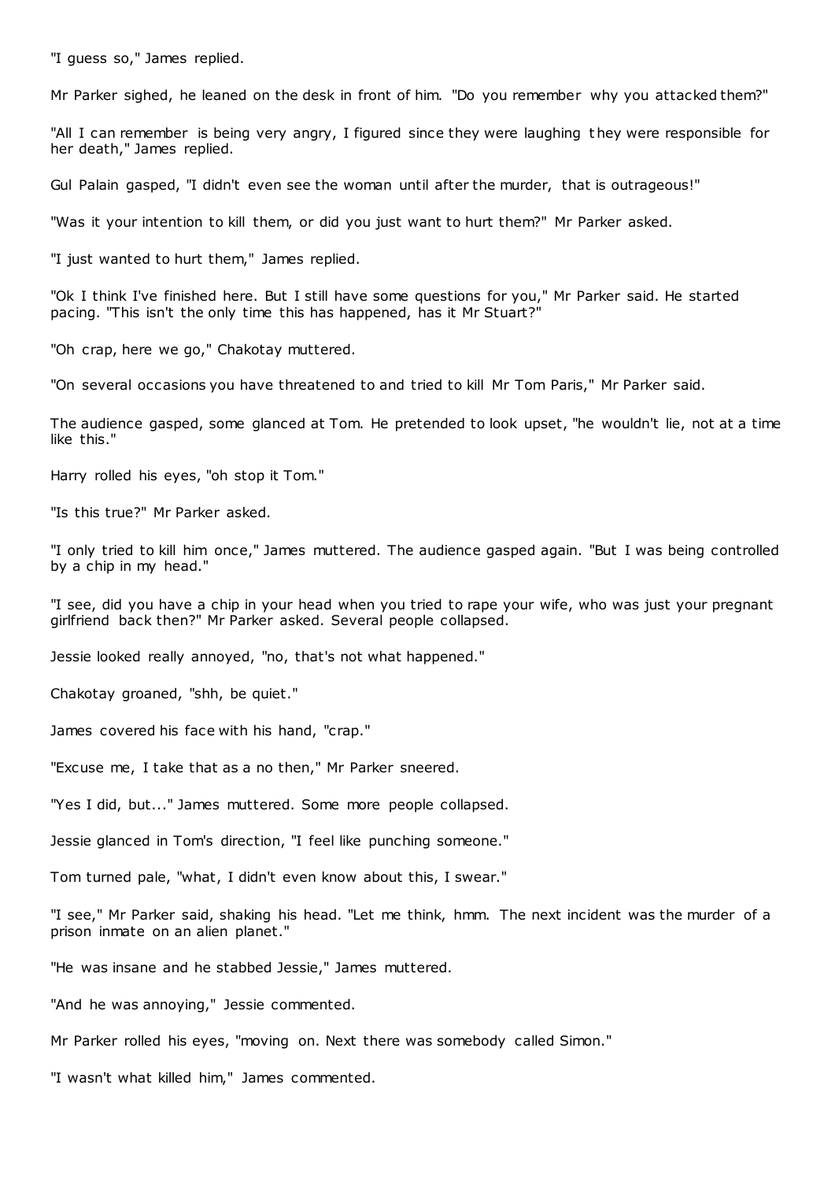"I guess so," James replied.

Mr Parker sighed, he leaned on the desk in front of him. "Do you remember why you attacked them?"

"All I can remember is being very angry, I figured since they were laughing they were responsible for her death," James replied.

Gul Palain gasped, "I didn't even see the woman until after the murder, that is outrageous!"

"Was it your intention to kill them, or did you just want to hurt them?" Mr Parker asked.

"I just wanted to hurt them," James replied.

"Ok I think I've finished here. But I still have some questions for you," Mr Parker said. He started pacing. "This isn't the only time this has happened, has it Mr Stuart?"

"Oh crap, here we go," Chakotay muttered.

"On several occasions you have threatened to and tried to kill Mr Tom Paris," Mr Parker said.

The audience gasped, some glanced at Tom. He pretended to look upset, "he wouldn't lie, not at a time like this."

Harry rolled his eyes, "oh stop it Tom."

"Is this true?" Mr Parker asked.

"I only tried to kill him once," James muttered. The audience gasped again. "But I was being controlled by a chip in my head."

"I see, did you have a chip in your head when you tried to rape your wife, who was just your pregnant girlfriend back then?" Mr Parker asked. Several people collapsed.

Jessie looked really annoyed, "no, that's not what happened."

Chakotay groaned, "shh, be quiet."

James covered his face with his hand, "crap."

"Excuse me, I take that as a no then," Mr Parker sneered.

"Yes I did, but..." James muttered. Some more people collapsed.

Jessie glanced in Tom's direction, "I feel like punching someone."

Tom turned pale, "what, I didn't even know about this, I swear."

"I see," Mr Parker said, shaking his head. "Let me think, hmm. The next incident was the murder of a prison inmate on an alien planet."

"He was insane and he stabbed Jessie," James muttered.

"And he was annoying," Jessie commented.

Mr Parker rolled his eyes, "moving on. Next there was somebody called Simon."

"I wasn't what killed him," James commented.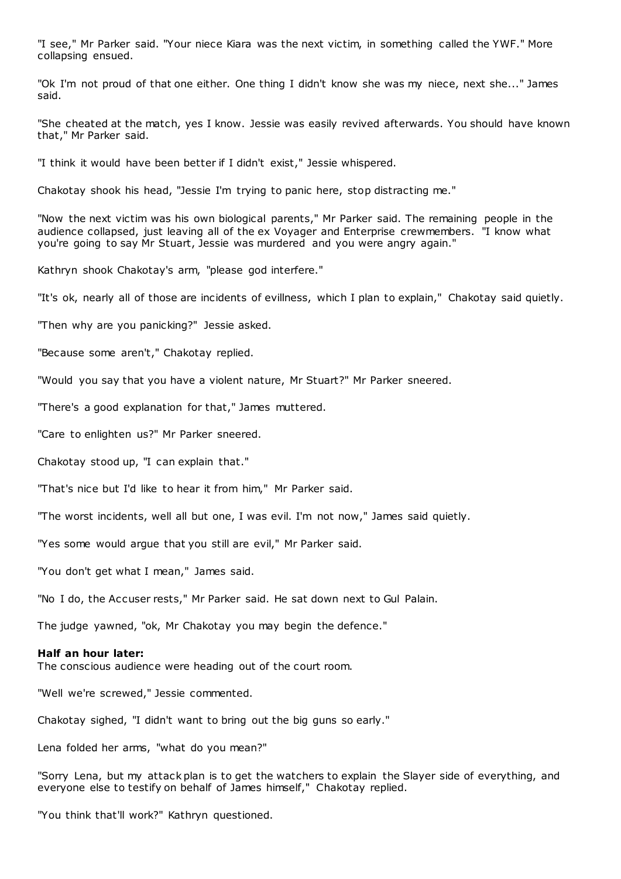"I see," Mr Parker said. "Your niece Kiara was the next victim, in something called the YWF." More collapsing ensued.

"Ok I'm not proud of that one either. One thing I didn't know she was my niece, next she..." James said.

"She cheated at the match, yes I know. Jessie was easily revived afterwards. You should have known that," Mr Parker said.

"I think it would have been better if I didn't exist," Jessie whispered.

Chakotay shook his head, "Jessie I'm trying to panic here, stop distracting me."

"Now the next victim was his own biological parents," Mr Parker said. The remaining people in the audience collapsed, just leaving all of the ex Voyager and Enterprise crewmembers. "I know what you're going to say Mr Stuart, Jessie was murdered and you were angry again."

Kathryn shook Chakotay's arm, "please god interfere."

"It's ok, nearly all of those are incidents of evillness, which I plan to explain," Chakotay said quietly.

"Then why are you panicking?" Jessie asked.

"Because some aren't," Chakotay replied.

"Would you say that you have a violent nature, Mr Stuart?" Mr Parker sneered.

"There's a good explanation for that," James muttered.

"Care to enlighten us?" Mr Parker sneered.

Chakotay stood up, "I can explain that."

"That's nice but I'd like to hear it from him," Mr Parker said.

"The worst incidents, well all but one, I was evil. I'm not now," James said quietly.

"Yes some would argue that you still are evil," Mr Parker said.

"You don't get what I mean," James said.

"No I do, the Accuser rests," Mr Parker said. He sat down next to Gul Palain.

The judge yawned, "ok, Mr Chakotay you may begin the defence."

**Half an hour later:**
The conscious audience were heading out of the court room.

"Well we're screwed," Jessie commented.

Chakotay sighed, "I didn't want to bring out the big guns so early."

Lena folded her arms, "what do you mean?"

"Sorry Lena, but my attack plan is to get the watchers to explain the Slayer side of everything, and everyone else to testify on behalf of James himself," Chakotay replied.

"You think that'll work?" Kathryn questioned.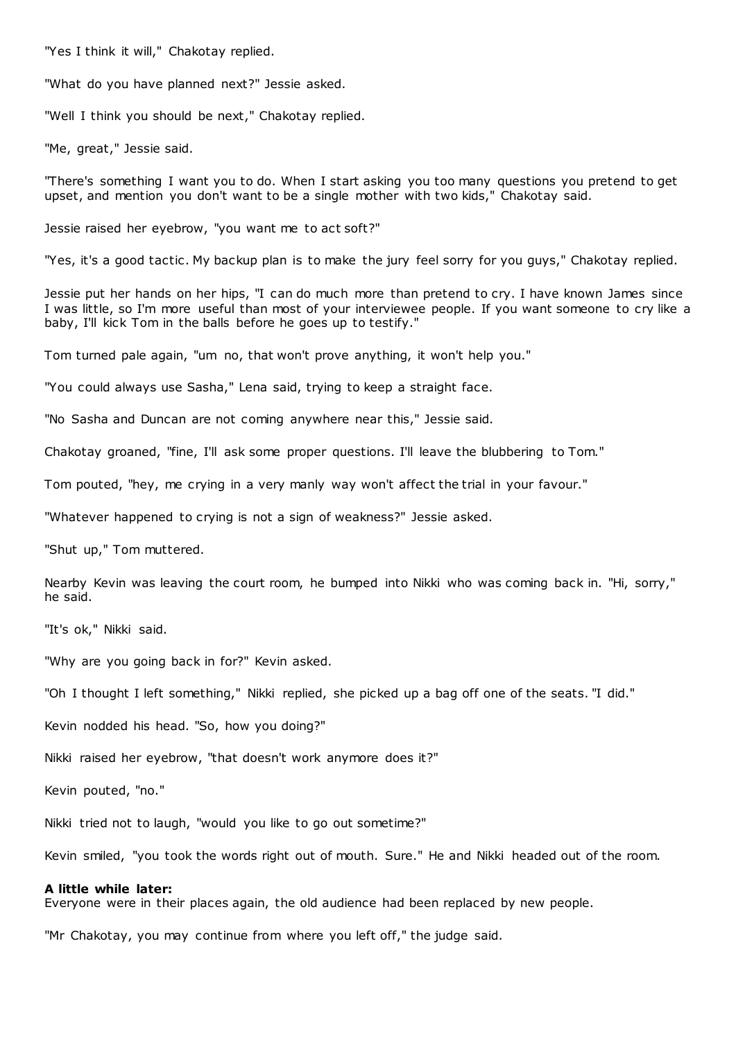"Yes I think it will," Chakotay replied.

"What do you have planned next?" Jessie asked.

"Well I think you should be next," Chakotay replied.

"Me, great," Jessie said.

"There's something I want you to do. When I start asking you too many questions you pretend to get upset, and mention you don't want to be a single mother with two kids," Chakotay said.

Jessie raised her eyebrow, "you want me to act soft?"

"Yes, it's a good tactic. My backup plan is to make the jury feel sorry for you guys," Chakotay replied.

Jessie put her hands on her hips, "I can do much more than pretend to cry. I have known James since I was little, so I'm more useful than most of your interviewee people. If you want someone to cry like a baby, I'll kick Tom in the balls before he goes up to testify."

Tom turned pale again, "um no, that won't prove anything, it won't help you."

"You could always use Sasha," Lena said, trying to keep a straight face.

"No Sasha and Duncan are not coming anywhere near this," Jessie said.

Chakotay groaned, "fine, I'll ask some proper questions. I'll leave the blubbering to Tom."

Tom pouted, "hey, me crying in a very manly way won't affect the trial in your favour."

"Whatever happened to crying is not a sign of weakness?" Jessie asked.

"Shut up," Tom muttered.

Nearby Kevin was leaving the court room, he bumped into Nikki who was coming back in. "Hi, sorry," he said.

"It's ok," Nikki said.

"Why are you going back in for?" Kevin asked.

"Oh I thought I left something," Nikki replied, she picked up a bag off one of the seats. "I did."

Kevin nodded his head. "So, how you doing?"

Nikki raised her eyebrow, "that doesn't work anymore does it?"

Kevin pouted, "no."

Nikki tried not to laugh, "would you like to go out sometime?"

Kevin smiled, "you took the words right out of mouth. Sure." He and Nikki headed out of the room.

**A little while later:**
Everyone were in their places again, the old audience had been replaced by new people.

"Mr Chakotay, you may continue from where you left off," the judge said.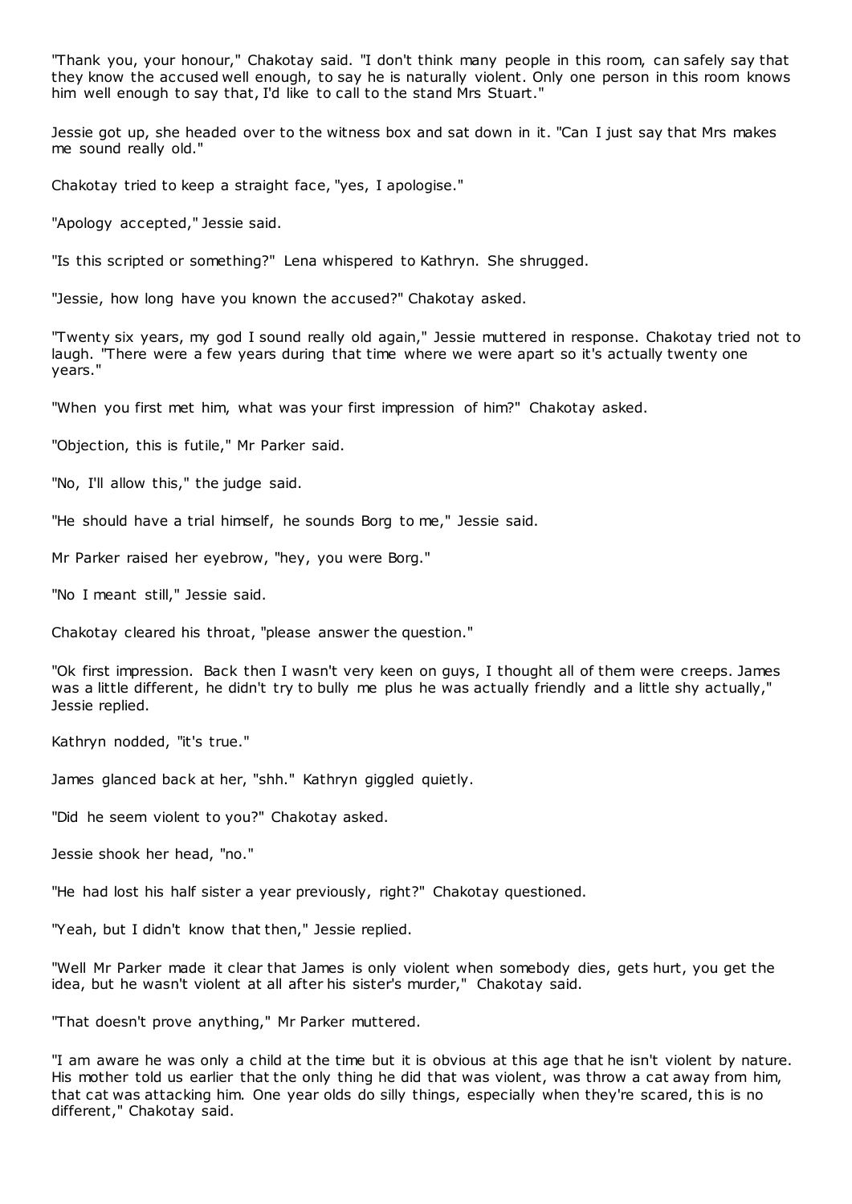"Thank you, your honour," Chakotay said. "I don't think many people in this room, can safely say that they know the accused well enough, to say he is naturally violent. Only one person in this room knows him well enough to say that, I'd like to call to the stand Mrs Stuart."

Jessie got up, she headed over to the witness box and sat down in it. "Can I just say that Mrs makes me sound really old."

Chakotay tried to keep a straight face, "yes, I apologise."

"Apology accepted," Jessie said.

"Is this scripted or something?" Lena whispered to Kathryn. She shrugged.

"Jessie, how long have you known the accused?" Chakotay asked.

"Twenty six years, my god I sound really old again," Jessie muttered in response. Chakotay tried not to laugh. "There were a few years during that time where we were apart so it's actually twenty one years."

"When you first met him, what was your first impression of him?" Chakotay asked.

"Objection, this is futile," Mr Parker said.

"No, I'll allow this," the judge said.

"He should have a trial himself, he sounds Borg to me," Jessie said.

Mr Parker raised her eyebrow, "hey, you were Borg."

"No I meant still," Jessie said.

Chakotay cleared his throat, "please answer the question."

"Ok first impression. Back then I wasn't very keen on guys, I thought all of them were creeps. James was a little different, he didn't try to bully me plus he was actually friendly and a little shy actually," Jessie replied.

Kathryn nodded, "it's true."

James glanced back at her, "shh." Kathryn giggled quietly.

"Did he seem violent to you?" Chakotay asked.

Jessie shook her head, "no."

"He had lost his half sister a year previously, right?" Chakotay questioned.

"Yeah, but I didn't know that then," Jessie replied.

"Well Mr Parker made it clear that James is only violent when somebody dies, gets hurt, you get the idea, but he wasn't violent at all after his sister's murder," Chakotay said.

"That doesn't prove anything," Mr Parker muttered.

"I am aware he was only a child at the time but it is obvious at this age that he isn't violent by nature. His mother told us earlier that the only thing he did that was violent, was throw a cat away from him, that cat was attacking him. One year olds do silly things, especially when they're scared, this is no different," Chakotay said.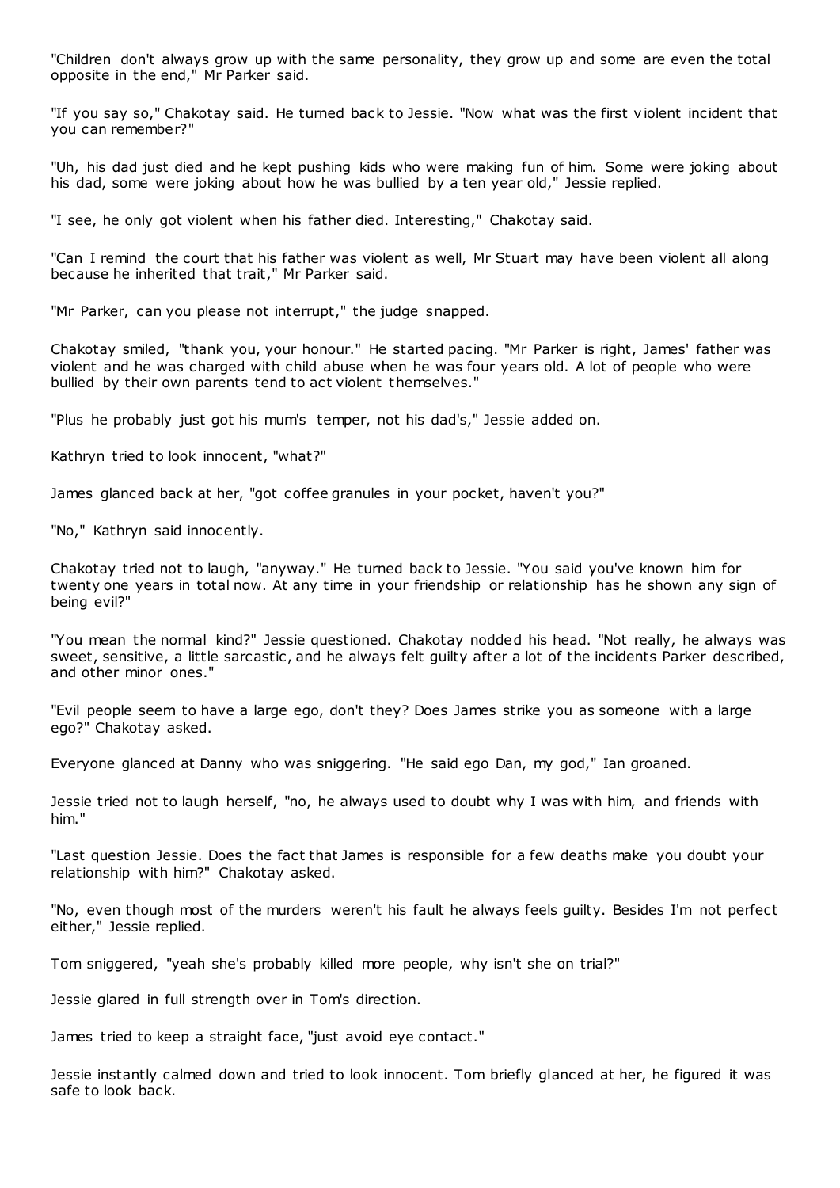"Children don't always grow up with the same personality, they grow up and some are even the total opposite in the end," Mr Parker said.

"If you say so," Chakotay said. He turned back to Jessie. "Now what was the first violent incident that you can remember?"

"Uh, his dad just died and he kept pushing kids who were making fun of him. Some were joking about his dad, some were joking about how he was bullied by a ten year old," Jessie replied.

"I see, he only got violent when his father died. Interesting," Chakotay said.

"Can I remind the court that his father was violent as well, Mr Stuart may have been violent all along because he inherited that trait," Mr Parker said.

"Mr Parker, can you please not interrupt," the judge snapped.

Chakotay smiled, "thank you, your honour." He started pacing. "Mr Parker is right, James' father was violent and he was charged with child abuse when he was four years old. A lot of people who were bullied by their own parents tend to act violent themselves."

"Plus he probably just got his mum's temper, not his dad's," Jessie added on.

Kathryn tried to look innocent, "what?"

James glanced back at her, "got coffee granules in your pocket, haven't you?"

"No," Kathryn said innocently.

Chakotay tried not to laugh, "anyway." He turned back to Jessie. "You said you've known him for twenty one years in total now. At any time in your friendship or relationship has he shown any sign of being evil?"

"You mean the normal kind?" Jessie questioned. Chakotay nodded his head. "Not really, he always was sweet, sensitive, a little sarcastic, and he always felt guilty after a lot of the incidents Parker described, and other minor ones."

"Evil people seem to have a large ego, don't they? Does James strike you as someone with a large ego?" Chakotay asked.

Everyone glanced at Danny who was sniggering. "He said ego Dan, my god," Ian groaned.

Jessie tried not to laugh herself, "no, he always used to doubt why I was with him, and friends with him."

"Last question Jessie. Does the fact that James is responsible for a few deaths make you doubt your relationship with him?" Chakotay asked.

"No, even though most of the murders weren't his fault he always feels guilty. Besides I'm not perfect either," Jessie replied.

Tom sniggered, "yeah she's probably killed more people, why isn't she on trial?"

Jessie glared in full strength over in Tom's direction.

James tried to keep a straight face, "just avoid eye contact."

Jessie instantly calmed down and tried to look innocent. Tom briefly glanced at her, he figured it was safe to look back.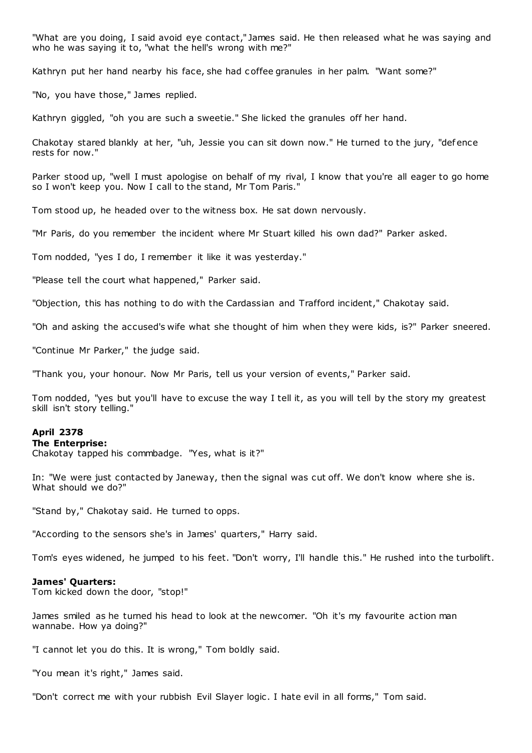"What are you doing, I said avoid eye contact," James said. He then released what he was saying and who he was saying it to, "what the hell's wrong with me?"

Kathryn put her hand nearby his face, she had coffee granules in her palm. "Want some?"

"No, you have those," James replied.

Kathryn giggled, "oh you are such a sweetie." She licked the granules off her hand.

Chakotay stared blankly at her, "uh, Jessie you can sit down now." He turned to the jury, "defence rests for now."

Parker stood up, "well I must apologise on behalf of my rival, I know that you're all eager to go home so I won't keep you. Now I call to the stand, Mr Tom Paris."

Tom stood up, he headed over to the witness box. He sat down nervously.

"Mr Paris, do you remember the incident where Mr Stuart killed his own dad?" Parker asked.

Tom nodded, "yes I do, I remember it like it was yesterday."

"Please tell the court what happened," Parker said.

"Objection, this has nothing to do with the Cardassian and Trafford incident," Chakotay said.

"Oh and asking the accused's wife what she thought of him when they were kids, is?" Parker sneered.

"Continue Mr Parker," the judge said.

"Thank you, your honour. Now Mr Paris, tell us your version of events," Parker said.

Tom nodded, "yes but you'll have to excuse the way I tell it, as you will tell by the story my greatest skill isn't story telling."

**April 2378**
**The Enterprise:**
Chakotay tapped his commbadge. "Yes, what is it?"

In: "We were just contacted by Janeway, then the signal was cut off. We don't know where she is. What should we do?"

"Stand by," Chakotay said. He turned to opps.

"According to the sensors she's in James' quarters," Harry said.

Tom's eyes widened, he jumped to his feet. "Don't worry, I'll handle this." He rushed into the turbolift.

**James' Quarters:**
Tom kicked down the door, "stop!"

James smiled as he turned his head to look at the newcomer. "Oh it's my favourite action man wannabe. How ya doing?"

"I cannot let you do this. It is wrong," Tom boldly said.

"You mean it's right," James said.

"Don't correct me with your rubbish Evil Slayer logic. I hate evil in all forms," Tom said.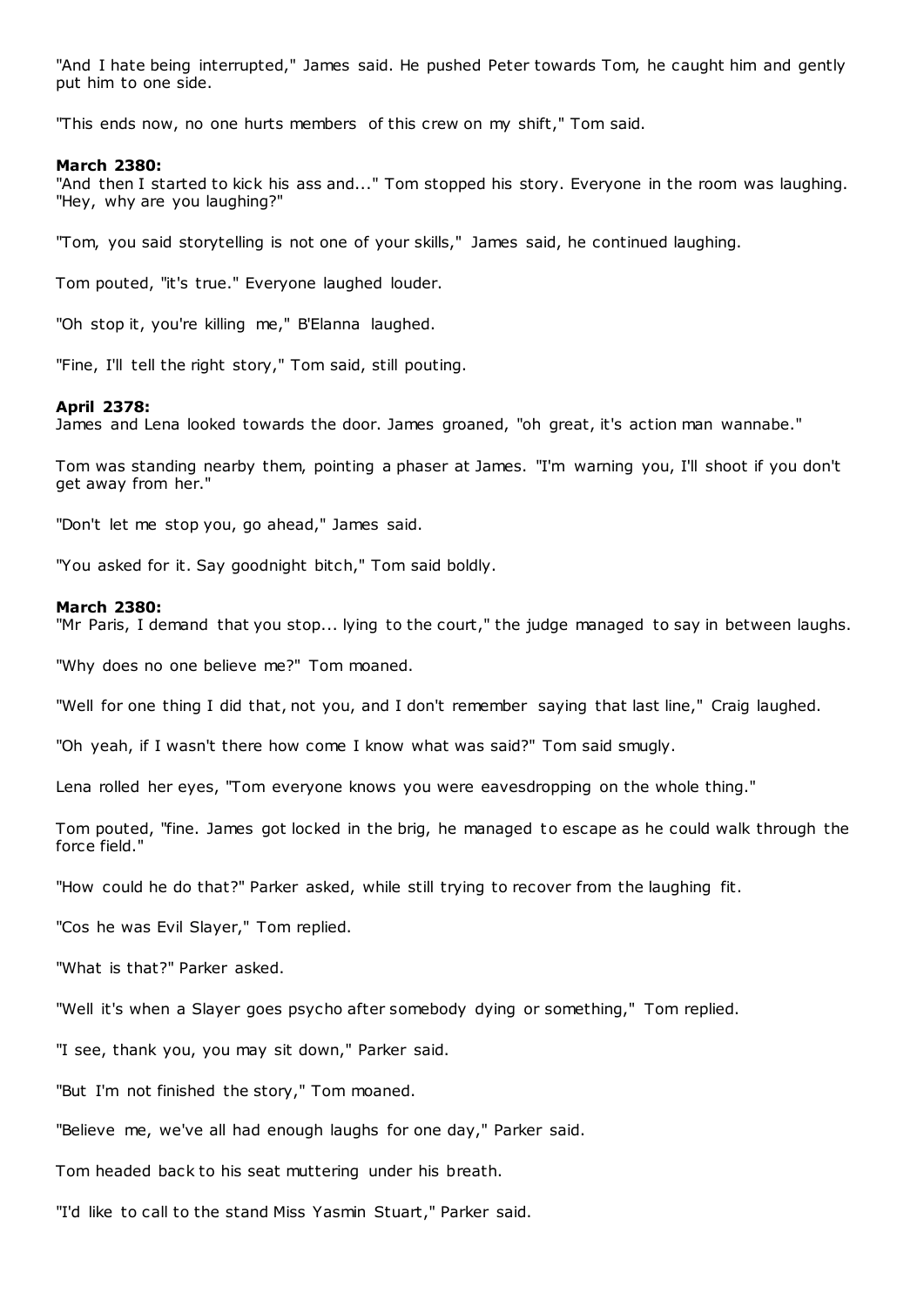"And I hate being interrupted," James said. He pushed Peter towards Tom, he caught him and gently put him to one side.

"This ends now, no one hurts members of this crew on my shift," Tom said.

**March 2380:**
"And then I started to kick his ass and..." Tom stopped his story. Everyone in the room was laughing. "Hey, why are you laughing?"

"Tom, you said storytelling is not one of your skills," James said, he continued laughing.

Tom pouted, "it's true." Everyone laughed louder.

"Oh stop it, you're killing me," B'Elanna laughed.

"Fine, I'll tell the right story," Tom said, still pouting.

**April 2378:**
James and Lena looked towards the door. James groaned, "oh great, it's action man wannabe."

Tom was standing nearby them, pointing a phaser at James. "I'm warning you, I'll shoot if you don't get away from her."

"Don't let me stop you, go ahead," James said.

"You asked for it. Say goodnight bitch," Tom said boldly.

**March 2380:**
"Mr Paris, I demand that you stop... lying to the court," the judge managed to say in between laughs.

"Why does no one believe me?" Tom moaned.

"Well for one thing I did that, not you, and I don't remember saying that last line," Craig laughed.

"Oh yeah, if I wasn't there how come I know what was said?" Tom said smugly.

Lena rolled her eyes, "Tom everyone knows you were eavesdropping on the whole thing."

Tom pouted, "fine. James got locked in the brig, he managed to escape as he could walk through the force field."

"How could he do that?" Parker asked, while still trying to recover from the laughing fit.

"Cos he was Evil Slayer," Tom replied.

"What is that?" Parker asked.

"Well it's when a Slayer goes psycho after somebody dying or something," Tom replied.

"I see, thank you, you may sit down," Parker said.

"But I'm not finished the story," Tom moaned.

"Believe me, we've all had enough laughs for one day," Parker said.

Tom headed back to his seat muttering under his breath.

"I'd like to call to the stand Miss Yasmin Stuart," Parker said.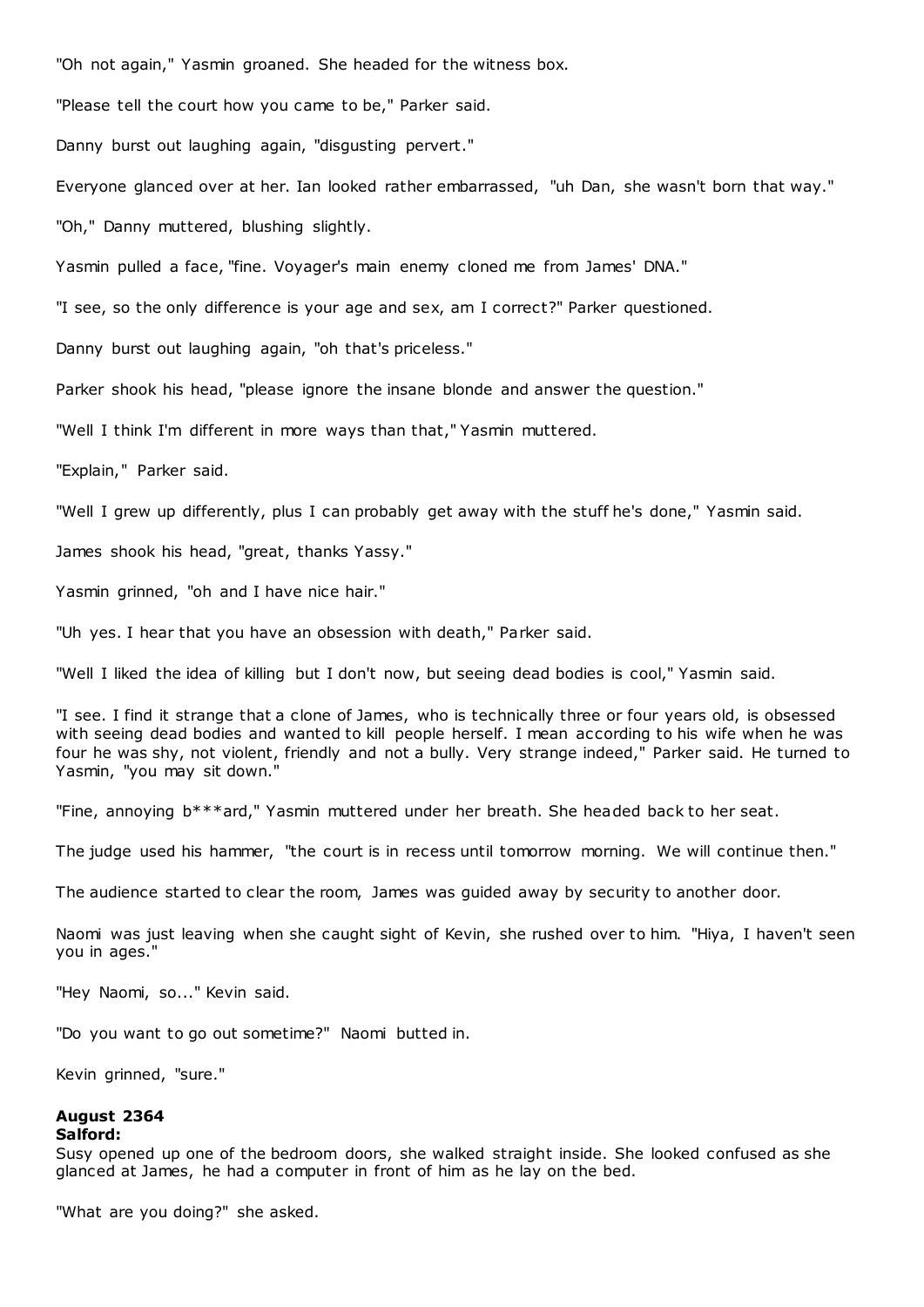"Oh not again," Yasmin groaned. She headed for the witness box.

"Please tell the court how you came to be," Parker said.

Danny burst out laughing again, "disgusting pervert."

Everyone glanced over at her. Ian looked rather embarrassed, "uh Dan, she wasn't born that way."

"Oh," Danny muttered, blushing slightly.

Yasmin pulled a face, "fine. Voyager's main enemy cloned me from James' DNA."

"I see, so the only difference is your age and sex, am I correct?" Parker questioned.

Danny burst out laughing again, "oh that's priceless."

Parker shook his head, "please ignore the insane blonde and answer the question."

"Well I think I'm different in more ways than that," Yasmin muttered.

"Explain," Parker said.

"Well I grew up differently, plus I can probably get away with the stuff he's done," Yasmin said.

James shook his head, "great, thanks Yassy."

Yasmin grinned, "oh and I have nice hair."

"Uh yes. I hear that you have an obsession with death," Parker said.

"Well I liked the idea of killing but I don't now, but seeing dead bodies is cool," Yasmin said.

"I see. I find it strange that a clone of James, who is technically three or four years old, is obsessed with seeing dead bodies and wanted to kill people herself. I mean according to his wife when he was four he was shy, not violent, friendly and not a bully. Very strange indeed," Parker said. He turned to Yasmin, "you may sit down."

"Fine, annoying b***ard," Yasmin muttered under her breath. She headed back to her seat.

The judge used his hammer, "the court is in recess until tomorrow morning. We will continue then."

The audience started to clear the room, James was guided away by security to another door.

Naomi was just leaving when she caught sight of Kevin, she rushed over to him. "Hiya, I haven't seen you in ages."

"Hey Naomi, so..." Kevin said.

"Do you want to go out sometime?" Naomi butted in.

Kevin grinned, "sure."

**August 2364**
**Salford:**
Susy opened up one of the bedroom doors, she walked straight inside. She looked confused as she glanced at James, he had a computer in front of him as he lay on the bed.

"What are you doing?" she asked.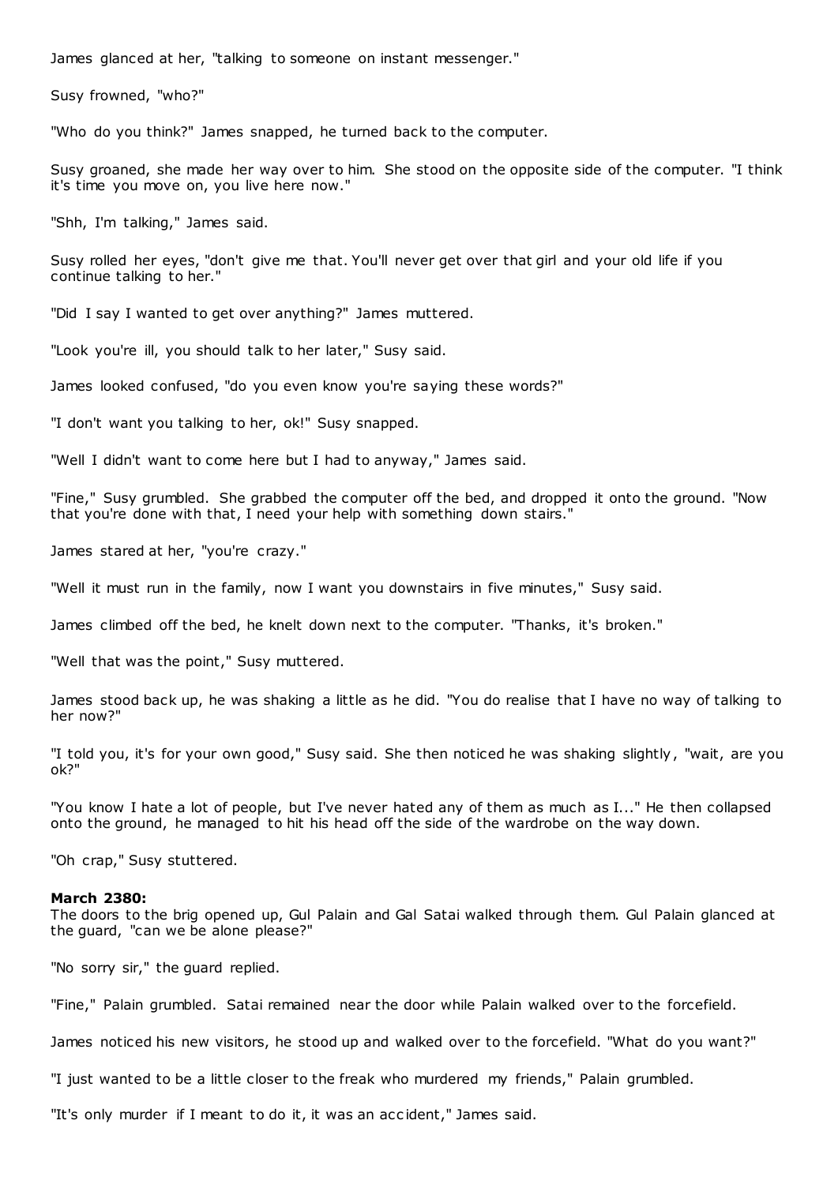James glanced at her, "talking to someone on instant messenger."

Susy frowned, "who?"

"Who do you think?" James snapped, he turned back to the computer.

Susy groaned, she made her way over to him. She stood on the opposite side of the computer. "I think it's time you move on, you live here now."

"Shh, I'm talking," James said.

Susy rolled her eyes, "don't give me that. You'll never get over that girl and your old life if you continue talking to her."

"Did I say I wanted to get over anything?" James muttered.

"Look you're ill, you should talk to her later," Susy said.

James looked confused, "do you even know you're saying these words?"

"I don't want you talking to her, ok!" Susy snapped.

"Well I didn't want to come here but I had to anyway," James said.

"Fine," Susy grumbled. She grabbed the computer off the bed, and dropped it onto the ground. "Now that you're done with that, I need your help with something down stairs."

James stared at her, "you're crazy."

"Well it must run in the family, now I want you downstairs in five minutes," Susy said.

James climbed off the bed, he knelt down next to the computer. "Thanks, it's broken."

"Well that was the point," Susy muttered.

James stood back up, he was shaking a little as he did. "You do realise that I have no way of talking to her now?"

"I told you, it's for your own good," Susy said. She then noticed he was shaking slightly, "wait, are you ok?"

"You know I hate a lot of people, but I've never hated any of them as much as I..." He then collapsed onto the ground, he managed to hit his head off the side of the wardrobe on the way down.

"Oh crap," Susy stuttered.

**March 2380:**
The doors to the brig opened up, Gul Palain and Gal Satai walked through them. Gul Palain glanced at the guard, "can we be alone please?"

"No sorry sir," the guard replied.

"Fine," Palain grumbled. Satai remained near the door while Palain walked over to the forcefield.

James noticed his new visitors, he stood up and walked over to the forcefield. "What do you want?"

"I just wanted to be a little closer to the freak who murdered my friends," Palain grumbled.

"It's only murder if I meant to do it, it was an accident," James said.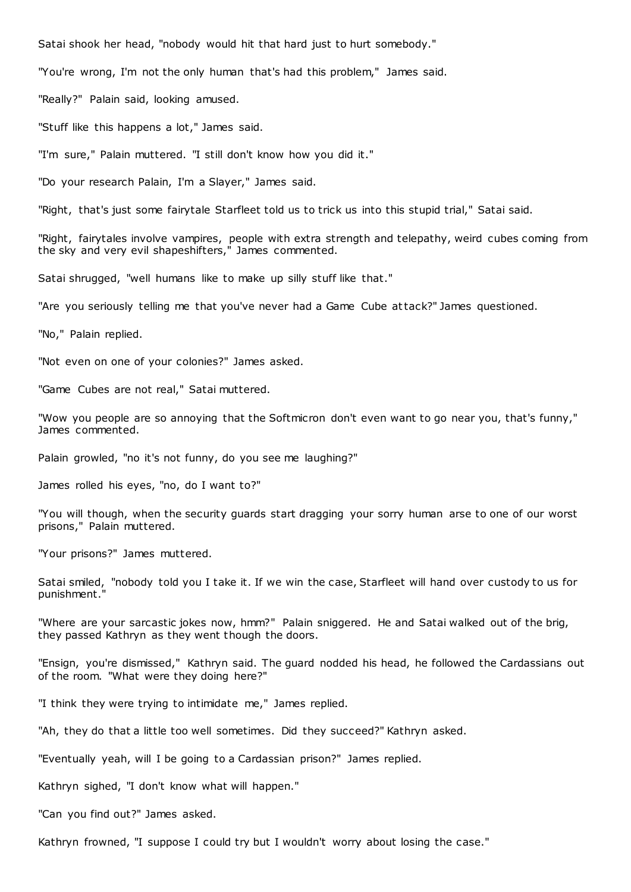Satai shook her head, "nobody would hit that hard just to hurt somebody."

"You're wrong, I'm not the only human that's had this problem," James said.

"Really?" Palain said, looking amused.

"Stuff like this happens a lot," James said.

"I'm sure," Palain muttered. "I still don't know how you did it."

"Do your research Palain, I'm a Slayer," James said.

"Right, that's just some fairytale Starfleet told us to trick us into this stupid trial," Satai said.

"Right, fairytales involve vampires, people with extra strength and telepathy, weird cubes coming from the sky and very evil shapeshifters," James commented.

Satai shrugged, "well humans like to make up silly stuff like that."

"Are you seriously telling me that you've never had a Game Cube attack?" James questioned.

"No," Palain replied.

"Not even on one of your colonies?" James asked.

"Game Cubes are not real," Satai muttered.

"Wow you people are so annoying that the Softmicron don't even want to go near you, that's funny," James commented.

Palain growled, "no it's not funny, do you see me laughing?"

James rolled his eyes, "no, do I want to?"

"You will though, when the security guards start dragging your sorry human arse to one of our worst prisons," Palain muttered.

"Your prisons?" James muttered.

Satai smiled, "nobody told you I take it. If we win the case, Starfleet will hand over custody to us for punishment."

"Where are your sarcastic jokes now, hmm?" Palain sniggered. He and Satai walked out of the brig, they passed Kathryn as they went though the doors.

"Ensign, you're dismissed," Kathryn said. The guard nodded his head, he followed the Cardassians out of the room. "What were they doing here?"

"I think they were trying to intimidate me," James replied.

"Ah, they do that a little too well sometimes. Did they succeed?" Kathryn asked.

"Eventually yeah, will I be going to a Cardassian prison?" James replied.

Kathryn sighed, "I don't know what will happen."

"Can you find out?" James asked.

Kathryn frowned, "I suppose I could try but I wouldn't worry about losing the case."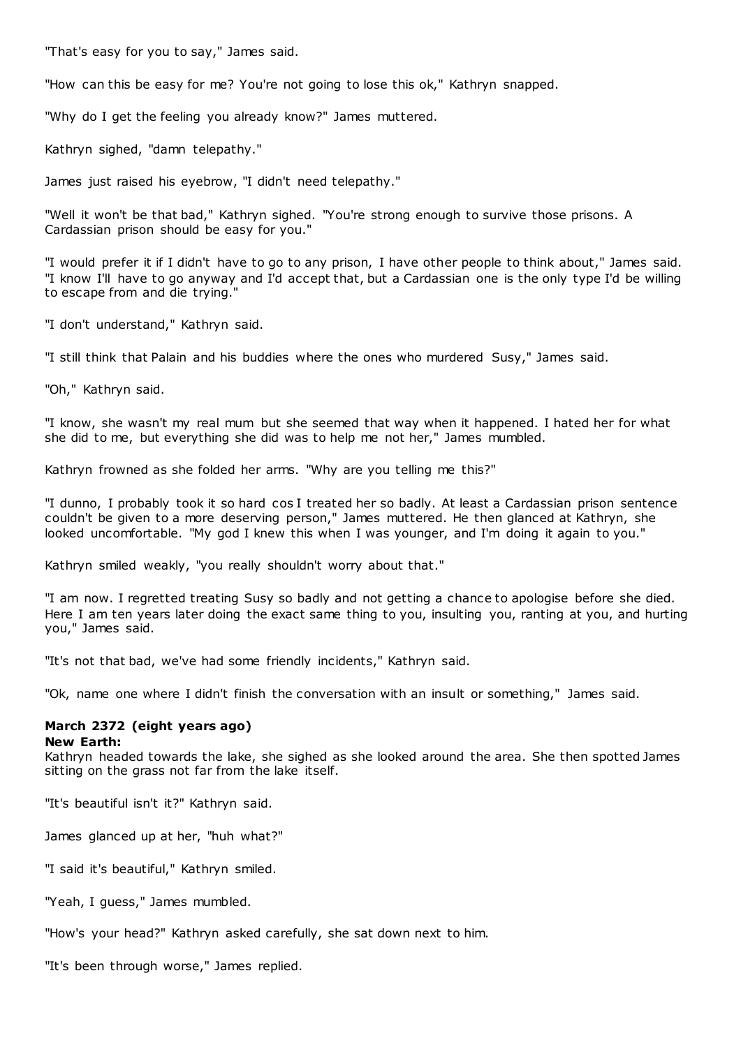"That's easy for you to say," James said.

"How can this be easy for me? You're not going to lose this ok," Kathryn snapped.

"Why do I get the feeling you already know?" James muttered.

Kathryn sighed, "damn telepathy."

James just raised his eyebrow, "I didn't need telepathy."

"Well it won't be that bad," Kathryn sighed. "You're strong enough to survive those prisons. A Cardassian prison should be easy for you."

"I would prefer it if I didn't have to go to any prison, I have other people to think about," James said. "I know I'll have to go anyway and I'd accept that, but a Cardassian one is the only type I'd be willing to escape from and die trying."

"I don't understand," Kathryn said.

"I still think that Palain and his buddies where the ones who murdered Susy," James said.

"Oh," Kathryn said.

"I know, she wasn't my real mum but she seemed that way when it happened. I hated her for what she did to me, but everything she did was to help me not her," James mumbled.

Kathryn frowned as she folded her arms. "Why are you telling me this?"

"I dunno, I probably took it so hard cos I treated her so badly. At least a Cardassian prison sentence couldn't be given to a more deserving person," James muttered. He then glanced at Kathryn, she looked uncomfortable. "My god I knew this when I was younger, and I'm doing it again to you."

Kathryn smiled weakly, "you really shouldn't worry about that."

"I am now. I regretted treating Susy so badly and not getting a chance to apologise before she died. Here I am ten years later doing the exact same thing to you, insulting you, ranting at you, and hurting you," James said.

"It's not that bad, we've had some friendly incidents," Kathryn said.

"Ok, name one where I didn't finish the conversation with an insult or something," James said.

**March 2372 (eight years ago)**
**New Earth:**
Kathryn headed towards the lake, she sighed as she looked around the area. She then spotted James sitting on the grass not far from the lake itself.

"It's beautiful isn't it?" Kathryn said.

James glanced up at her, "huh what?"

"I said it's beautiful," Kathryn smiled.

"Yeah, I guess," James mumbled.

"How's your head?" Kathryn asked carefully, she sat down next to him.

"It's been through worse," James replied.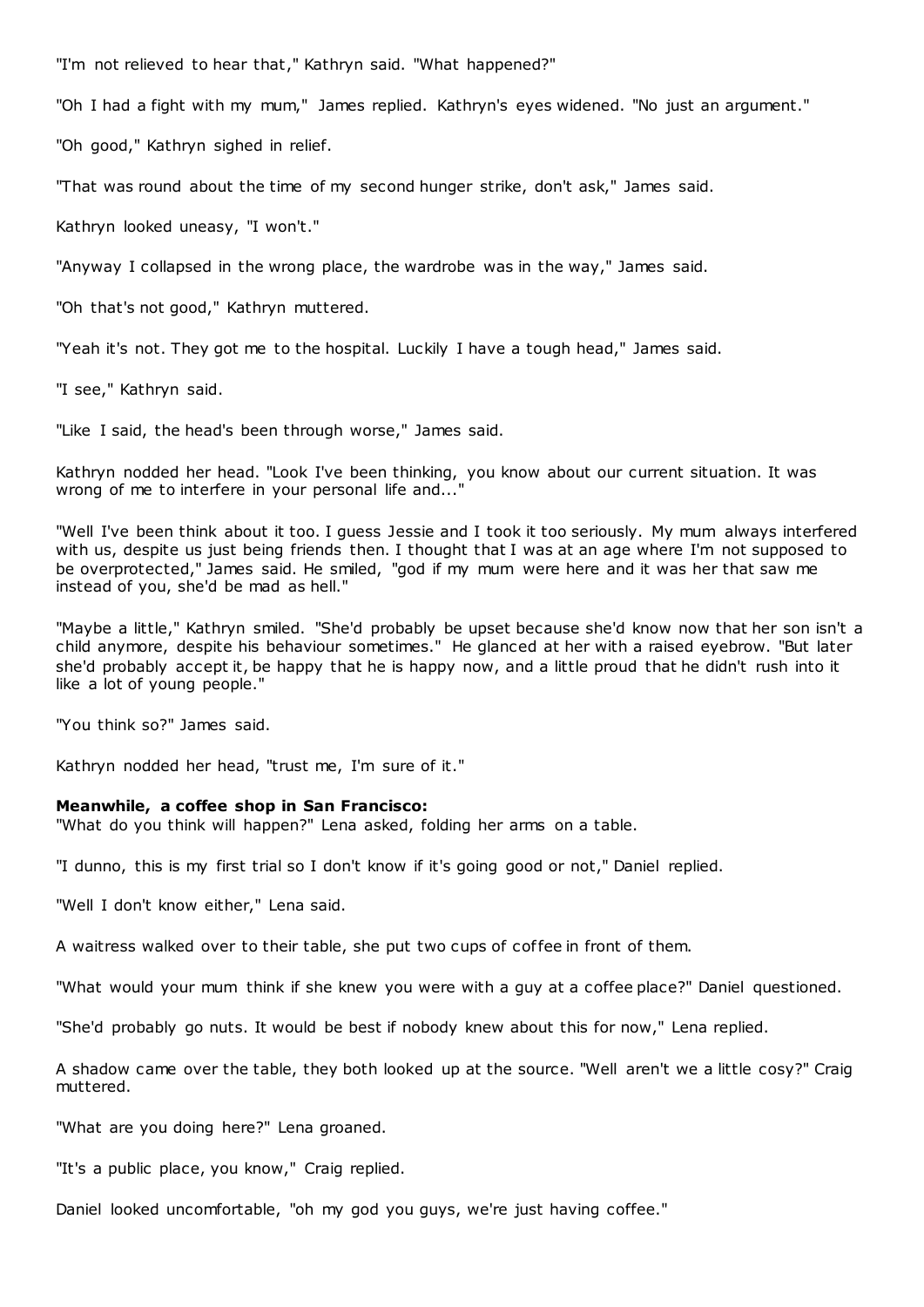"I'm not relieved to hear that," Kathryn said. "What happened?"

"Oh I had a fight with my mum," James replied. Kathryn's eyes widened. "No just an argument."

"Oh good," Kathryn sighed in relief.

"That was round about the time of my second hunger strike, don't ask," James said.

Kathryn looked uneasy, "I won't."

"Anyway I collapsed in the wrong place, the wardrobe was in the way," James said.

"Oh that's not good," Kathryn muttered.

"Yeah it's not. They got me to the hospital. Luckily I have a tough head," James said.

"I see," Kathryn said.

"Like I said, the head's been through worse," James said.

Kathryn nodded her head. "Look I've been thinking, you know about our current situation. It was wrong of me to interfere in your personal life and..."

"Well I've been think about it too. I guess Jessie and I took it too seriously. My mum always interfered with us, despite us just being friends then. I thought that I was at an age where I'm not supposed to be overprotected," James said. He smiled, "god if my mum were here and it was her that saw me instead of you, she'd be mad as hell."

"Maybe a little," Kathryn smiled. "She'd probably be upset because she'd know now that her son isn't a child anymore, despite his behaviour sometimes." He glanced at her with a raised eyebrow. "But later she'd probably accept it, be happy that he is happy now, and a little proud that he didn't rush into it like a lot of young people."

"You think so?" James said.

Kathryn nodded her head, "trust me, I'm sure of it."

**Meanwhile, a coffee shop in San Francisco:**
"What do you think will happen?" Lena asked, folding her arms on a table.

"I dunno, this is my first trial so I don't know if it's going good or not," Daniel replied.

"Well I don't know either," Lena said.

A waitress walked over to their table, she put two cups of coffee in front of them.

"What would your mum think if she knew you were with a guy at a coffee place?" Daniel questioned.

"She'd probably go nuts. It would be best if nobody knew about this for now," Lena replied.

A shadow came over the table, they both looked up at the source. "Well aren't we a little cosy?" Craig muttered.

"What are you doing here?" Lena groaned.

"It's a public place, you know," Craig replied.

Daniel looked uncomfortable, "oh my god you guys, we're just having coffee."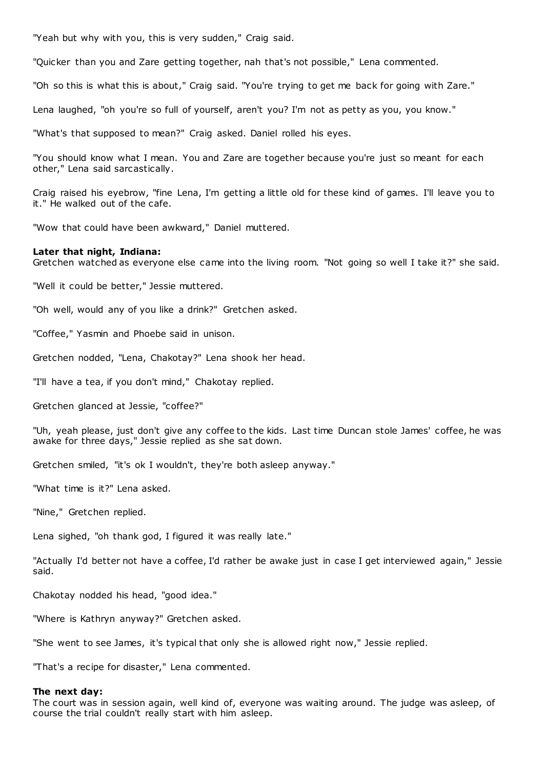"Yeah but why with you, this is very sudden," Craig said.

"Quicker than you and Zare getting together, nah that's not possible," Lena commented.

"Oh so this is what this is about," Craig said. "You're trying to get me back for going with Zare."

Lena laughed, "oh you're so full of yourself, aren't you? I'm not as petty as you, you know."

"What's that supposed to mean?" Craig asked. Daniel rolled his eyes.

"You should know what I mean. You and Zare are together because you're just so meant for each other," Lena said sarcastically.

Craig raised his eyebrow, "fine Lena, I'm getting a little old for these kind of games. I'll leave you to it." He walked out of the cafe.

"Wow that could have been awkward," Daniel muttered.

**Later that night, Indiana:**
Gretchen watched as everyone else came into the living room. "Not going so well I take it?" she said.

"Well it could be better," Jessie muttered.

"Oh well, would any of you like a drink?" Gretchen asked.

"Coffee," Yasmin and Phoebe said in unison.

Gretchen nodded, "Lena, Chakotay?" Lena shook her head.

"I'll have a tea, if you don't mind," Chakotay replied.

Gretchen glanced at Jessie, "coffee?"

"Uh, yeah please, just don't give any coffee to the kids. Last time Duncan stole James' coffee, he was awake for three days," Jessie replied as she sat down.

Gretchen smiled, "it's ok I wouldn't, they're both asleep anyway."

"What time is it?" Lena asked.

"Nine," Gretchen replied.

Lena sighed, "oh thank god, I figured it was really late."

"Actually I'd better not have a coffee, I'd rather be awake just in case I get interviewed again," Jessie said.

Chakotay nodded his head, "good idea."

"Where is Kathryn anyway?" Gretchen asked.

"She went to see James, it's typical that only she is allowed right now," Jessie replied.

"That's a recipe for disaster," Lena commented.

**The next day:**
The court was in session again, well kind of, everyone was waiting around. The judge was asleep, of course the trial couldn't really start with him asleep.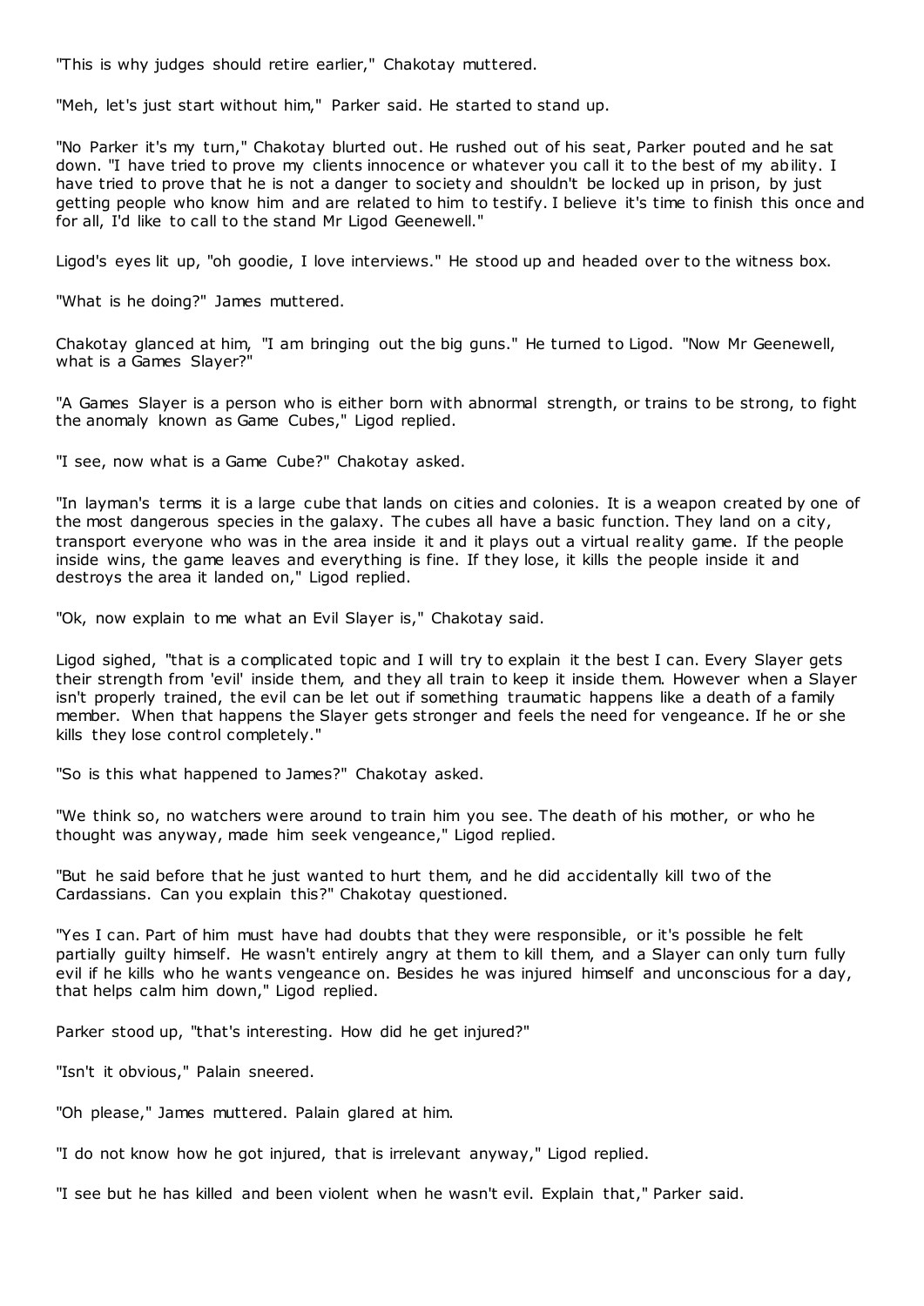"This is why judges should retire earlier," Chakotay muttered.

"Meh, let's just start without him," Parker said. He started to stand up.

"No Parker it's my turn," Chakotay blurted out. He rushed out of his seat, Parker pouted and he sat down. "I have tried to prove my clients innocence or whatever you call it to the best of my ability. I have tried to prove that he is not a danger to society and shouldn't be locked up in prison, by just getting people who know him and are related to him to testify. I believe it's time to finish this once and for all, I'd like to call to the stand Mr Ligod Geenewell."

Ligod's eyes lit up, "oh goodie, I love interviews." He stood up and headed over to the witness box.

"What is he doing?" James muttered.

Chakotay glanced at him, "I am bringing out the big guns." He turned to Ligod. "Now Mr Geenewell, what is a Games Slayer?"

"A Games Slayer is a person who is either born with abnormal strength, or trains to be strong, to fight the anomaly known as Game Cubes," Ligod replied.

"I see, now what is a Game Cube?" Chakotay asked.

"In layman's terms it is a large cube that lands on cities and colonies. It is a weapon created by one of the most dangerous species in the galaxy. The cubes all have a basic function. They land on a city, transport everyone who was in the area inside it and it plays out a virtual reality game. If the people inside wins, the game leaves and everything is fine. If they lose, it kills the people inside it and destroys the area it landed on," Ligod replied.

"Ok, now explain to me what an Evil Slayer is," Chakotay said.

Ligod sighed, "that is a complicated topic and I will try to explain it the best I can. Every Slayer gets their strength from 'evil' inside them, and they all train to keep it inside them. However when a Slayer isn't properly trained, the evil can be let out if something traumatic happens like a death of a family member. When that happens the Slayer gets stronger and feels the need for vengeance. If he or she kills they lose control completely."

"So is this what happened to James?" Chakotay asked.

"We think so, no watchers were around to train him you see. The death of his mother, or who he thought was anyway, made him seek vengeance," Ligod replied.

"But he said before that he just wanted to hurt them, and he did accidentally kill two of the Cardassians. Can you explain this?" Chakotay questioned.

"Yes I can. Part of him must have had doubts that they were responsible, or it's possible he felt partially guilty himself. He wasn't entirely angry at them to kill them, and a Slayer can only turn fully evil if he kills who he wants vengeance on. Besides he was injured himself and unconscious for a day, that helps calm him down," Ligod replied.

Parker stood up, "that's interesting. How did he get injured?"

"Isn't it obvious," Palain sneered.

"Oh please," James muttered. Palain glared at him.

"I do not know how he got injured, that is irrelevant anyway," Ligod replied.

"I see but he has killed and been violent when he wasn't evil. Explain that," Parker said.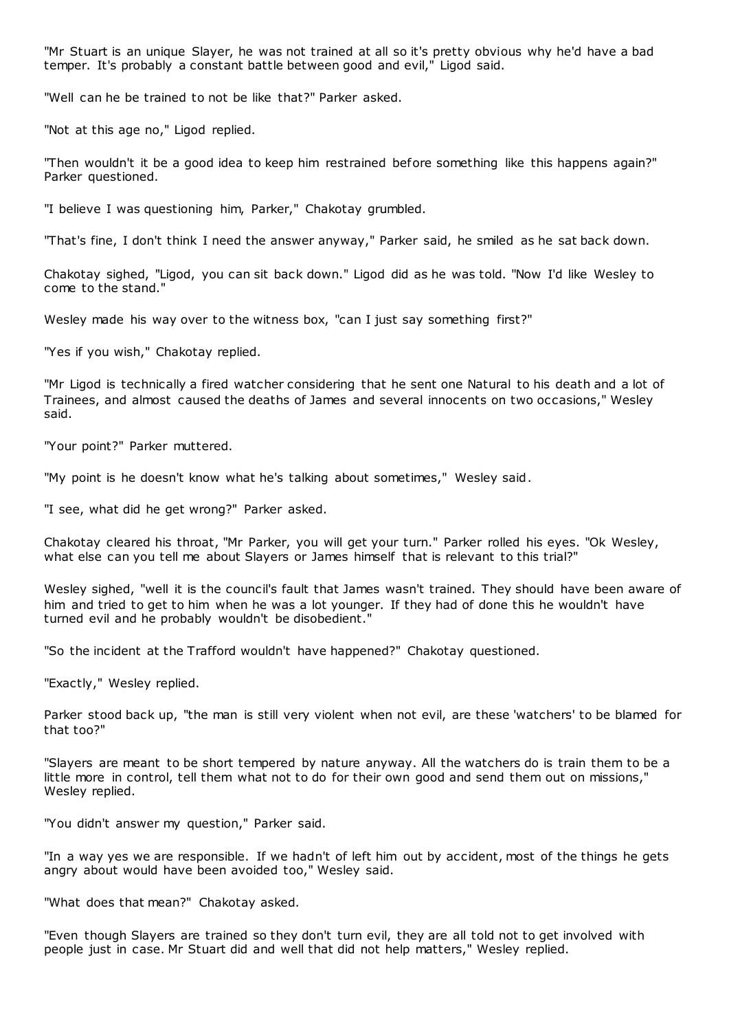"Mr Stuart is an unique Slayer, he was not trained at all so it's pretty obvious why he'd have a bad temper. It's probably a constant battle between good and evil," Ligod said.

"Well can he be trained to not be like that?" Parker asked.

"Not at this age no," Ligod replied.

"Then wouldn't it be a good idea to keep him restrained before something like this happens again?" Parker questioned.

"I believe I was questioning him, Parker," Chakotay grumbled.

"That's fine, I don't think I need the answer anyway," Parker said, he smiled as he sat back down.

Chakotay sighed, "Ligod, you can sit back down." Ligod did as he was told. "Now I'd like Wesley to come to the stand."

Wesley made his way over to the witness box, "can I just say something first?"

"Yes if you wish," Chakotay replied.

"Mr Ligod is technically a fired watcher considering that he sent one Natural to his death and a lot of Trainees, and almost caused the deaths of James and several innocents on two occasions," Wesley said.

"Your point?" Parker muttered.

"My point is he doesn't know what he's talking about sometimes," Wesley said.

"I see, what did he get wrong?" Parker asked.

Chakotay cleared his throat, "Mr Parker, you will get your turn." Parker rolled his eyes. "Ok Wesley, what else can you tell me about Slayers or James himself that is relevant to this trial?"

Wesley sighed, "well it is the council's fault that James wasn't trained. They should have been aware of him and tried to get to him when he was a lot younger. If they had of done this he wouldn't have turned evil and he probably wouldn't be disobedient."

"So the incident at the Trafford wouldn't have happened?" Chakotay questioned.

"Exactly," Wesley replied.

Parker stood back up, "the man is still very violent when not evil, are these 'watchers' to be blamed for that too?"

"Slayers are meant to be short tempered by nature anyway. All the watchers do is train them to be a little more in control, tell them what not to do for their own good and send them out on missions," Wesley replied.

"You didn't answer my question," Parker said.

"In a way yes we are responsible. If we hadn't of left him out by accident, most of the things he gets angry about would have been avoided too," Wesley said.

"What does that mean?" Chakotay asked.

"Even though Slayers are trained so they don't turn evil, they are all told not to get involved with people just in case. Mr Stuart did and well that did not help matters," Wesley replied.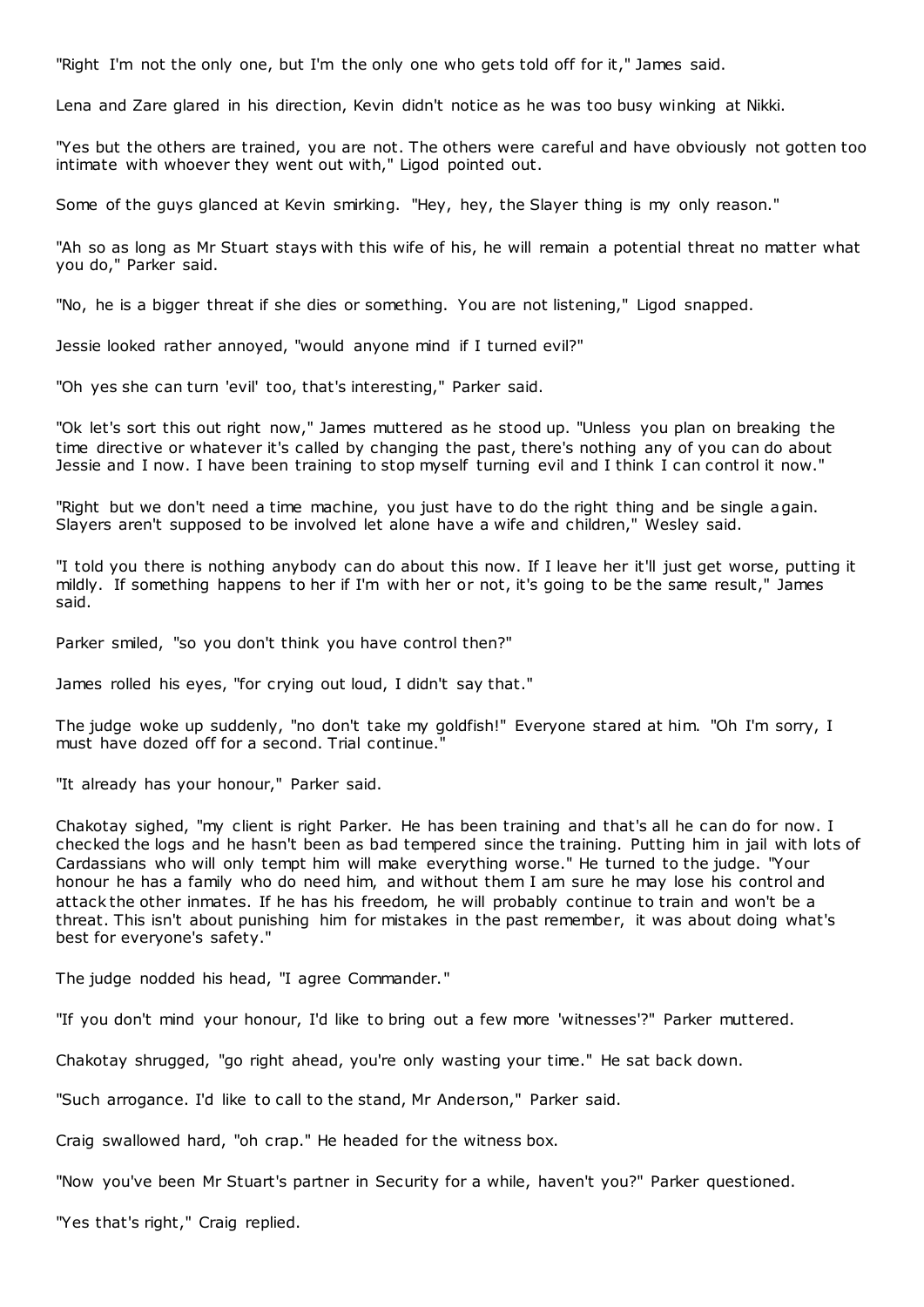"Right I'm not the only one, but I'm the only one who gets told off for it," James said.

Lena and Zare glared in his direction, Kevin didn't notice as he was too busy winking at Nikki.

"Yes but the others are trained, you are not. The others were careful and have obviously not gotten too intimate with whoever they went out with," Ligod pointed out.

Some of the guys glanced at Kevin smirking. "Hey, hey, the Slayer thing is my only reason."

"Ah so as long as Mr Stuart stays with this wife of his, he will remain a potential threat no matter what you do," Parker said.

"No, he is a bigger threat if she dies or something. You are not listening," Ligod snapped.

Jessie looked rather annoyed, "would anyone mind if I turned evil?"

"Oh yes she can turn 'evil' too, that's interesting," Parker said.

"Ok let's sort this out right now," James muttered as he stood up. "Unless you plan on breaking the time directive or whatever it's called by changing the past, there's nothing any of you can do about Jessie and I now. I have been training to stop myself turning evil and I think I can control it now."

"Right but we don't need a time machine, you just have to do the right thing and be single again. Slayers aren't supposed to be involved let alone have a wife and children," Wesley said.

"I told you there is nothing anybody can do about this now. If I leave her it'll just get worse, putting it mildly. If something happens to her if I'm with her or not, it's going to be the same result," James said.

Parker smiled, "so you don't think you have control then?"

James rolled his eyes, "for crying out loud, I didn't say that."

The judge woke up suddenly, "no don't take my goldfish!" Everyone stared at him. "Oh I'm sorry, I must have dozed off for a second. Trial continue."

"It already has your honour," Parker said.

Chakotay sighed, "my client is right Parker. He has been training and that's all he can do for now. I checked the logs and he hasn't been as bad tempered since the training. Putting him in jail with lots of Cardassians who will only tempt him will make everything worse." He turned to the judge. "Your honour he has a family who do need him, and without them I am sure he may lose his control and attack the other inmates. If he has his freedom, he will probably continue to train and won't be a threat. This isn't about punishing him for mistakes in the past remember, it was about doing what's best for everyone's safety."

The judge nodded his head, "I agree Commander."

"If you don't mind your honour, I'd like to bring out a few more 'witnesses'?" Parker muttered.

Chakotay shrugged, "go right ahead, you're only wasting your time." He sat back down.

"Such arrogance. I'd like to call to the stand, Mr Anderson," Parker said.

Craig swallowed hard, "oh crap." He headed for the witness box.

"Now you've been Mr Stuart's partner in Security for a while, haven't you?" Parker questioned.

"Yes that's right," Craig replied.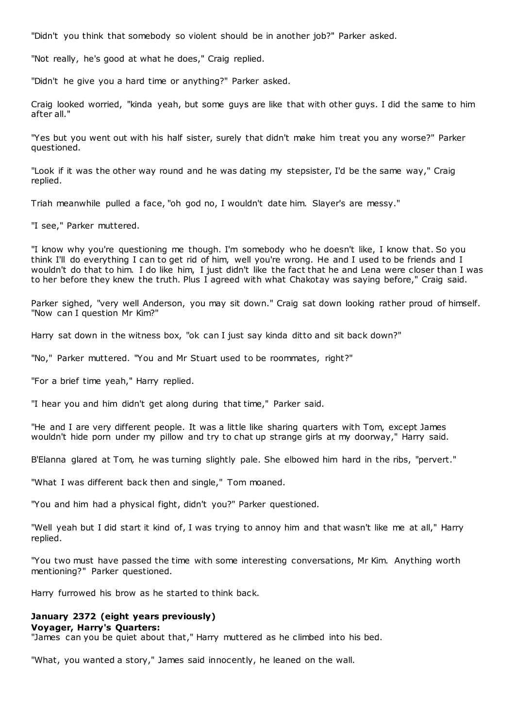"Didn't you think that somebody so violent should be in another job?" Parker asked.

"Not really, he's good at what he does," Craig replied.

"Didn't he give you a hard time or anything?" Parker asked.

Craig looked worried, "kinda yeah, but some guys are like that with other guys. I did the same to him after all."

"Yes but you went out with his half sister, surely that didn't make him treat you any worse?" Parker questioned.

"Look if it was the other way round and he was dating my stepsister, I'd be the same way," Craig replied.

Triah meanwhile pulled a face, "oh god no, I wouldn't date him. Slayer's are messy."

"I see," Parker muttered.

"I know why you're questioning me though. I'm somebody who he doesn't like, I know that. So you think I'll do everything I can to get rid of him, well you're wrong. He and I used to be friends and I wouldn't do that to him. I do like him, I just didn't like the fact that he and Lena were closer than I was to her before they knew the truth. Plus I agreed with what Chakotay was saying before," Craig said.

Parker sighed, "very well Anderson, you may sit down." Craig sat down looking rather proud of himself. "Now can I question Mr Kim?"

Harry sat down in the witness box, "ok can I just say kinda ditto and sit back down?"

"No," Parker muttered. "You and Mr Stuart used to be roommates, right?"

"For a brief time yeah," Harry replied.

"I hear you and him didn't get along during that time," Parker said.

"He and I are very different people. It was a little like sharing quarters with Tom, except James wouldn't hide porn under my pillow and try to chat up strange girls at my doorway," Harry said.

B'Elanna glared at Tom, he was turning slightly pale. She elbowed him hard in the ribs, "pervert."

"What I was different back then and single," Tom moaned.

"You and him had a physical fight, didn't you?" Parker questioned.

"Well yeah but I did start it kind of, I was trying to annoy him and that wasn't like me at all," Harry replied.

"You two must have passed the time with some interesting conversations, Mr Kim. Anything worth mentioning?" Parker questioned.

Harry furrowed his brow as he started to think back.

**January 2372 (eight years previously)**
**Voyager, Harry's Quarters:**
"James can you be quiet about that," Harry muttered as he climbed into his bed.

"What, you wanted a story," James said innocently, he leaned on the wall.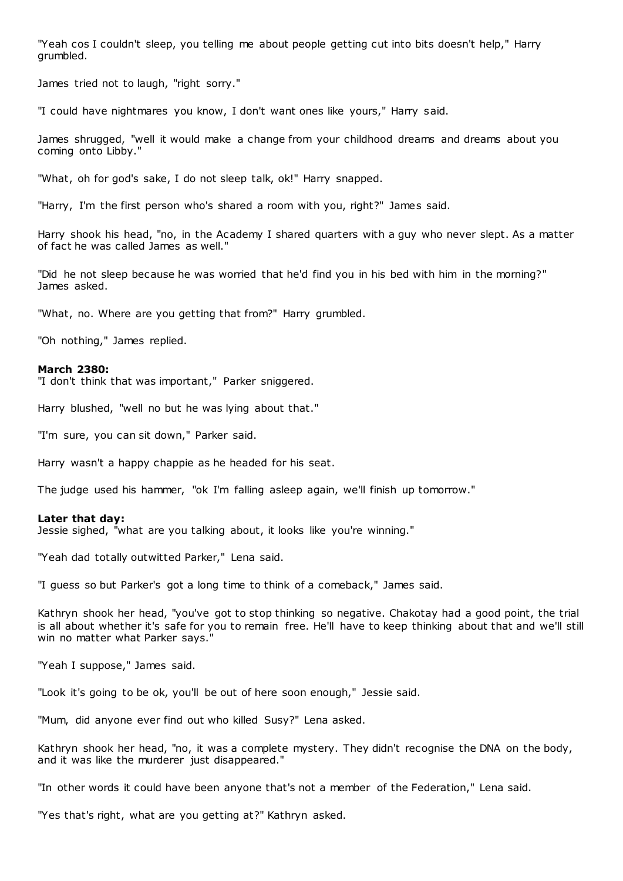"Yeah cos I couldn't sleep, you telling me about people getting cut into bits doesn't help," Harry grumbled.

James tried not to laugh, "right sorry."

"I could have nightmares you know, I don't want ones like yours," Harry said.

James shrugged, "well it would make a change from your childhood dreams and dreams about you coming onto Libby."

"What, oh for god's sake, I do not sleep talk, ok!" Harry snapped.

"Harry, I'm the first person who's shared a room with you, right?" James said.

Harry shook his head, "no, in the Academy I shared quarters with a guy who never slept. As a matter of fact he was called James as well."

"Did he not sleep because he was worried that he'd find you in his bed with him in the morning?" James asked.

"What, no. Where are you getting that from?" Harry grumbled.

"Oh nothing," James replied.

**March 2380:**
"I don't think that was important," Parker sniggered.

Harry blushed, "well no but he was lying about that."

"I'm sure, you can sit down," Parker said.

Harry wasn't a happy chappie as he headed for his seat.

The judge used his hammer, "ok I'm falling asleep again, we'll finish up tomorrow."

**Later that day:**
Jessie sighed, "what are you talking about, it looks like you're winning."

"Yeah dad totally outwitted Parker," Lena said.

"I guess so but Parker's got a long time to think of a comeback," James said.

Kathryn shook her head, "you've got to stop thinking so negative. Chakotay had a good point, the trial is all about whether it's safe for you to remain free. He'll have to keep thinking about that and we'll still win no matter what Parker says."

"Yeah I suppose," James said.

"Look it's going to be ok, you'll be out of here soon enough," Jessie said.

"Mum, did anyone ever find out who killed Susy?" Lena asked.

Kathryn shook her head, "no, it was a complete mystery. They didn't recognise the DNA on the body, and it was like the murderer just disappeared."

"In other words it could have been anyone that's not a member of the Federation," Lena said.

"Yes that's right, what are you getting at?" Kathryn asked.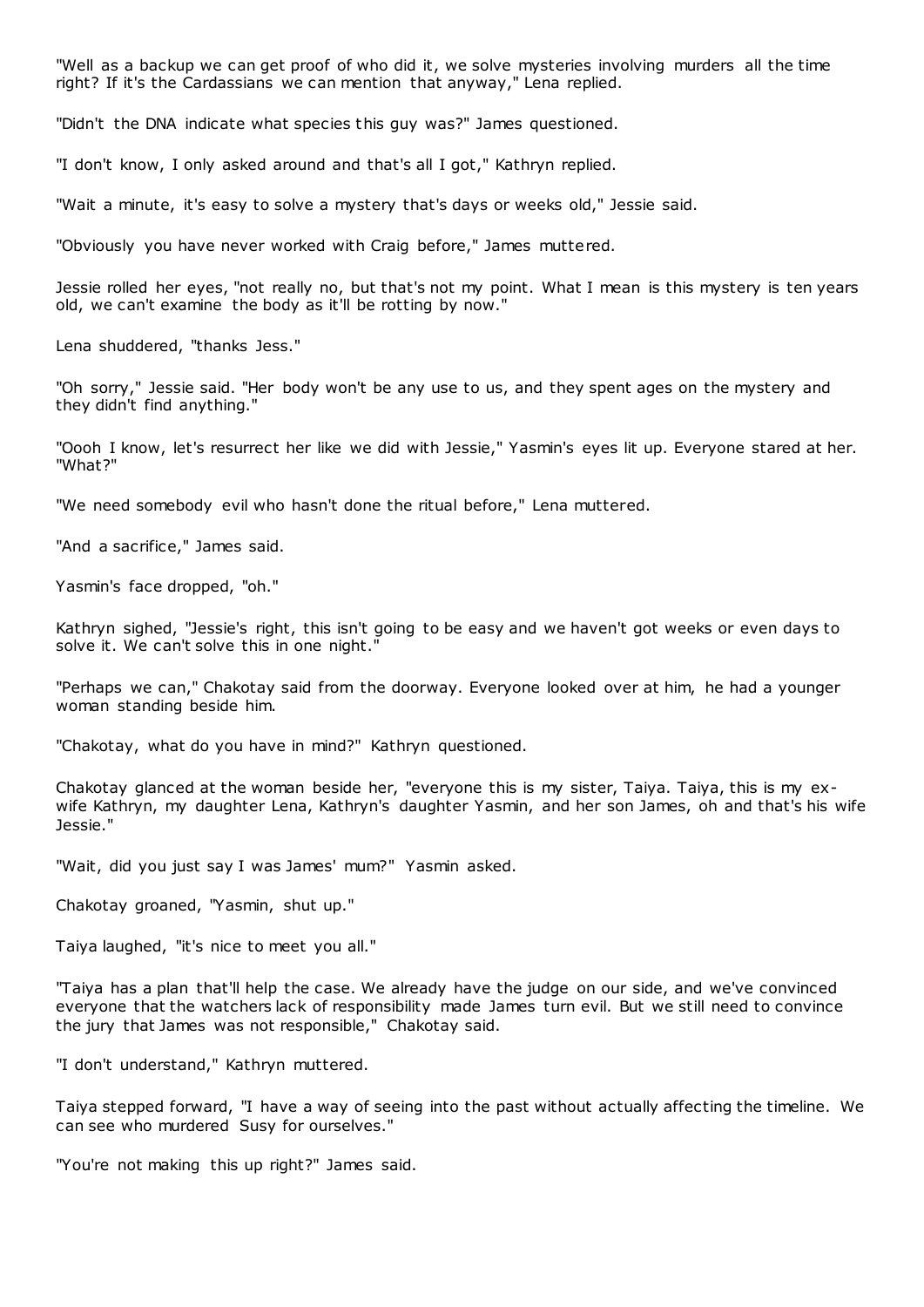"Well as a backup we can get proof of who did it, we solve mysteries involving murders all the time right? If it's the Cardassians we can mention that anyway," Lena replied.

"Didn't the DNA indicate what species this guy was?" James questioned.

"I don't know, I only asked around and that's all I got," Kathryn replied.

"Wait a minute, it's easy to solve a mystery that's days or weeks old," Jessie said.

"Obviously you have never worked with Craig before," James muttered.

Jessie rolled her eyes, "not really no, but that's not my point. What I mean is this mystery is ten years old, we can't examine the body as it'll be rotting by now."

Lena shuddered, "thanks Jess."

"Oh sorry," Jessie said. "Her body won't be any use to us, and they spent ages on the mystery and they didn't find anything."

"Oooh I know, let's resurrect her like we did with Jessie," Yasmin's eyes lit up. Everyone stared at her. "What?"

"We need somebody evil who hasn't done the ritual before," Lena muttered.

"And a sacrifice," James said.

Yasmin's face dropped, "oh."

Kathryn sighed, "Jessie's right, this isn't going to be easy and we haven't got weeks or even days to solve it. We can't solve this in one night."

"Perhaps we can," Chakotay said from the doorway. Everyone looked over at him, he had a younger woman standing beside him.

"Chakotay, what do you have in mind?" Kathryn questioned.

Chakotay glanced at the woman beside her, "everyone this is my sister, Taiya. Taiya, this is my ex-wife Kathryn, my daughter Lena, Kathryn's daughter Yasmin, and her son James, oh and that's his wife Jessie."

"Wait, did you just say I was James' mum?" Yasmin asked.

Chakotay groaned, "Yasmin, shut up."

Taiya laughed, "it's nice to meet you all."

"Taiya has a plan that'll help the case. We already have the judge on our side, and we've convinced everyone that the watchers lack of responsibility made James turn evil. But we still need to convince the jury that James was not responsible," Chakotay said.

"I don't understand," Kathryn muttered.

Taiya stepped forward, "I have a way of seeing into the past without actually affecting the timeline. We can see who murdered Susy for ourselves."

"You're not making this up right?" James said.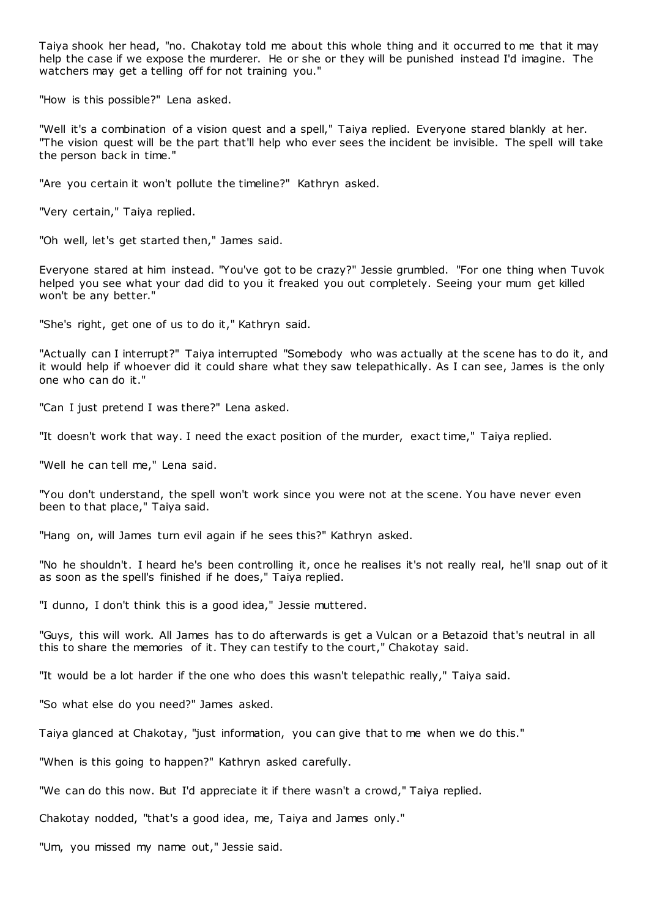Taiya shook her head, "no. Chakotay told me about this whole thing and it occurred to me that it may help the case if we expose the murderer. He or she or they will be punished instead I'd imagine. The watchers may get a telling off for not training you."

"How is this possible?" Lena asked.

"Well it's a combination of a vision quest and a spell," Taiya replied. Everyone stared blankly at her. "The vision quest will be the part that'll help who ever sees the incident be invisible. The spell will take the person back in time."

"Are you certain it won't pollute the timeline?" Kathryn asked.

"Very certain," Taiya replied.

"Oh well, let's get started then," James said.

Everyone stared at him instead. "You've got to be crazy?" Jessie grumbled. "For one thing when Tuvok helped you see what your dad did to you it freaked you out completely. Seeing your mum get killed won't be any better."

"She's right, get one of us to do it," Kathryn said.

"Actually can I interrupt?" Taiya interrupted "Somebody who was actually at the scene has to do it, and it would help if whoever did it could share what they saw telepathically. As I can see, James is the only one who can do it."

"Can I just pretend I was there?" Lena asked.

"It doesn't work that way. I need the exact position of the murder, exact time," Taiya replied.

"Well he can tell me," Lena said.

"You don't understand, the spell won't work since you were not at the scene. You have never even been to that place," Taiya said.

"Hang on, will James turn evil again if he sees this?" Kathryn asked.

"No he shouldn't. I heard he's been controlling it, once he realises it's not really real, he'll snap out of it as soon as the spell's finished if he does," Taiya replied.

"I dunno, I don't think this is a good idea," Jessie muttered.

"Guys, this will work. All James has to do afterwards is get a Vulcan or a Betazoid that's neutral in all this to share the memories of it. They can testify to the court," Chakotay said.

"It would be a lot harder if the one who does this wasn't telepathic really," Taiya said.

"So what else do you need?" James asked.

Taiya glanced at Chakotay, "just information, you can give that to me when we do this."

"When is this going to happen?" Kathryn asked carefully.

"We can do this now. But I'd appreciate it if there wasn't a crowd," Taiya replied.

Chakotay nodded, "that's a good idea, me, Taiya and James only."

"Um, you missed my name out," Jessie said.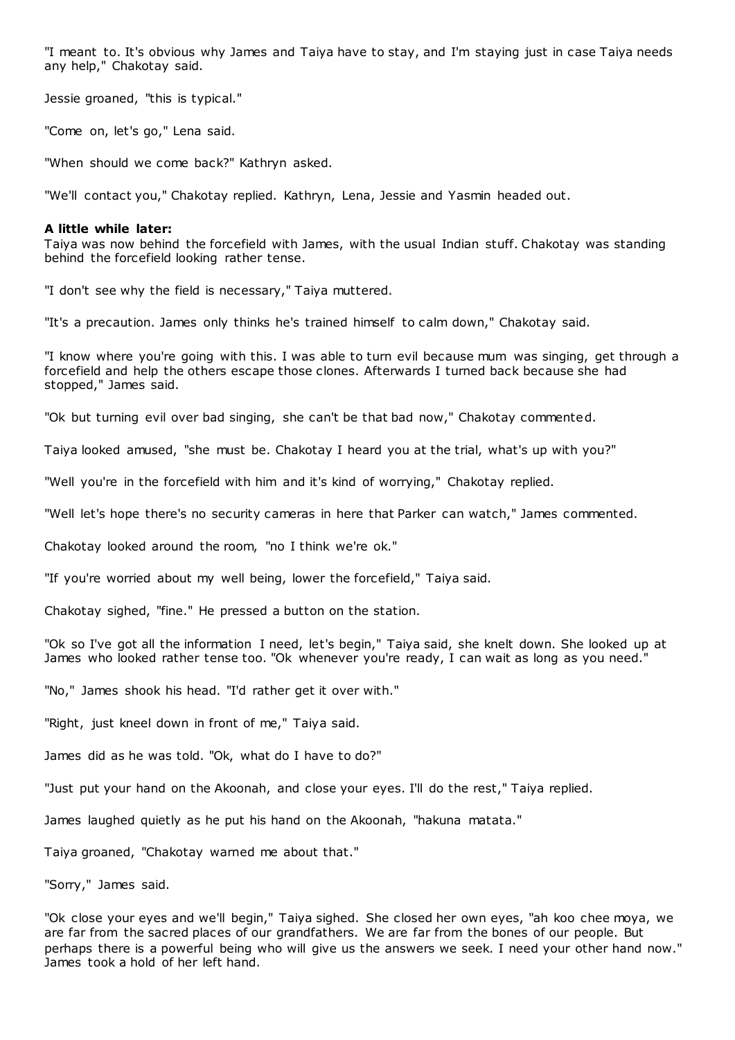"I meant to. It's obvious why James and Taiya have to stay, and I'm staying just in case Taiya needs any help," Chakotay said.

Jessie groaned, "this is typical."

"Come on, let's go," Lena said.

"When should we come back?" Kathryn asked.

"We'll contact you," Chakotay replied. Kathryn, Lena, Jessie and Yasmin headed out.

**A little while later:**
Taiya was now behind the forcefield with James, with the usual Indian stuff. Chakotay was standing behind the forcefield looking rather tense.

"I don't see why the field is necessary," Taiya muttered.

"It's a precaution. James only thinks he's trained himself to calm down," Chakotay said.

"I know where you're going with this. I was able to turn evil because mum was singing, get through a forcefield and help the others escape those clones. Afterwards I turned back because she had stopped," James said.

"Ok but turning evil over bad singing, she can't be that bad now," Chakotay commented.

Taiya looked amused, "she must be. Chakotay I heard you at the trial, what's up with you?"

"Well you're in the forcefield with him and it's kind of worrying," Chakotay replied.

"Well let's hope there's no security cameras in here that Parker can watch," James commented.

Chakotay looked around the room, "no I think we're ok."

"If you're worried about my well being, lower the forcefield," Taiya said.

Chakotay sighed, "fine." He pressed a button on the station.

"Ok so I've got all the information I need, let's begin," Taiya said, she knelt down. She looked up at James who looked rather tense too. "Ok whenever you're ready, I can wait as long as you need."

"No," James shook his head. "I'd rather get it over with."

"Right, just kneel down in front of me," Taiya said.

James did as he was told. "Ok, what do I have to do?"

"Just put your hand on the Akoonah, and close your eyes. I'll do the rest," Taiya replied.

James laughed quietly as he put his hand on the Akoonah, "hakuna matata."

Taiya groaned, "Chakotay warned me about that."

"Sorry," James said.

"Ok close your eyes and we'll begin," Taiya sighed. She closed her own eyes, "ah koo chee moya, we are far from the sacred places of our grandfathers. We are far from the bones of our people. But perhaps there is a powerful being who will give us the answers we seek. I need your other hand now." James took a hold of her left hand.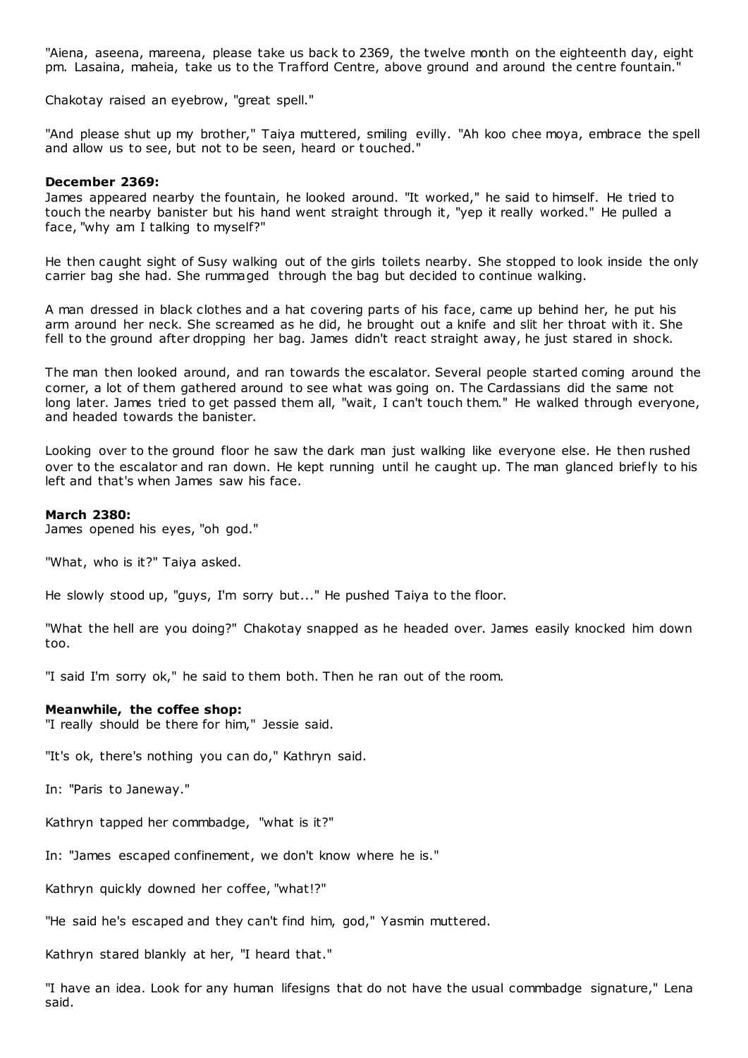"Aiena, aseena, mareena, please take us back to 2369, the twelve month on the eighteenth day, eight pm. Lasaina, maheia, take us to the Trafford Centre, above ground and around the centre fountain."

Chakotay raised an eyebrow, "great spell."

"And please shut up my brother," Taiya muttered, smiling evilly. "Ah koo chee moya, embrace the spell and allow us to see, but not to be seen, heard or touched."

**December 2369:**
James appeared nearby the fountain, he looked around. "It worked," he said to himself. He tried to touch the nearby banister but his hand went straight through it, "yep it really worked." He pulled a face, "why am I talking to myself?"

He then caught sight of Susy walking out of the girls toilets nearby. She stopped to look inside the only carrier bag she had. She rummaged through the bag but decided to continue walking.

A man dressed in black clothes and a hat covering parts of his face, came up behind her, he put his arm around her neck. She screamed as he did, he brought out a knife and slit her throat with it. She fell to the ground after dropping her bag. James didn't react straight away, he just stared in shock.

The man then looked around, and ran towards the escalator. Several people started coming around the corner, a lot of them gathered around to see what was going on. The Cardassians did the same not long later. James tried to get passed them all, "wait, I can't touch them." He walked through everyone, and headed towards the banister.

Looking over to the ground floor he saw the dark man just walking like everyone else. He then rushed over to the escalator and ran down. He kept running until he caught up. The man glanced briefly to his left and that's when James saw his face.

**March 2380:**
James opened his eyes, "oh god."

"What, who is it?" Taiya asked.

He slowly stood up, "guys, I'm sorry but..." He pushed Taiya to the floor.

"What the hell are you doing?" Chakotay snapped as he headed over. James easily knocked him down too.

"I said I'm sorry ok," he said to them both. Then he ran out of the room.

**Meanwhile, the coffee shop:**
"I really should be there for him," Jessie said.

"It's ok, there's nothing you can do," Kathryn said.

In: "Paris to Janeway."

Kathryn tapped her commbadge, "what is it?"

In: "James escaped confinement, we don't know where he is."

Kathryn quickly downed her coffee, "what!?"

"He said he's escaped and they can't find him, god," Yasmin muttered.

Kathryn stared blankly at her, "I heard that."

"I have an idea. Look for any human lifesigns that do not have the usual commbadge signature," Lena said.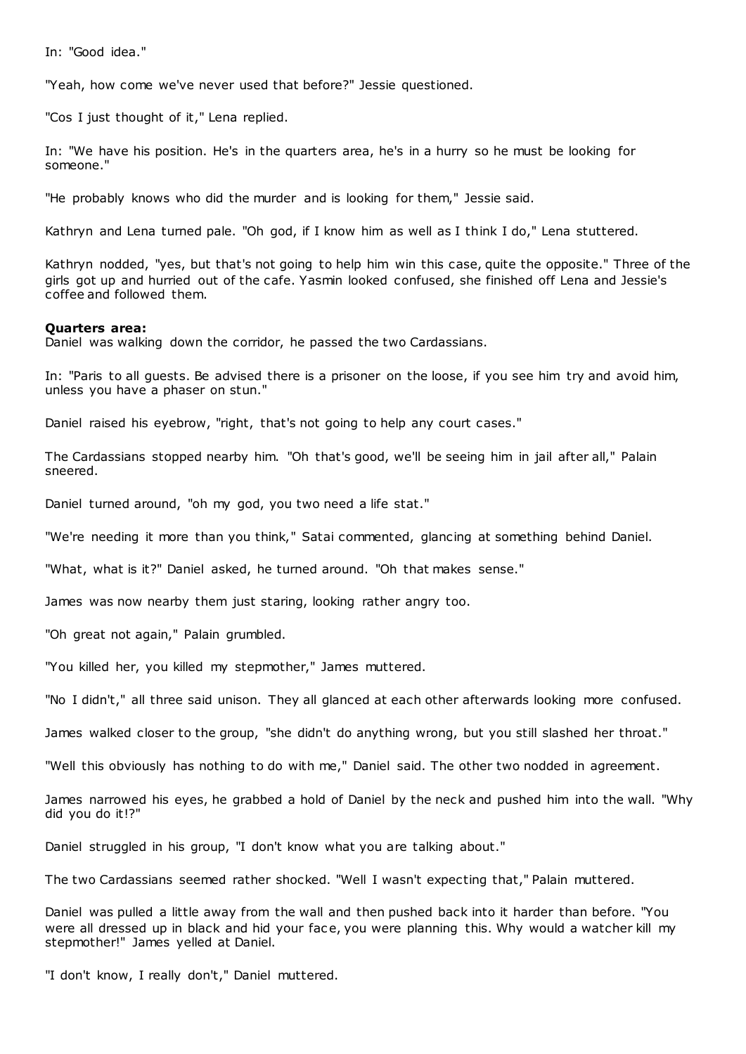In: "Good idea."

"Yeah, how come we've never used that before?" Jessie questioned.

"Cos I just thought of it," Lena replied.

In: "We have his position. He's in the quarters area, he's in a hurry so he must be looking for someone."

"He probably knows who did the murder and is looking for them," Jessie said.

Kathryn and Lena turned pale. "Oh god, if I know him as well as I think I do," Lena stuttered.

Kathryn nodded, "yes, but that's not going to help him win this case, quite the opposite." Three of the girls got up and hurried out of the cafe. Yasmin looked confused, she finished off Lena and Jessie's coffee and followed them.

**Quarters area:**
Daniel was walking down the corridor, he passed the two Cardassians.

In: "Paris to all guests. Be advised there is a prisoner on the loose, if you see him try and avoid him, unless you have a phaser on stun."

Daniel raised his eyebrow, "right, that's not going to help any court cases."

The Cardassians stopped nearby him. "Oh that's good, we'll be seeing him in jail after all," Palain sneered.

Daniel turned around, "oh my god, you two need a life stat."

"We're needing it more than you think," Satai commented, glancing at something behind Daniel.

"What, what is it?" Daniel asked, he turned around. "Oh that makes sense."

James was now nearby them just staring, looking rather angry too.

"Oh great not again," Palain grumbled.

"You killed her, you killed my stepmother," James muttered.

"No I didn't," all three said unison. They all glanced at each other afterwards looking more confused.

James walked closer to the group, "she didn't do anything wrong, but you still slashed her throat."

"Well this obviously has nothing to do with me," Daniel said. The other two nodded in agreement.

James narrowed his eyes, he grabbed a hold of Daniel by the neck and pushed him into the wall. "Why did you do it!?"

Daniel struggled in his group, "I don't know what you are talking about."

The two Cardassians seemed rather shocked. "Well I wasn't expecting that," Palain muttered.

Daniel was pulled a little away from the wall and then pushed back into it harder than before. "You were all dressed up in black and hid your face, you were planning this. Why would a watcher kill my stepmother!" James yelled at Daniel.

"I don't know, I really don't," Daniel muttered.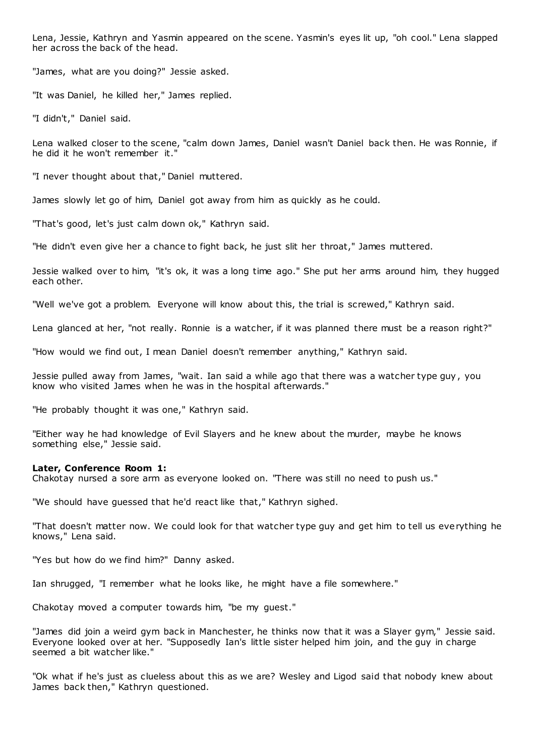Lena, Jessie, Kathryn and Yasmin appeared on the scene. Yasmin's eyes lit up, "oh cool." Lena slapped her across the back of the head.

"James, what are you doing?" Jessie asked.

"It was Daniel, he killed her," James replied.

"I didn't," Daniel said.

Lena walked closer to the scene, "calm down James, Daniel wasn't Daniel back then. He was Ronnie, if he did it he won't remember it."

"I never thought about that," Daniel muttered.

James slowly let go of him, Daniel got away from him as quickly as he could.

"That's good, let's just calm down ok," Kathryn said.

"He didn't even give her a chance to fight back, he just slit her throat," James muttered.

Jessie walked over to him, "it's ok, it was a long time ago." She put her arms around him, they hugged each other.

"Well we've got a problem. Everyone will know about this, the trial is screwed," Kathryn said.

Lena glanced at her, "not really. Ronnie is a watcher, if it was planned there must be a reason right?"

"How would we find out, I mean Daniel doesn't remember anything," Kathryn said.

Jessie pulled away from James, "wait. Ian said a while ago that there was a watcher type guy, you know who visited James when he was in the hospital afterwards."

"He probably thought it was one," Kathryn said.

"Either way he had knowledge of Evil Slayers and he knew about the murder, maybe he knows something else," Jessie said.

**Later, Conference Room 1:**
Chakotay nursed a sore arm as everyone looked on. "There was still no need to push us."

"We should have guessed that he'd react like that," Kathryn sighed.

"That doesn't matter now. We could look for that watcher type guy and get him to tell us everything he knows," Lena said.

"Yes but how do we find him?" Danny asked.

Ian shrugged, "I remember what he looks like, he might have a file somewhere."

Chakotay moved a computer towards him, "be my guest."

"James did join a weird gym back in Manchester, he thinks now that it was a Slayer gym," Jessie said. Everyone looked over at her. "Supposedly Ian's little sister helped him join, and the guy in charge seemed a bit watcher like."

"Ok what if he's just as clueless about this as we are? Wesley and Ligod said that nobody knew about James back then," Kathryn questioned.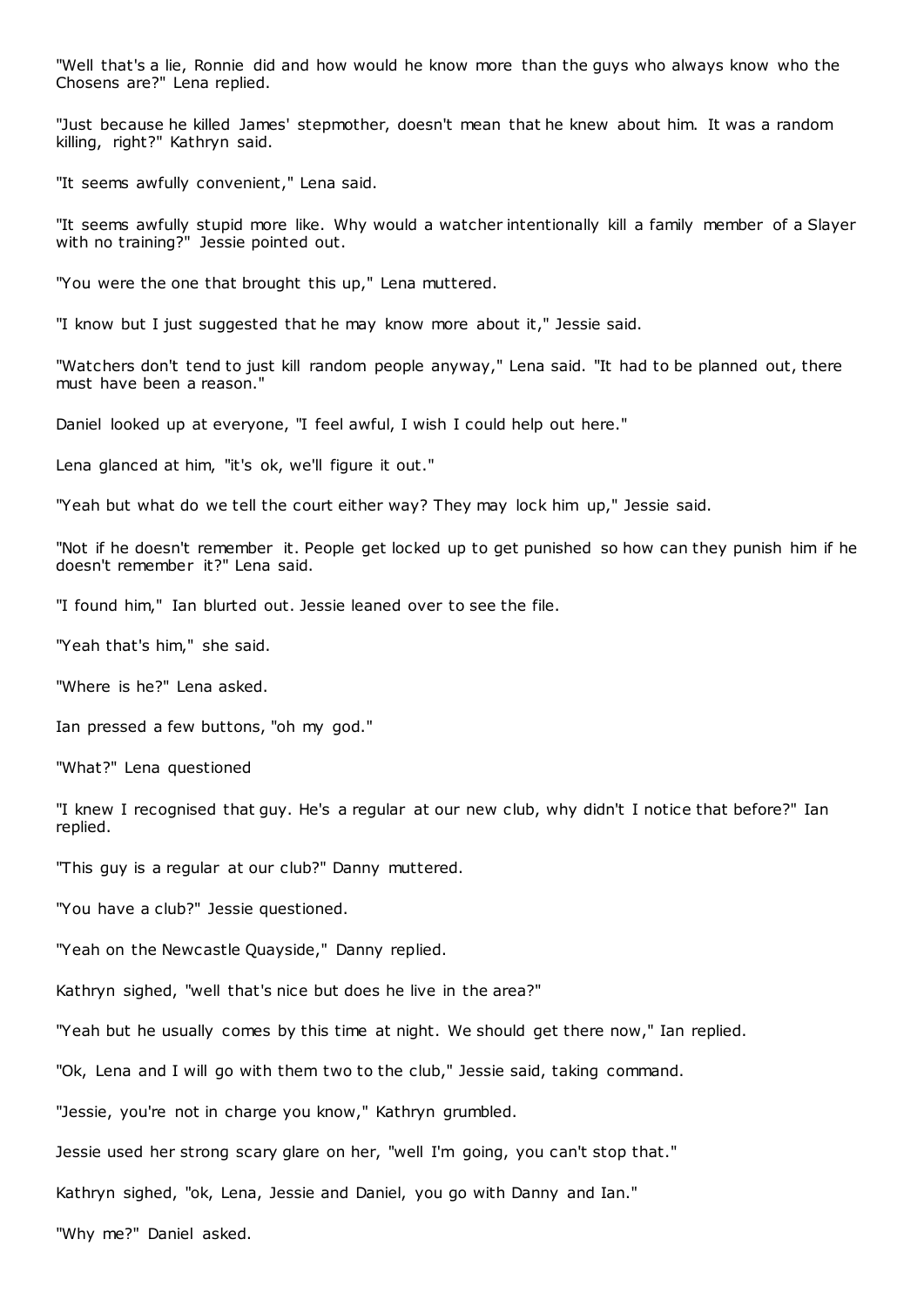"Well that's a lie, Ronnie did and how would he know more than the guys who always know who the Chosens are?" Lena replied.

"Just because he killed James' stepmother, doesn't mean that he knew about him. It was a random killing, right?" Kathryn said.

"It seems awfully convenient," Lena said.

"It seems awfully stupid more like. Why would a watcher intentionally kill a family member of a Slayer with no training?" Jessie pointed out.

"You were the one that brought this up," Lena muttered.

"I know but I just suggested that he may know more about it," Jessie said.

"Watchers don't tend to just kill random people anyway," Lena said. "It had to be planned out, there must have been a reason."

Daniel looked up at everyone, "I feel awful, I wish I could help out here."

Lena glanced at him, "it's ok, we'll figure it out."

"Yeah but what do we tell the court either way? They may lock him up," Jessie said.

"Not if he doesn't remember it. People get locked up to get punished so how can they punish him if he doesn't remember it?" Lena said.

"I found him," Ian blurted out. Jessie leaned over to see the file.

"Yeah that's him," she said.

"Where is he?" Lena asked.

Ian pressed a few buttons, "oh my god."

"What?" Lena questioned

"I knew I recognised that guy. He's a regular at our new club, why didn't I notice that before?" Ian replied.

"This guy is a regular at our club?" Danny muttered.

"You have a club?" Jessie questioned.

"Yeah on the Newcastle Quayside," Danny replied.

Kathryn sighed, "well that's nice but does he live in the area?"

"Yeah but he usually comes by this time at night. We should get there now," Ian replied.

"Ok, Lena and I will go with them two to the club," Jessie said, taking command.

"Jessie, you're not in charge you know," Kathryn grumbled.

Jessie used her strong scary glare on her, "well I'm going, you can't stop that."

Kathryn sighed, "ok, Lena, Jessie and Daniel, you go with Danny and Ian."

"Why me?" Daniel asked.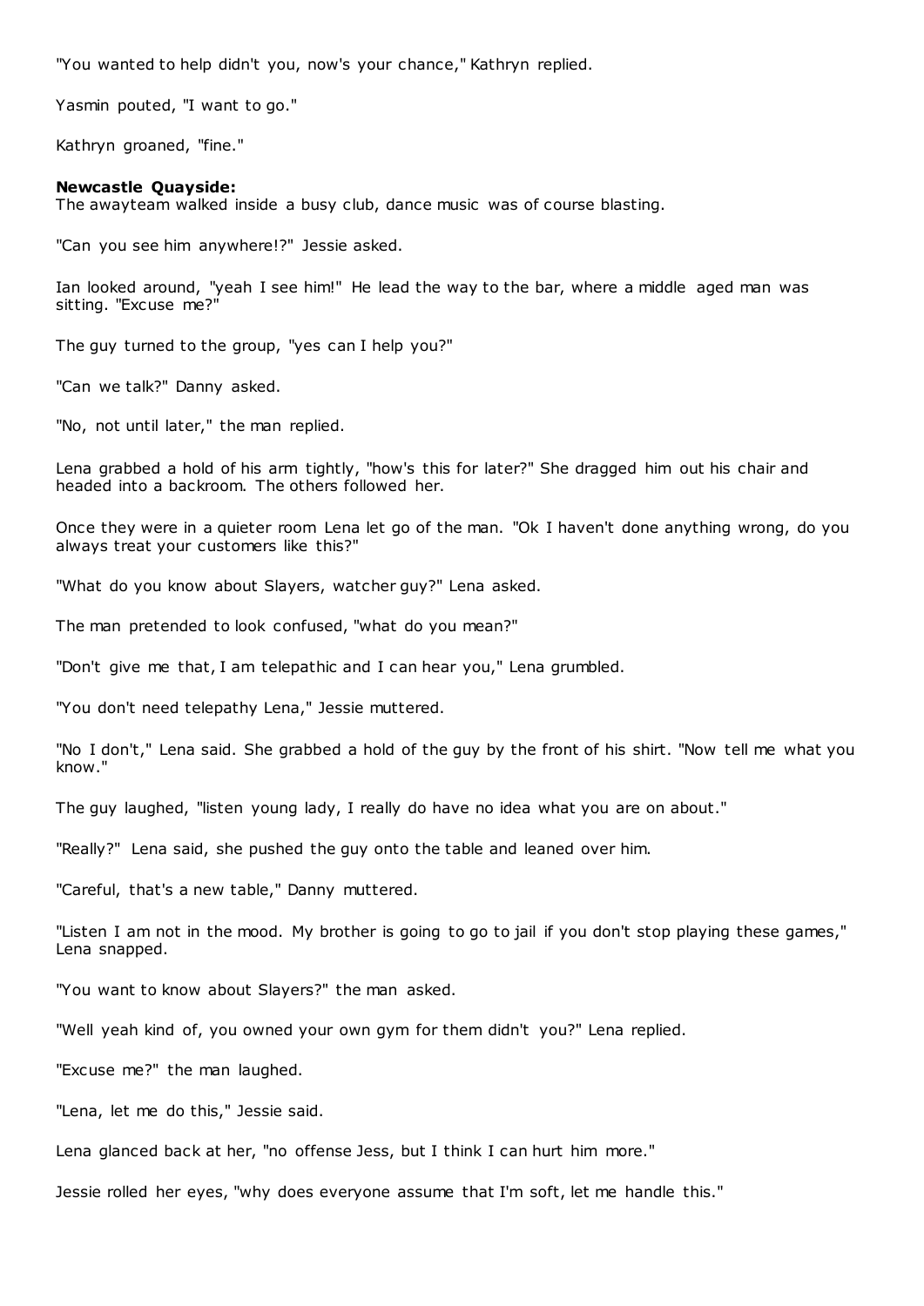"You wanted to help didn't you, now's your chance," Kathryn replied.

Yasmin pouted, "I want to go."

Kathryn groaned, "fine."

**Newcastle Quayside:**
The awayteam walked inside a busy club, dance music was of course blasting.

"Can you see him anywhere!?" Jessie asked.

Ian looked around, "yeah I see him!" He lead the way to the bar, where a middle aged man was sitting. "Excuse me?"

The guy turned to the group, "yes can I help you?"

"Can we talk?" Danny asked.

"No, not until later," the man replied.

Lena grabbed a hold of his arm tightly, "how's this for later?" She dragged him out his chair and headed into a backroom. The others followed her.

Once they were in a quieter room Lena let go of the man. "Ok I haven't done anything wrong, do you always treat your customers like this?"

"What do you know about Slayers, watcher guy?" Lena asked.

The man pretended to look confused, "what do you mean?"

"Don't give me that, I am telepathic and I can hear you," Lena grumbled.

"You don't need telepathy Lena," Jessie muttered.

"No I don't," Lena said. She grabbed a hold of the guy by the front of his shirt. "Now tell me what you know."

The guy laughed, "listen young lady, I really do have no idea what you are on about."

"Really?" Lena said, she pushed the guy onto the table and leaned over him.

"Careful, that's a new table," Danny muttered.

"Listen I am not in the mood. My brother is going to go to jail if you don't stop playing these games," Lena snapped.

"You want to know about Slayers?" the man asked.

"Well yeah kind of, you owned your own gym for them didn't you?" Lena replied.

"Excuse me?" the man laughed.

"Lena, let me do this," Jessie said.

Lena glanced back at her, "no offense Jess, but I think I can hurt him more."

Jessie rolled her eyes, "why does everyone assume that I'm soft, let me handle this."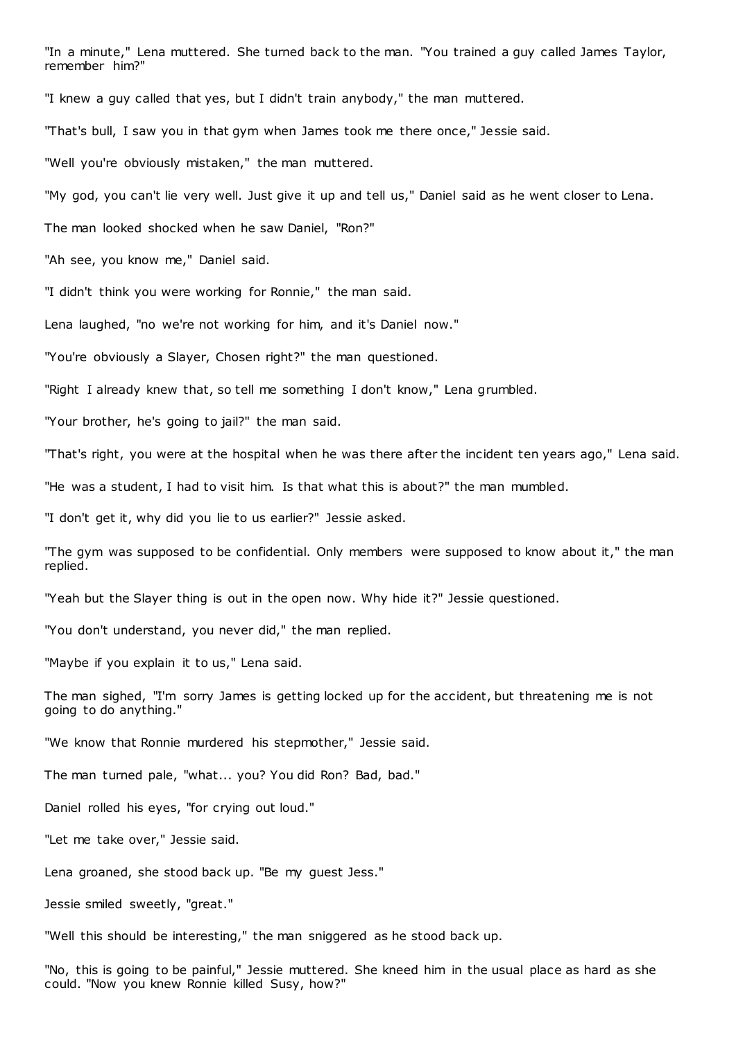"In a minute," Lena muttered. She turned back to the man. "You trained a guy called James Taylor, remember him?"

"I knew a guy called that yes, but I didn't train anybody," the man muttered.

"That's bull, I saw you in that gym when James took me there once," Jessie said.

"Well you're obviously mistaken," the man muttered.

"My god, you can't lie very well. Just give it up and tell us," Daniel said as he went closer to Lena.

The man looked shocked when he saw Daniel, "Ron?"

"Ah see, you know me," Daniel said.

"I didn't think you were working for Ronnie," the man said.

Lena laughed, "no we're not working for him, and it's Daniel now."

"You're obviously a Slayer, Chosen right?" the man questioned.

"Right I already knew that, so tell me something I don't know," Lena grumbled.

"Your brother, he's going to jail?" the man said.

"That's right, you were at the hospital when he was there after the incident ten years ago," Lena said.

"He was a student, I had to visit him. Is that what this is about?" the man mumbled.

"I don't get it, why did you lie to us earlier?" Jessie asked.

"The gym was supposed to be confidential. Only members were supposed to know about it," the man replied.

"Yeah but the Slayer thing is out in the open now. Why hide it?" Jessie questioned.

"You don't understand, you never did," the man replied.

"Maybe if you explain it to us," Lena said.

The man sighed, "I'm sorry James is getting locked up for the accident, but threatening me is not going to do anything."

"We know that Ronnie murdered his stepmother," Jessie said.

The man turned pale, "what... you? You did Ron? Bad, bad."

Daniel rolled his eyes, "for crying out loud."

"Let me take over," Jessie said.

Lena groaned, she stood back up. "Be my guest Jess."

Jessie smiled sweetly, "great."

"Well this should be interesting," the man sniggered as he stood back up.

"No, this is going to be painful," Jessie muttered. She kneed him in the usual place as hard as she could. "Now you knew Ronnie killed Susy, how?"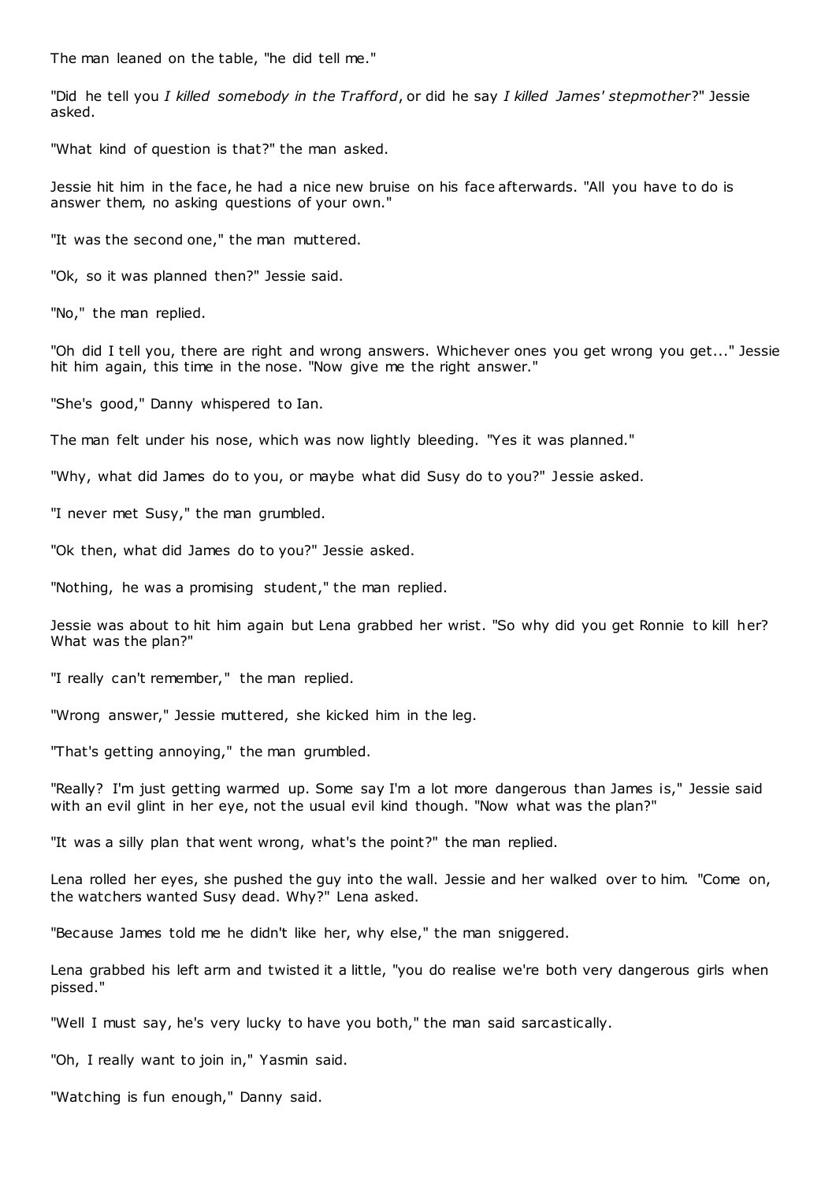The man leaned on the table, "he did tell me."

"Did he tell you *I killed somebody in the Trafford*, or did he say *I killed James' stepmother*?" Jessie asked.

"What kind of question is that?" the man asked.

Jessie hit him in the face, he had a nice new bruise on his face afterwards. "All you have to do is answer them, no asking questions of your own."

"It was the second one," the man muttered.

"Ok, so it was planned then?" Jessie said.

"No," the man replied.

"Oh did I tell you, there are right and wrong answers. Whichever ones you get wrong you get..." Jessie hit him again, this time in the nose. "Now give me the right answer."

"She's good," Danny whispered to Ian.

The man felt under his nose, which was now lightly bleeding. "Yes it was planned."

"Why, what did James do to you, or maybe what did Susy do to you?" Jessie asked.

"I never met Susy," the man grumbled.

"Ok then, what did James do to you?" Jessie asked.

"Nothing, he was a promising student," the man replied.

Jessie was about to hit him again but Lena grabbed her wrist. "So why did you get Ronnie to kill her? What was the plan?"

"I really can't remember," the man replied.

"Wrong answer," Jessie muttered, she kicked him in the leg.

"That's getting annoying," the man grumbled.

"Really? I'm just getting warmed up. Some say I'm a lot more dangerous than James is," Jessie said with an evil glint in her eye, not the usual evil kind though. "Now what was the plan?"

"It was a silly plan that went wrong, what's the point?" the man replied.

Lena rolled her eyes, she pushed the guy into the wall. Jessie and her walked over to him. "Come on, the watchers wanted Susy dead. Why?" Lena asked.

"Because James told me he didn't like her, why else," the man sniggered.

Lena grabbed his left arm and twisted it a little, "you do realise we're both very dangerous girls when pissed."

"Well I must say, he's very lucky to have you both," the man said sarcastically.

"Oh, I really want to join in," Yasmin said.

"Watching is fun enough," Danny said.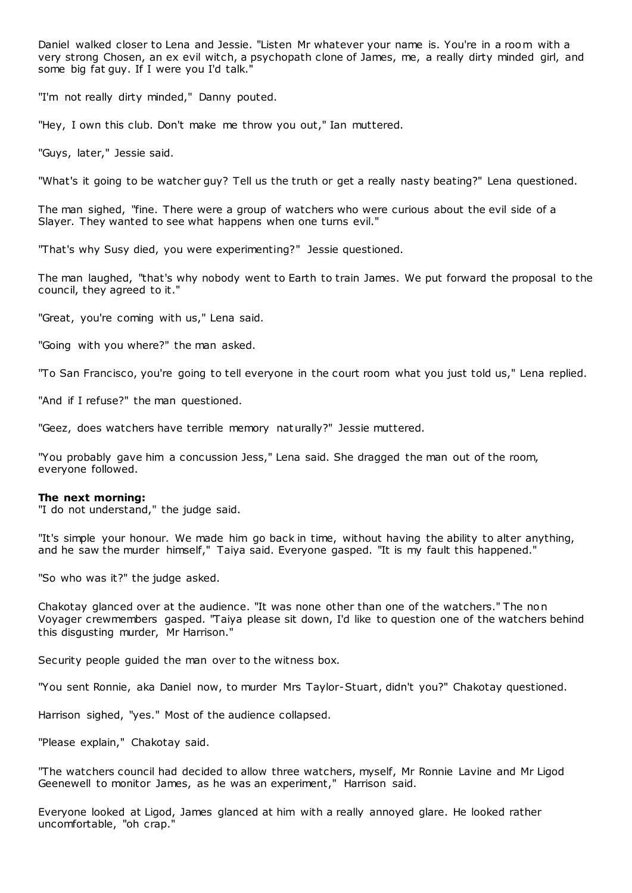Daniel walked closer to Lena and Jessie. "Listen Mr whatever your name is. You're in a room with a very strong Chosen, an ex evil witch, a psychopath clone of James, me, a really dirty minded girl, and some big fat guy. If I were you I'd talk."

"I'm not really dirty minded," Danny pouted.

"Hey, I own this club. Don't make me throw you out," Ian muttered.

"Guys, later," Jessie said.

"What's it going to be watcher guy? Tell us the truth or get a really nasty beating?" Lena questioned.

The man sighed, "fine. There were a group of watchers who were curious about the evil side of a Slayer. They wanted to see what happens when one turns evil."

"That's why Susy died, you were experimenting?" Jessie questioned.

The man laughed, "that's why nobody went to Earth to train James. We put forward the proposal to the council, they agreed to it."

"Great, you're coming with us," Lena said.

"Going with you where?" the man asked.

"To San Francisco, you're going to tell everyone in the court room what you just told us," Lena replied.

"And if I refuse?" the man questioned.

"Geez, does watchers have terrible memory naturally?" Jessie muttered.

"You probably gave him a concussion Jess," Lena said. She dragged the man out of the room, everyone followed.

**The next morning:**
"I do not understand," the judge said.

"It's simple your honour. We made him go back in time, without having the ability to alter anything, and he saw the murder himself," Taiya said. Everyone gasped. "It is my fault this happened."

"So who was it?" the judge asked.

Chakotay glanced over at the audience. "It was none other than one of the watchers." The non Voyager crewmembers gasped. "Taiya please sit down, I'd like to question one of the watchers behind this disgusting murder, Mr Harrison."

Security people guided the man over to the witness box.

"You sent Ronnie, aka Daniel now, to murder Mrs Taylor-Stuart, didn't you?" Chakotay questioned.

Harrison sighed, "yes." Most of the audience collapsed.

"Please explain," Chakotay said.

"The watchers council had decided to allow three watchers, myself, Mr Ronnie Lavine and Mr Ligod Geenewell to monitor James, as he was an experiment," Harrison said.

Everyone looked at Ligod, James glanced at him with a really annoyed glare. He looked rather uncomfortable, "oh crap."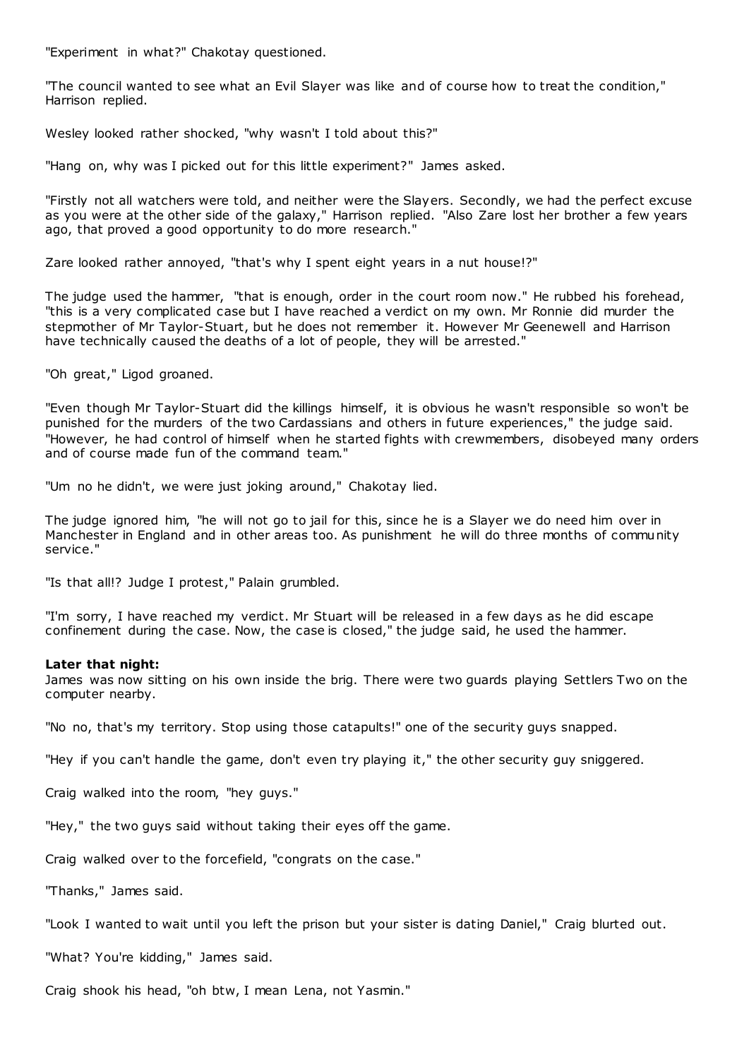"Experiment in what?" Chakotay questioned.

"The council wanted to see what an Evil Slayer was like and of course how to treat the condition," Harrison replied.

Wesley looked rather shocked, "why wasn't I told about this?"

"Hang on, why was I picked out for this little experiment?" James asked.

"Firstly not all watchers were told, and neither were the Slayers. Secondly, we had the perfect excuse as you were at the other side of the galaxy," Harrison replied. "Also Zare lost her brother a few years ago, that proved a good opportunity to do more research."

Zare looked rather annoyed, "that's why I spent eight years in a nut house!?"

The judge used the hammer, "that is enough, order in the court room now." He rubbed his forehead, "this is a very complicated case but I have reached a verdict on my own. Mr Ronnie did murder the stepmother of Mr Taylor-Stuart, but he does not remember it. However Mr Geenewell and Harrison have technically caused the deaths of a lot of people, they will be arrested."

"Oh great," Ligod groaned.

"Even though Mr Taylor-Stuart did the killings himself, it is obvious he wasn't responsible so won't be punished for the murders of the two Cardassians and others in future experiences," the judge said. "However, he had control of himself when he started fights with crewmembers, disobeyed many orders and of course made fun of the command team."

"Um no he didn't, we were just joking around," Chakotay lied.

The judge ignored him, "he will not go to jail for this, since he is a Slayer we do need him over in Manchester in England and in other areas too. As punishment he will do three months of community service."

"Is that all!? Judge I protest," Palain grumbled.

"I'm sorry, I have reached my verdict. Mr Stuart will be released in a few days as he did escape confinement during the case. Now, the case is closed," the judge said, he used the hammer.

**Later that night:**
James was now sitting on his own inside the brig. There were two guards playing Settlers Two on the computer nearby.

"No no, that's my territory. Stop using those catapults!" one of the security guys snapped.

"Hey if you can't handle the game, don't even try playing it," the other security guy sniggered.

Craig walked into the room, "hey guys."

"Hey," the two guys said without taking their eyes off the game.

Craig walked over to the forcefield, "congrats on the case."

"Thanks," James said.

"Look I wanted to wait until you left the prison but your sister is dating Daniel," Craig blurted out.

"What? You're kidding," James said.

Craig shook his head, "oh btw, I mean Lena, not Yasmin."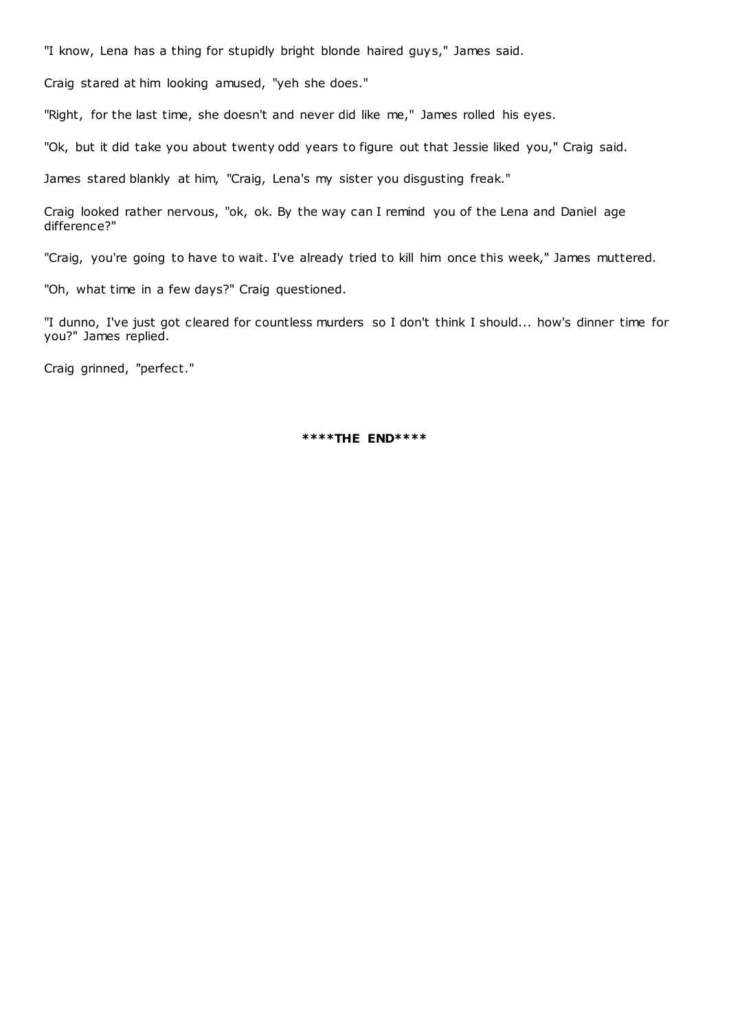"I know, Lena has a thing for stupidly bright blonde haired guys," James said.

Craig stared at him looking amused, "yeh she does."

"Right, for the last time, she doesn't and never did like me," James rolled his eyes.

"Ok, but it did take you about twenty odd years to figure out that Jessie liked you," Craig said.

James stared blankly at him, "Craig, Lena's my sister you disgusting freak."

Craig looked rather nervous, "ok, ok. By the way can I remind you of the Lena and Daniel age difference?"

"Craig, you're going to have to wait. I've already tried to kill him once this week," James muttered.

"Oh, what time in a few days?" Craig questioned.

"I dunno, I've just got cleared for countless murders so I don't think I should... how's dinner time for you?" James replied.

Craig grinned, "perfect."

**\*\*\*\*THE END\*\*\*\***